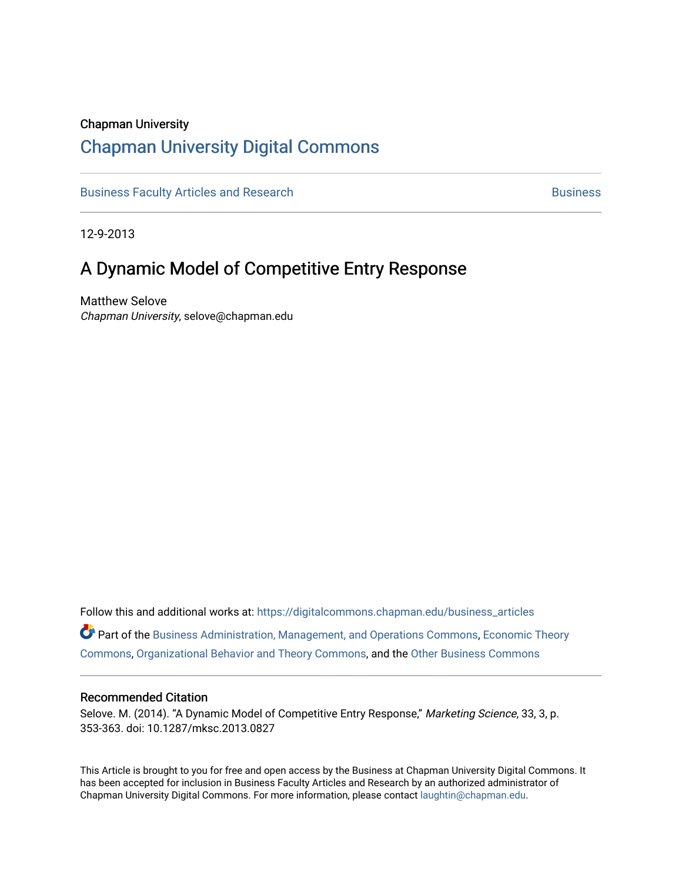Chapman University

# Chapman University Digital Commons

Business Faculty Articles and Research | Business

12-9-2013

## A Dynamic Model of Competitive Entry Response

Matthew Selove
*Chapman University*, selove@chapman.edu

Follow this and additional works at: https://digitalcommons.chapman.edu/business_articles

Part of the Business Administration, Management, and Operations Commons, Economic Theory Commons, Organizational Behavior and Theory Commons, and the Other Business Commons

### Recommended Citation

Selove. M. (2014). "A Dynamic Model of Competitive Entry Response," *Marketing Science*, 33, 3, p. 353-363. doi: 10.1287/mksc.2013.0827

This Article is brought to you for free and open access by the Business at Chapman University Digital Commons. It has been accepted for inclusion in Business Faculty Articles and Research by an authorized administrator of Chapman University Digital Commons. For more information, please contact laughtin@chapman.edu.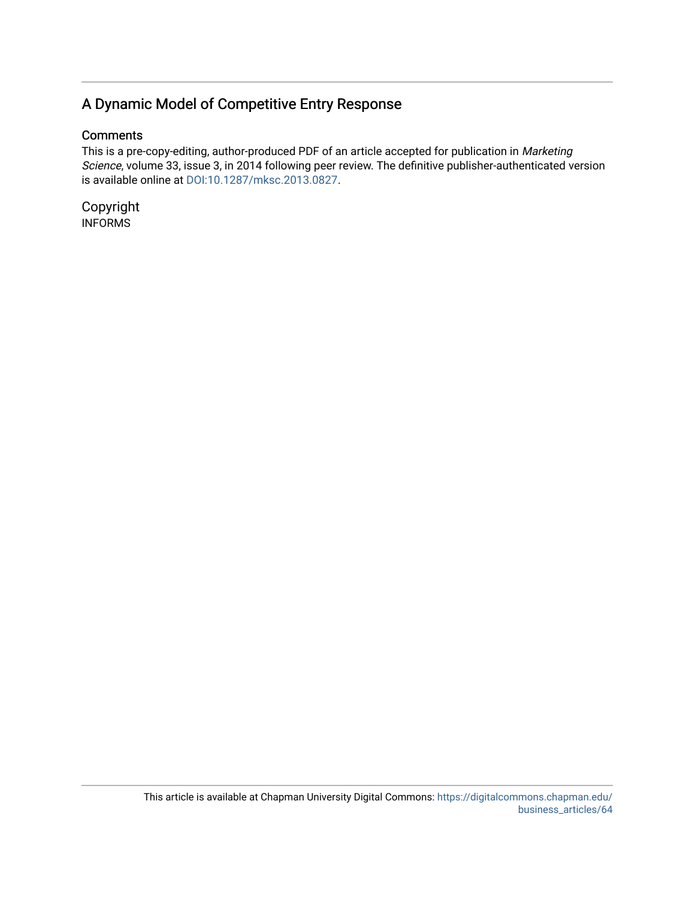## A Dynamic Model of Competitive Entry Response

### Comments

This is a pre-copy-editing, author-produced PDF of an article accepted for publication in *Marketing Science*, volume 33, issue 3, in 2014 following peer review. The definitive publisher-authenticated version is available online at DOI:10.1287/mksc.2013.0827.

### Copyright

INFORMS

This article is available at Chapman University Digital Commons: https://digitalcommons.chapman.edu/business_articles/64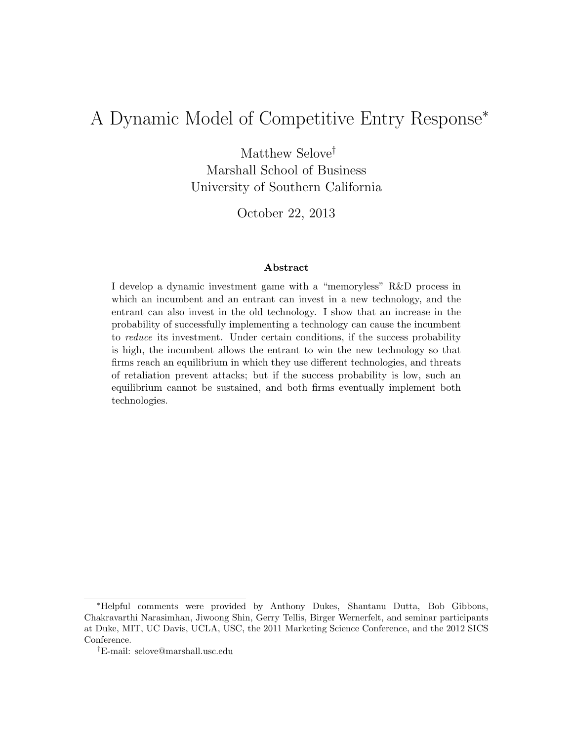# A Dynamic Model of Competitive Entry Response[*]

Matthew Selove[†]
Marshall School of Business
University of Southern California

October 22, 2013

### Abstract

I develop a dynamic investment game with a "memoryless" R&D process in which an incumbent and an entrant can invest in a new technology, and the entrant can also invest in the old technology. I show that an increase in the probability of successfully implementing a technology can cause the incumbent to *reduce* its investment. Under certain conditions, if the success probability is high, the incumbent allows the entrant to win the new technology so that firms reach an equilibrium in which they use different technologies, and threats of retaliation prevent attacks; but if the success probability is low, such an equilibrium cannot be sustained, and both firms eventually implement both technologies.

---

[*] Helpful comments were provided by Anthony Dukes, Shantanu Dutta, Bob Gibbons, Chakravarthi Narasimhan, Jiwoong Shin, Gerry Tellis, Birger Wernerfelt, and seminar participants at Duke, MIT, UC Davis, UCLA, USC, the 2011 Marketing Science Conference, and the 2012 SICS Conference.

[†] E-mail: selove@marshall.usc.edu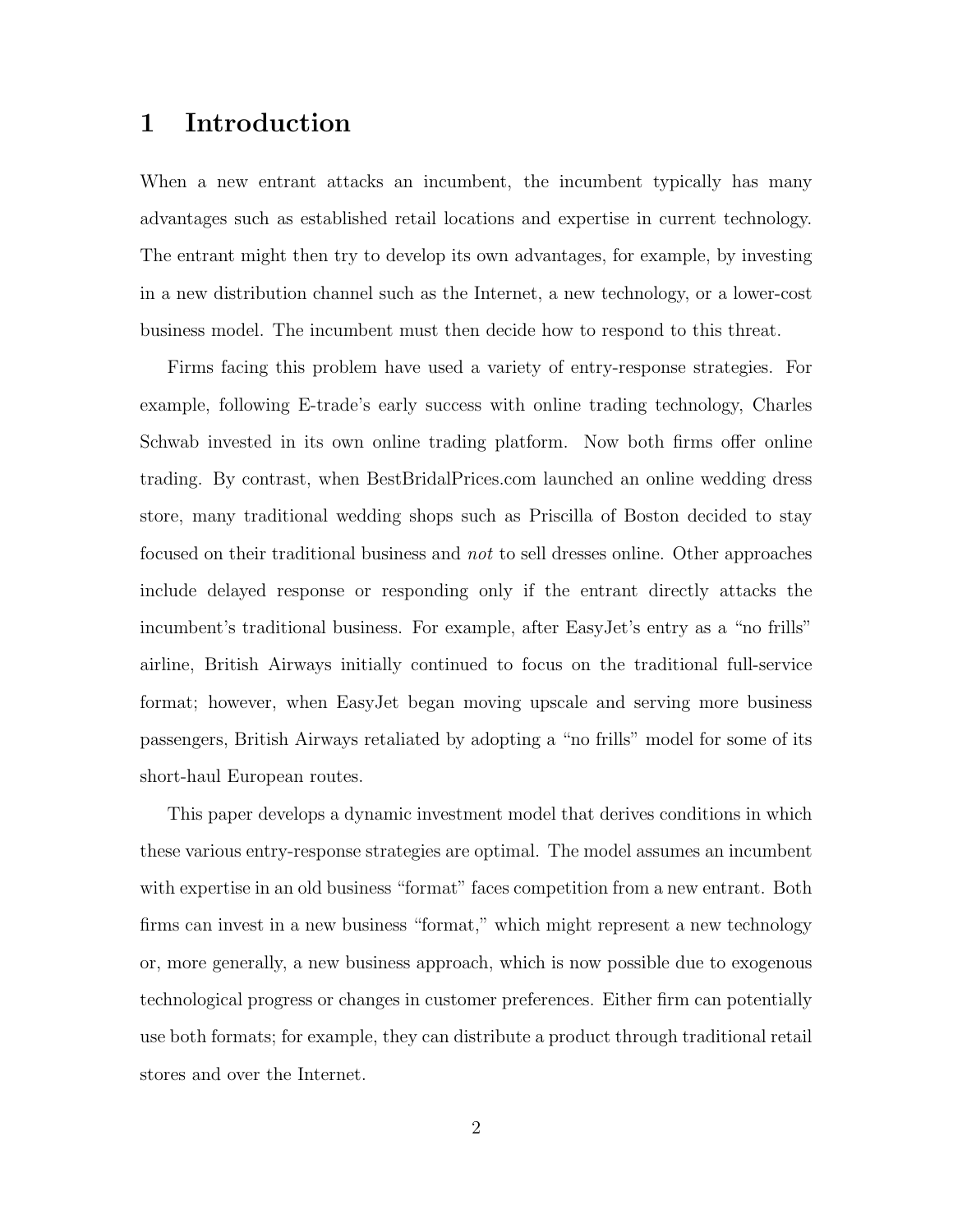# 1 Introduction

When a new entrant attacks an incumbent, the incumbent typically has many advantages such as established retail locations and expertise in current technology. The entrant might then try to develop its own advantages, for example, by investing in a new distribution channel such as the Internet, a new technology, or a lower-cost business model. The incumbent must then decide how to respond to this threat.

Firms facing this problem have used a variety of entry-response strategies. For example, following E-trade's early success with online trading technology, Charles Schwab invested in its own online trading platform. Now both firms offer online trading. By contrast, when BestBridalPrices.com launched an online wedding dress store, many traditional wedding shops such as Priscilla of Boston decided to stay focused on their traditional business and *not* to sell dresses online. Other approaches include delayed response or responding only if the entrant directly attacks the incumbent's traditional business. For example, after EasyJet's entry as a "no frills" airline, British Airways initially continued to focus on the traditional full-service format; however, when EasyJet began moving upscale and serving more business passengers, British Airways retaliated by adopting a "no frills" model for some of its short-haul European routes.

This paper develops a dynamic investment model that derives conditions in which these various entry-response strategies are optimal. The model assumes an incumbent with expertise in an old business "format" faces competition from a new entrant. Both firms can invest in a new business "format," which might represent a new technology or, more generally, a new business approach, which is now possible due to exogenous technological progress or changes in customer preferences. Either firm can potentially use both formats; for example, they can distribute a product through traditional retail stores and over the Internet.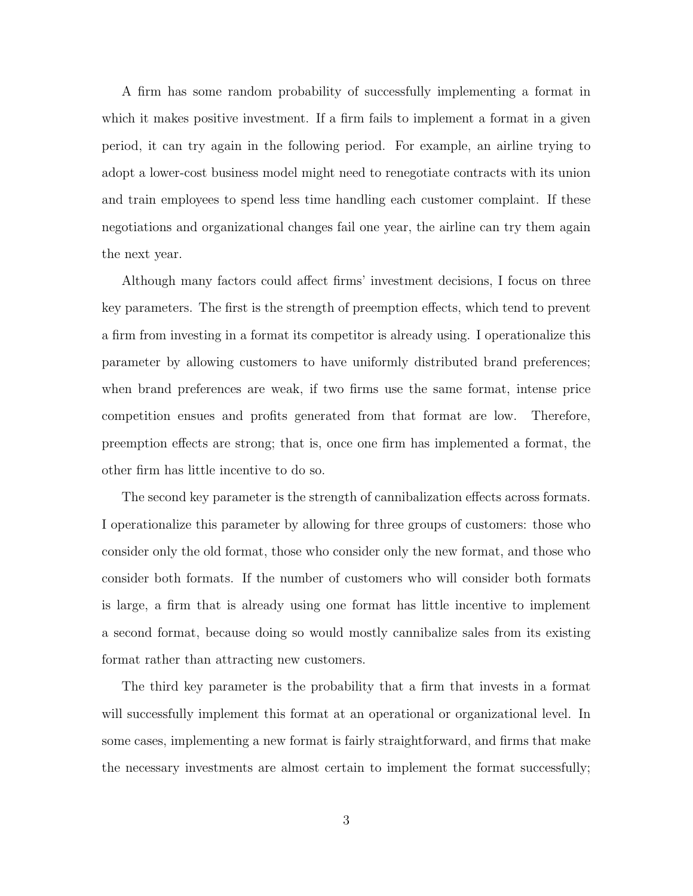A firm has some random probability of successfully implementing a format in which it makes positive investment. If a firm fails to implement a format in a given period, it can try again in the following period. For example, an airline trying to adopt a lower-cost business model might need to renegotiate contracts with its union and train employees to spend less time handling each customer complaint. If these negotiations and organizational changes fail one year, the airline can try them again the next year.

Although many factors could affect firms' investment decisions, I focus on three key parameters. The first is the strength of preemption effects, which tend to prevent a firm from investing in a format its competitor is already using. I operationalize this parameter by allowing customers to have uniformly distributed brand preferences; when brand preferences are weak, if two firms use the same format, intense price competition ensues and profits generated from that format are low. Therefore, preemption effects are strong; that is, once one firm has implemented a format, the other firm has little incentive to do so.

The second key parameter is the strength of cannibalization effects across formats. I operationalize this parameter by allowing for three groups of customers: those who consider only the old format, those who consider only the new format, and those who consider both formats. If the number of customers who will consider both formats is large, a firm that is already using one format has little incentive to implement a second format, because doing so would mostly cannibalize sales from its existing format rather than attracting new customers.

The third key parameter is the probability that a firm that invests in a format will successfully implement this format at an operational or organizational level. In some cases, implementing a new format is fairly straightforward, and firms that make the necessary investments are almost certain to implement the format successfully;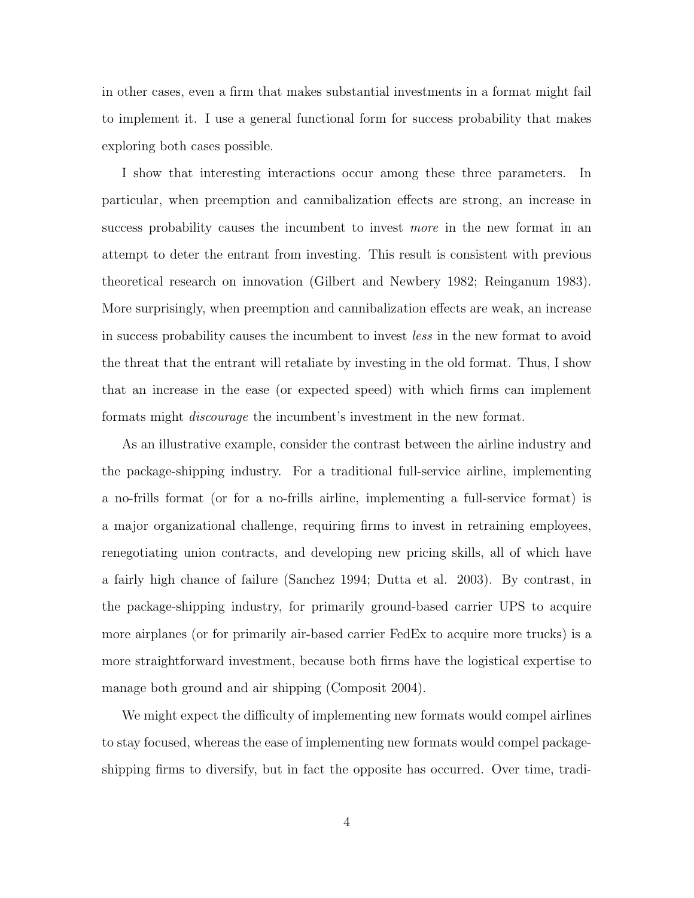in other cases, even a firm that makes substantial investments in a format might fail to implement it. I use a general functional form for success probability that makes exploring both cases possible.

I show that interesting interactions occur among these three parameters. In particular, when preemption and cannibalization effects are strong, an increase in success probability causes the incumbent to invest *more* in the new format in an attempt to deter the entrant from investing. This result is consistent with previous theoretical research on innovation (Gilbert and Newbery 1982; Reinganum 1983). More surprisingly, when preemption and cannibalization effects are weak, an increase in success probability causes the incumbent to invest *less* in the new format to avoid the threat that the entrant will retaliate by investing in the old format. Thus, I show that an increase in the ease (or expected speed) with which firms can implement formats might *discourage* the incumbent's investment in the new format.

As an illustrative example, consider the contrast between the airline industry and the package-shipping industry. For a traditional full-service airline, implementing a no-frills format (or for a no-frills airline, implementing a full-service format) is a major organizational challenge, requiring firms to invest in retraining employees, renegotiating union contracts, and developing new pricing skills, all of which have a fairly high chance of failure (Sanchez 1994; Dutta et al. 2003). By contrast, in the package-shipping industry, for primarily ground-based carrier UPS to acquire more airplanes (or for primarily air-based carrier FedEx to acquire more trucks) is a more straightforward investment, because both firms have the logistical expertise to manage both ground and air shipping (Composit 2004).

We might expect the difficulty of implementing new formats would compel airlines to stay focused, whereas the ease of implementing new formats would compel package-shipping firms to diversify, but in fact the opposite has occurred. Over time, tradi-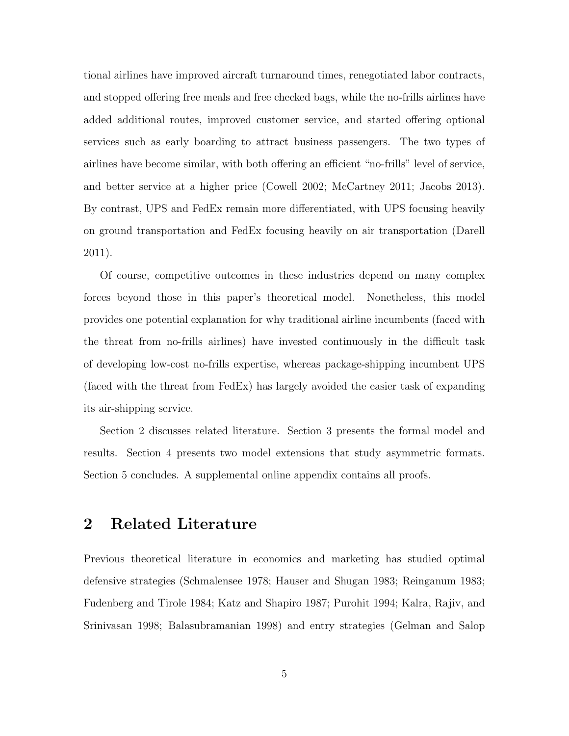tional airlines have improved aircraft turnaround times, renegotiated labor contracts, and stopped offering free meals and free checked bags, while the no-frills airlines have added additional routes, improved customer service, and started offering optional services such as early boarding to attract business passengers. The two types of airlines have become similar, with both offering an efficient "no-frills" level of service, and better service at a higher price (Cowell 2002; McCartney 2011; Jacobs 2013). By contrast, UPS and FedEx remain more differentiated, with UPS focusing heavily on ground transportation and FedEx focusing heavily on air transportation (Darell 2011).

Of course, competitive outcomes in these industries depend on many complex forces beyond those in this paper's theoretical model. Nonetheless, this model provides one potential explanation for why traditional airline incumbents (faced with the threat from no-frills airlines) have invested continuously in the difficult task of developing low-cost no-frills expertise, whereas package-shipping incumbent UPS (faced with the threat from FedEx) has largely avoided the easier task of expanding its air-shipping service.

Section 2 discusses related literature. Section 3 presents the formal model and results. Section 4 presents two model extensions that study asymmetric formats. Section 5 concludes. A supplemental online appendix contains all proofs.

## 2 Related Literature

Previous theoretical literature in economics and marketing has studied optimal defensive strategies (Schmalensee 1978; Hauser and Shugan 1983; Reinganum 1983; Fudenberg and Tirole 1984; Katz and Shapiro 1987; Purohit 1994; Kalra, Rajiv, and Srinivasan 1998; Balasubramanian 1998) and entry strategies (Gelman and Salop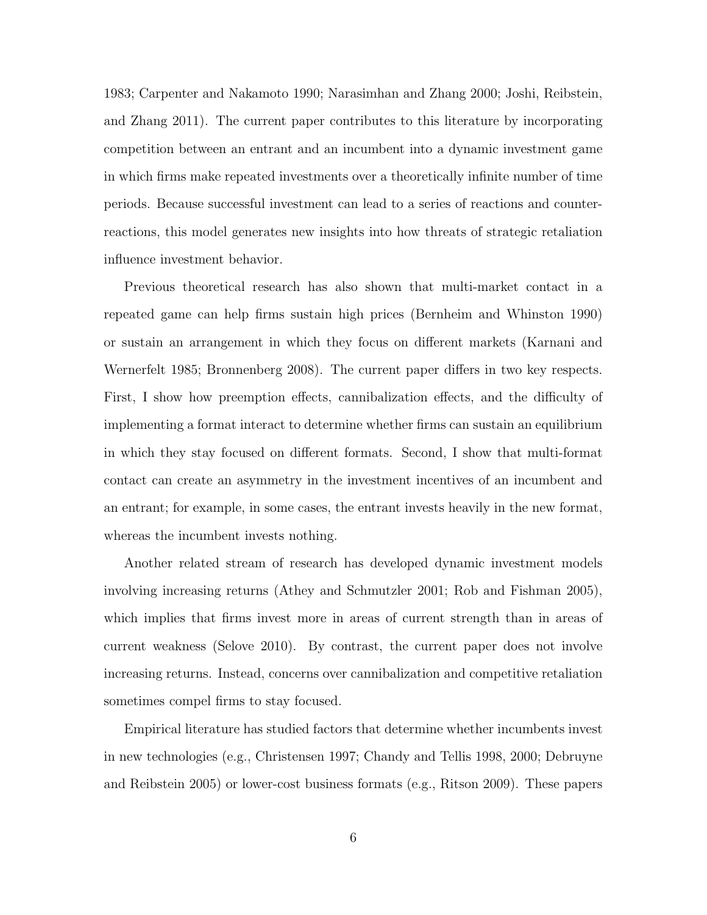1983; Carpenter and Nakamoto 1990; Narasimhan and Zhang 2000; Joshi, Reibstein, and Zhang 2011). The current paper contributes to this literature by incorporating competition between an entrant and an incumbent into a dynamic investment game in which firms make repeated investments over a theoretically infinite number of time periods. Because successful investment can lead to a series of reactions and counter-reactions, this model generates new insights into how threats of strategic retaliation influence investment behavior.

Previous theoretical research has also shown that multi-market contact in a repeated game can help firms sustain high prices (Bernheim and Whinston 1990) or sustain an arrangement in which they focus on different markets (Karnani and Wernerfelt 1985; Bronnenberg 2008). The current paper differs in two key respects. First, I show how preemption effects, cannibalization effects, and the difficulty of implementing a format interact to determine whether firms can sustain an equilibrium in which they stay focused on different formats. Second, I show that multi-format contact can create an asymmetry in the investment incentives of an incumbent and an entrant; for example, in some cases, the entrant invests heavily in the new format, whereas the incumbent invests nothing.

Another related stream of research has developed dynamic investment models involving increasing returns (Athey and Schmutzler 2001; Rob and Fishman 2005), which implies that firms invest more in areas of current strength than in areas of current weakness (Selove 2010). By contrast, the current paper does not involve increasing returns. Instead, concerns over cannibalization and competitive retaliation sometimes compel firms to stay focused.

Empirical literature has studied factors that determine whether incumbents invest in new technologies (e.g., Christensen 1997; Chandy and Tellis 1998, 2000; Debruyne and Reibstein 2005) or lower-cost business formats (e.g., Ritson 2009). These papers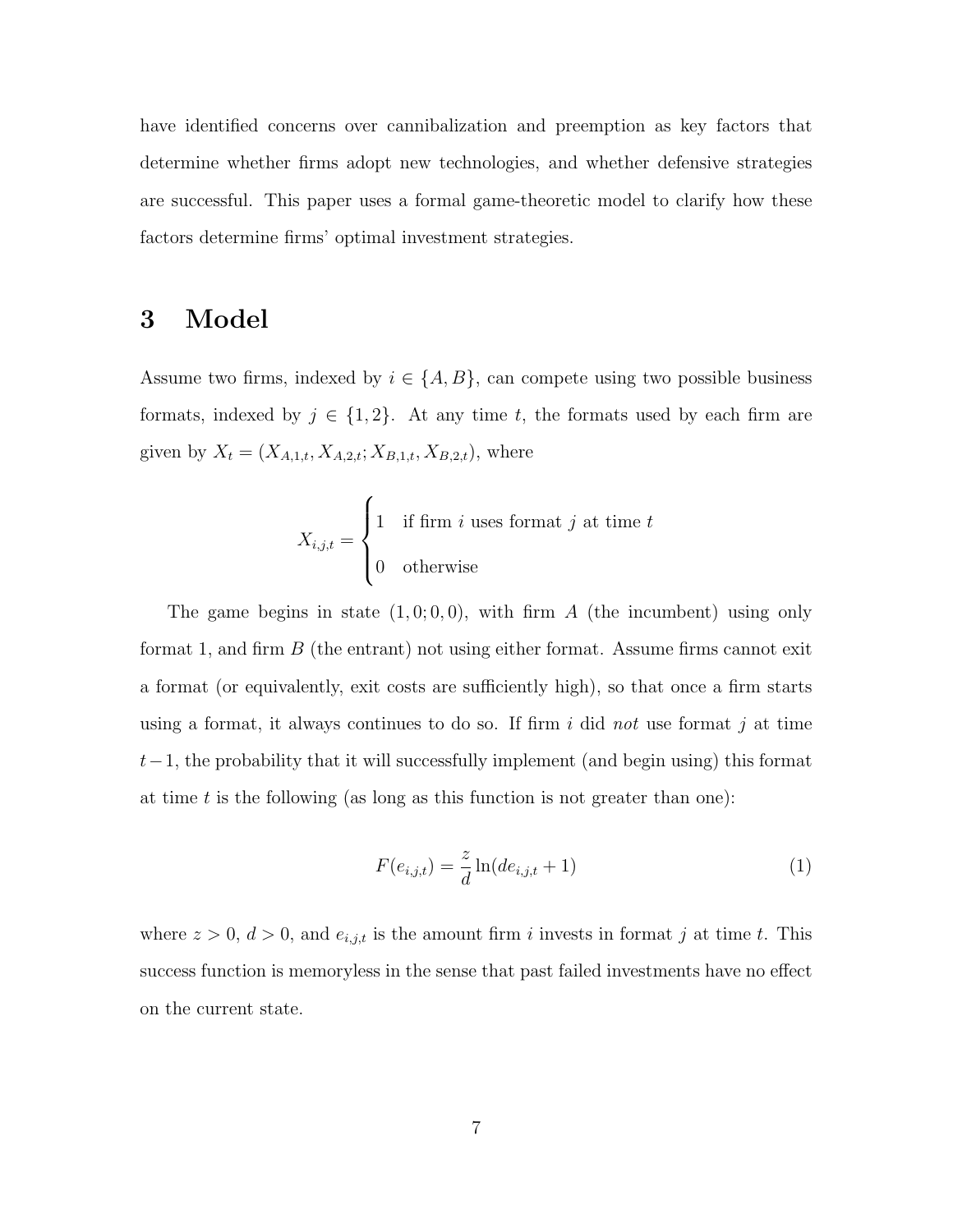have identified concerns over cannibalization and preemption as key factors that determine whether firms adopt new technologies, and whether defensive strategies are successful. This paper uses a formal game-theoretic model to clarify how these factors determine firms' optimal investment strategies.

# 3 Model

Assume two firms, indexed by $i \in \{A, B\}$, can compete using two possible business formats, indexed by $j \in \{1, 2\}$. At any time $t$, the formats used by each firm are given by $X_t = (X_{A,1,t}, X_{A,2,t}; X_{B,1,t}, X_{B,2,t})$, where

$$X_{i,j,t} = \begin{cases} 1 & \text{if firm } i \text{ uses format } j \text{ at time } t \\ 0 & \text{otherwise} \end{cases}$$

The game begins in state $(1, 0; 0, 0)$, with firm $A$ (the incumbent) using only format 1, and firm $B$ (the entrant) not using either format. Assume firms cannot exit a format (or equivalently, exit costs are sufficiently high), so that once a firm starts using a format, it always continues to do so. If firm $i$ did *not* use format $j$ at time $t-1$, the probability that it will successfully implement (and begin using) this format at time $t$ is the following (as long as this function is not greater than one):

$$F(e_{i,j,t}) = \frac{z}{d} \ln(de_{i,j,t} + 1) \tag{1}$$

where $z > 0$, $d > 0$, and $e_{i,j,t}$ is the amount firm $i$ invests in format $j$ at time $t$. This success function is memoryless in the sense that past failed investments have no effect on the current state.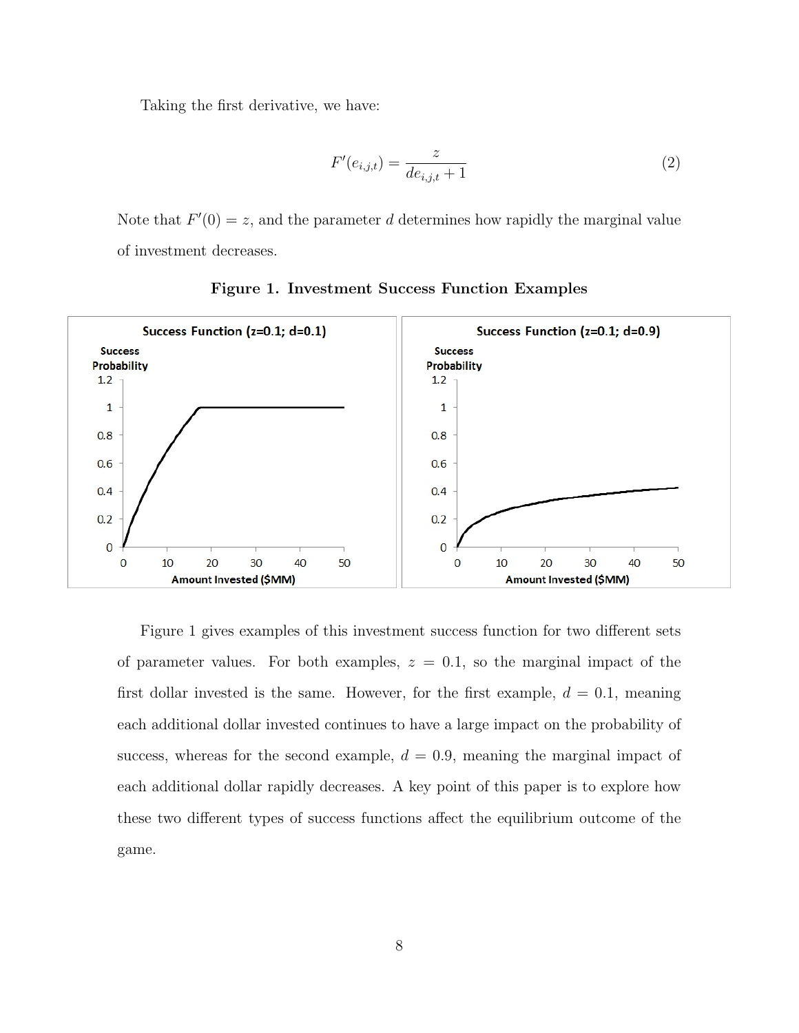Taking the first derivative, we have:

$$F'(e_{i,j,t}) = \frac{z}{de_{i,j,t} + 1} \tag{2}$$

Note that $F'(0) = z$, and the parameter $d$ determines how rapidly the marginal value of investment decreases.

**Figure 1. Investment Success Function Examples**

Figure 1 gives examples of this investment success function for two different sets of parameter values. For both examples, $z = 0.1$, so the marginal impact of the first dollar invested is the same. However, for the first example, $d = 0.1$, meaning each additional dollar invested continues to have a large impact on the probability of success, whereas for the second example, $d = 0.9$, meaning the marginal impact of each additional dollar rapidly decreases. A key point of this paper is to explore how these two different types of success functions affect the equilibrium outcome of the game.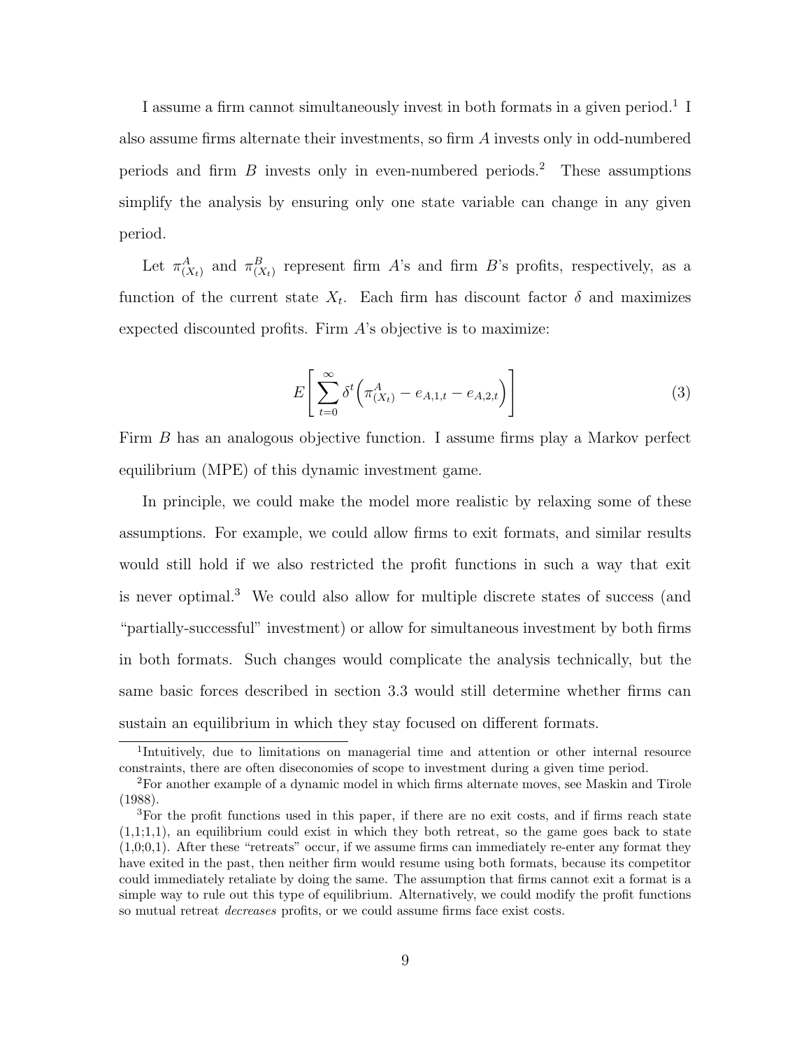I assume a firm cannot simultaneously invest in both formats in a given period.[1] I also assume firms alternate their investments, so firm $A$ invests only in odd-numbered periods and firm $B$ invests only in even-numbered periods.[2] These assumptions simplify the analysis by ensuring only one state variable can change in any given period.

Let $\pi^A_{(X_t)}$ and $\pi^B_{(X_t)}$ represent firm $A$'s and firm $B$'s profits, respectively, as a function of the current state $X_t$. Each firm has discount factor $\delta$ and maximizes expected discounted profits. Firm $A$'s objective is to maximize:

$$E\left[\sum_{t=0}^{\infty} \delta^t \Big(\pi^A_{(X_t)} - e_{A,1,t} - e_{A,2,t}\Big)\right] \tag{3}$$

Firm $B$ has an analogous objective function. I assume firms play a Markov perfect equilibrium (MPE) of this dynamic investment game.

In principle, we could make the model more realistic by relaxing some of these assumptions. For example, we could allow firms to exit formats, and similar results would still hold if we also restricted the profit functions in such a way that exit is never optimal.[3] We could also allow for multiple discrete states of success (and "partially-successful" investment) or allow for simultaneous investment by both firms in both formats. Such changes would complicate the analysis technically, but the same basic forces described in section 3.3 would still determine whether firms can sustain an equilibrium in which they stay focused on different formats.

[1] Intuitively, due to limitations on managerial time and attention or other internal resource constraints, there are often diseconomies of scope to investment during a given time period.

[2] For another example of a dynamic model in which firms alternate moves, see Maskin and Tirole (1988).

[3] For the profit functions used in this paper, if there are no exit costs, and if firms reach state (1,1;1,1), an equilibrium could exist in which they both retreat, so the game goes back to state (1,0;0,1). After these "retreats" occur, if we assume firms can immediately re-enter any format they have exited in the past, then neither firm would resume using both formats, because its competitor could immediately retaliate by doing the same. The assumption that firms cannot exit a format is a simple way to rule out this type of equilibrium. Alternatively, we could modify the profit functions so mutual retreat *decreases* profits, or we could assume firms face exist costs.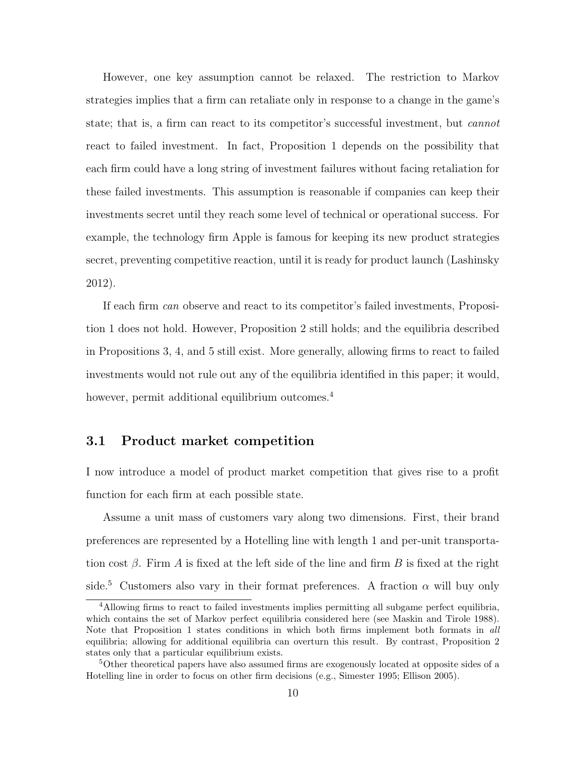However, one key assumption cannot be relaxed. The restriction to Markov strategies implies that a firm can retaliate only in response to a change in the game's state; that is, a firm can react to its competitor's successful investment, but *cannot* react to failed investment. In fact, Proposition 1 depends on the possibility that each firm could have a long string of investment failures without facing retaliation for these failed investments. This assumption is reasonable if companies can keep their investments secret until they reach some level of technical or operational success. For example, the technology firm Apple is famous for keeping its new product strategies secret, preventing competitive reaction, until it is ready for product launch (Lashinsky 2012).

If each firm *can* observe and react to its competitor's failed investments, Proposition 1 does not hold. However, Proposition 2 still holds; and the equilibria described in Propositions 3, 4, and 5 still exist. More generally, allowing firms to react to failed investments would not rule out any of the equilibria identified in this paper; it would, however, permit additional equilibrium outcomes.[4]

## 3.1 Product market competition

I now introduce a model of product market competition that gives rise to a profit function for each firm at each possible state.

Assume a unit mass of customers vary along two dimensions. First, their brand preferences are represented by a Hotelling line with length 1 and per-unit transportation cost $\beta$. Firm $A$ is fixed at the left side of the line and firm $B$ is fixed at the right side.[5] Customers also vary in their format preferences. A fraction $\alpha$ will buy only

---

[4] Allowing firms to react to failed investments implies permitting all subgame perfect equilibria, which contains the set of Markov perfect equilibria considered here (see Maskin and Tirole 1988). Note that Proposition 1 states conditions in which both firms implement both formats in *all* equilibria; allowing for additional equilibria can overturn this result. By contrast, Proposition 2 states only that a particular equilibrium exists.

[5] Other theoretical papers have also assumed firms are exogenously located at opposite sides of a Hotelling line in order to focus on other firm decisions (e.g., Simester 1995; Ellison 2005).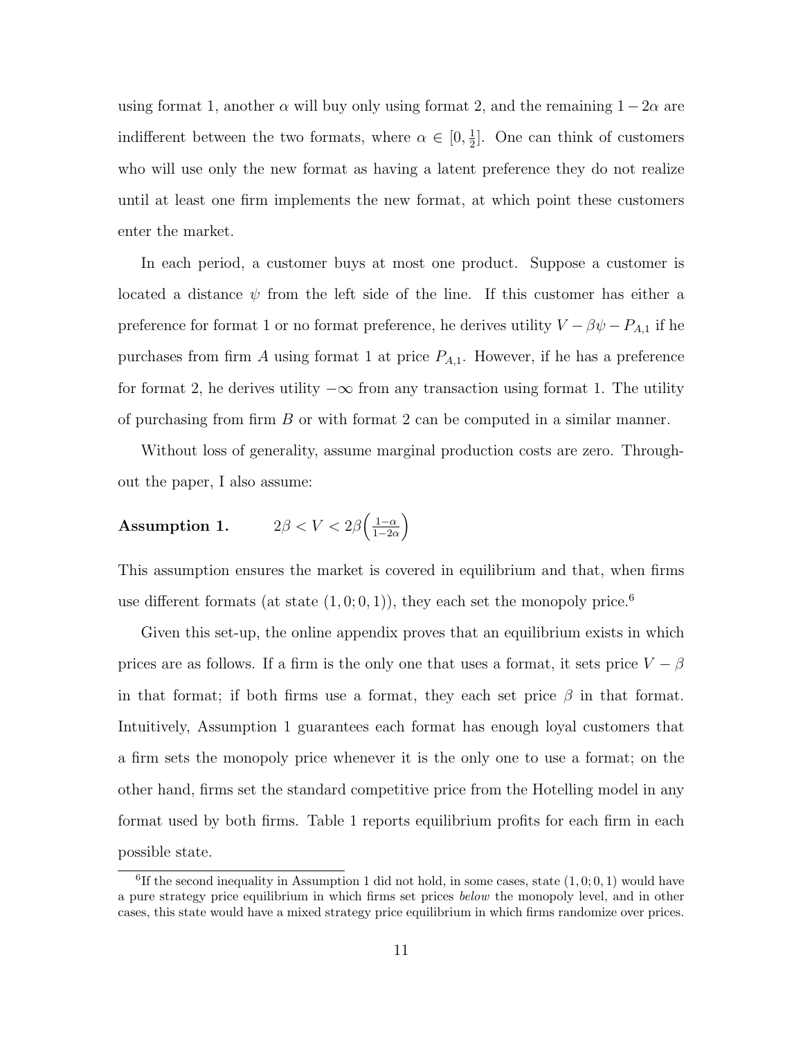using format 1, another $\alpha$ will buy only using format 2, and the remaining $1 - 2\alpha$ are indifferent between the two formats, where $\alpha \in [0, \frac{1}{2}]$. One can think of customers who will use only the new format as having a latent preference they do not realize until at least one firm implements the new format, at which point these customers enter the market.

In each period, a customer buys at most one product. Suppose a customer is located a distance $\psi$ from the left side of the line. If this customer has either a preference for format 1 or no format preference, he derives utility $V - \beta\psi - P_{A,1}$ if he purchases from firm $A$ using format 1 at price $P_{A,1}$. However, if he has a preference for format 2, he derives utility $-\infty$ from any transaction using format 1. The utility of purchasing from firm $B$ or with format 2 can be computed in a similar manner.

Without loss of generality, assume marginal production costs are zero. Throughout the paper, I also assume:

**Assumption 1.** $$2\beta < V < 2\beta\left(\frac{1-\alpha}{1-2\alpha}\right)$$

This assumption ensures the market is covered in equilibrium and that, when firms use different formats (at state $(1, 0; 0, 1)$), they each set the monopoly price.[6]

Given this set-up, the online appendix proves that an equilibrium exists in which prices are as follows. If a firm is the only one that uses a format, it sets price $V - \beta$ in that format; if both firms use a format, they each set price $\beta$ in that format. Intuitively, Assumption 1 guarantees each format has enough loyal customers that a firm sets the monopoly price whenever it is the only one to use a format; on the other hand, firms set the standard competitive price from the Hotelling model in any format used by both firms. Table 1 reports equilibrium profits for each firm in each possible state.

[6] If the second inequality in Assumption 1 did not hold, in some cases, state $(1, 0; 0, 1)$ would have a pure strategy price equilibrium in which firms set prices *below* the monopoly level, and in other cases, this state would have a mixed strategy price equilibrium in which firms randomize over prices.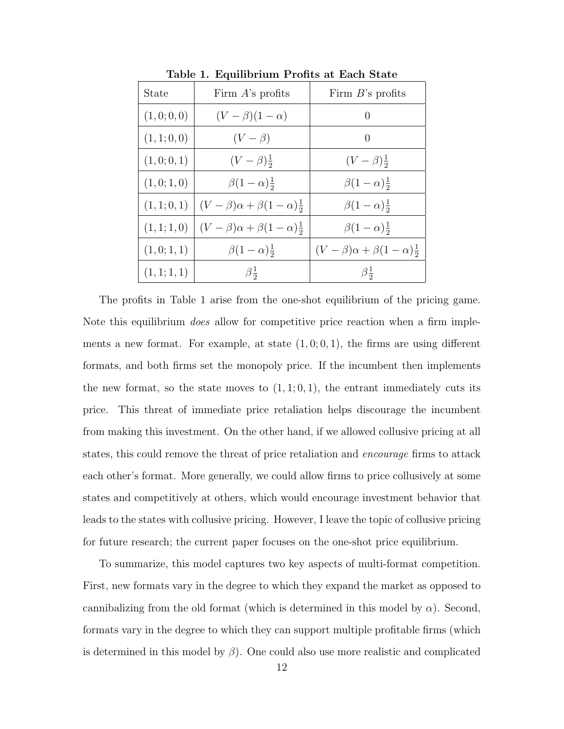**Table 1. Equilibrium Profits at Each State**

| State | Firm $A$'s profits | Firm $B$'s profits |
|---|---|---|
| $(1,0;0,0)$ | $(V-\beta)(1-\alpha)$ | $0$ |
| $(1,1;0,0)$ | $(V-\beta)$ | $0$ |
| $(1,0;0,1)$ | $(V-\beta)\frac{1}{2}$ | $(V-\beta)\frac{1}{2}$ |
| $(1,0;1,0)$ | $\beta(1-\alpha)\frac{1}{2}$ | $\beta(1-\alpha)\frac{1}{2}$ |
| $(1,1;0,1)$ | $(V-\beta)\alpha+\beta(1-\alpha)\frac{1}{2}$ | $\beta(1-\alpha)\frac{1}{2}$ |
| $(1,1;1,0)$ | $(V-\beta)\alpha+\beta(1-\alpha)\frac{1}{2}$ | $\beta(1-\alpha)\frac{1}{2}$ |
| $(1,0;1,1)$ | $\beta(1-\alpha)\frac{1}{2}$ | $(V-\beta)\alpha+\beta(1-\alpha)\frac{1}{2}$ |
| $(1,1;1,1)$ | $\beta\frac{1}{2}$ | $\beta\frac{1}{2}$ |

The profits in Table 1 arise from the one-shot equilibrium of the pricing game. Note this equilibrium *does* allow for competitive price reaction when a firm implements a new format. For example, at state $(1,0;0,1)$, the firms are using different formats, and both firms set the monopoly price. If the incumbent then implements the new format, so the state moves to $(1,1;0,1)$, the entrant immediately cuts its price. This threat of immediate price retaliation helps discourage the incumbent from making this investment. On the other hand, if we allowed collusive pricing at all states, this could remove the threat of price retaliation and *encourage* firms to attack each other's format. More generally, we could allow firms to price collusively at some states and competitively at others, which would encourage investment behavior that leads to the states with collusive pricing. However, I leave the topic of collusive pricing for future research; the current paper focuses on the one-shot price equilibrium.

To summarize, this model captures two key aspects of multi-format competition. First, new formats vary in the degree to which they expand the market as opposed to cannibalizing from the old format (which is determined in this model by $\alpha$). Second, formats vary in the degree to which they can support multiple profitable firms (which is determined in this model by $\beta$). One could also use more realistic and complicated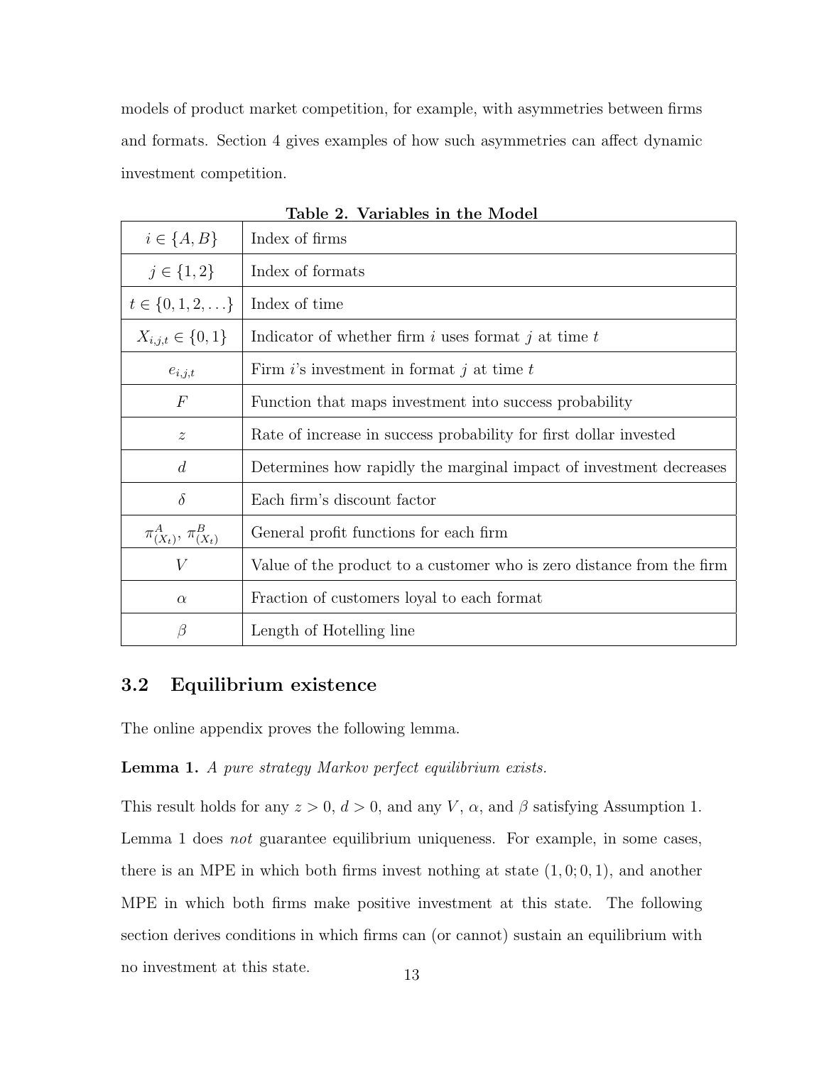models of product market competition, for example, with asymmetries between firms and formats. Section 4 gives examples of how such asymmetries can affect dynamic investment competition.

**Table 2. Variables in the Model**

| | |
|---|---|
| $i \in \{A, B\}$ | Index of firms |
| $j \in \{1, 2\}$ | Index of formats |
| $t \in \{0, 1, 2, \ldots\}$ | Index of time |
| $X_{i,j,t} \in \{0, 1\}$ | Indicator of whether firm $i$ uses format $j$ at time $t$ |
| $e_{i,j,t}$ | Firm $i$'s investment in format $j$ at time $t$ |
| $F$ | Function that maps investment into success probability |
| $z$ | Rate of increase in success probability for first dollar invested |
| $d$ | Determines how rapidly the marginal impact of investment decreases |
| $\delta$ | Each firm's discount factor |
| $\pi^A_{(X_t)}$, $\pi^B_{(X_t)}$ | General profit functions for each firm |
| $V$ | Value of the product to a customer who is zero distance from the firm |
| $\alpha$ | Fraction of customers loyal to each format |
| $\beta$ | Length of Hotelling line |

## 3.2 Equilibrium existence

The online appendix proves the following lemma.

**Lemma 1.** *A pure strategy Markov perfect equilibrium exists.*

This result holds for any $z > 0$, $d > 0$, and any $V$, $\alpha$, and $\beta$ satisfying Assumption 1. Lemma 1 does *not* guarantee equilibrium uniqueness. For example, in some cases, there is an MPE in which both firms invest nothing at state $(1, 0; 0, 1)$, and another MPE in which both firms make positive investment at this state. The following section derives conditions in which firms can (or cannot) sustain an equilibrium with no investment at this state.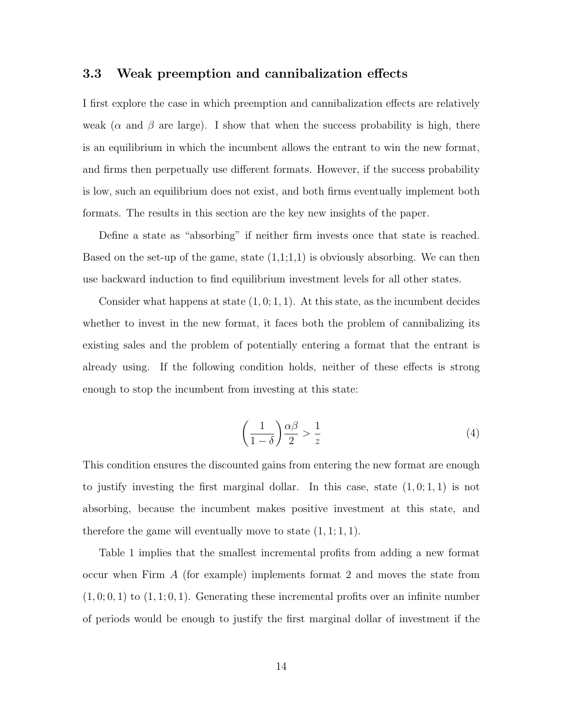### 3.3 Weak preemption and cannibalization effects

I first explore the case in which preemption and cannibalization effects are relatively weak ($\alpha$ and $\beta$ are large). I show that when the success probability is high, there is an equilibrium in which the incumbent allows the entrant to win the new format, and firms then perpetually use different formats. However, if the success probability is low, such an equilibrium does not exist, and both firms eventually implement both formats. The results in this section are the key new insights of the paper.

Define a state as "absorbing" if neither firm invests once that state is reached. Based on the set-up of the game, state (1,1;1,1) is obviously absorbing. We can then use backward induction to find equilibrium investment levels for all other states.

Consider what happens at state $(1, 0; 1, 1)$. At this state, as the incumbent decides whether to invest in the new format, it faces both the problem of cannibalizing its existing sales and the problem of potentially entering a format that the entrant is already using. If the following condition holds, neither of these effects is strong enough to stop the incumbent from investing at this state:

$$\left(\frac{1}{1-\delta}\right)\frac{\alpha\beta}{2} > \frac{1}{z} \tag{4}$$

This condition ensures the discounted gains from entering the new format are enough to justify investing the first marginal dollar. In this case, state $(1, 0; 1, 1)$ is not absorbing, because the incumbent makes positive investment at this state, and therefore the game will eventually move to state $(1, 1; 1, 1)$.

Table 1 implies that the smallest incremental profits from adding a new format occur when Firm $A$ (for example) implements format 2 and moves the state from $(1, 0; 0, 1)$ to $(1, 1; 0, 1)$. Generating these incremental profits over an infinite number of periods would be enough to justify the first marginal dollar of investment if the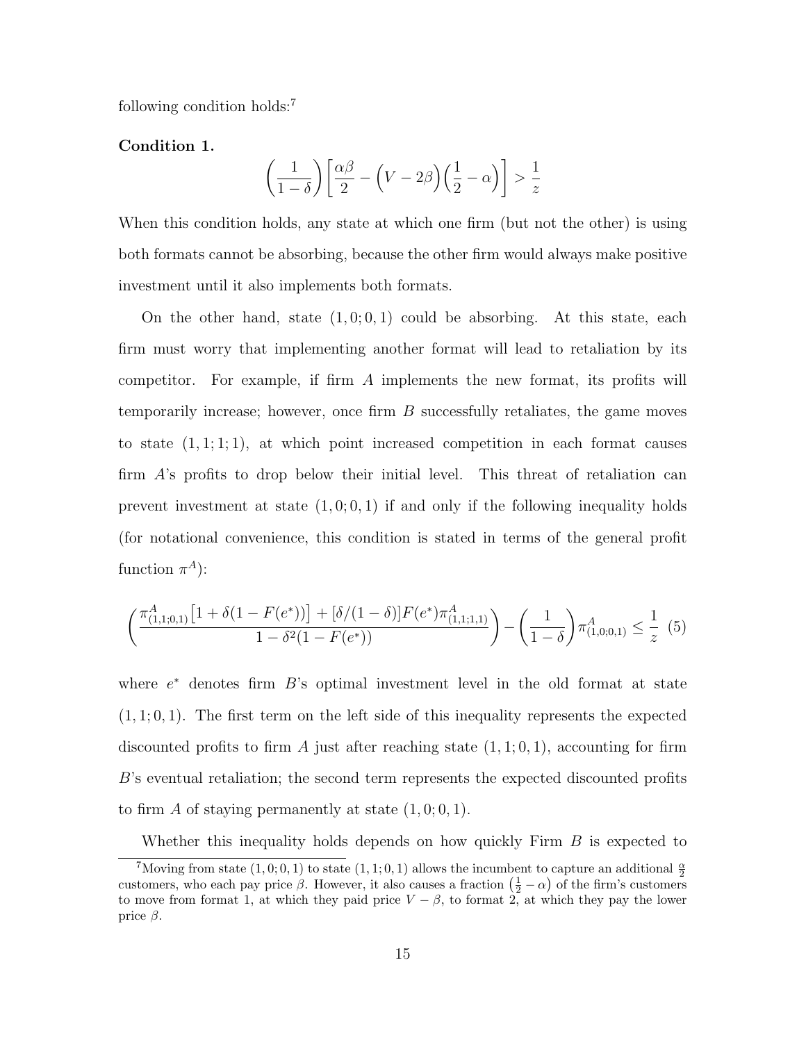following condition holds:[7]

**Condition 1.**

$$\left(\frac{1}{1-\delta}\right)\left[\frac{\alpha\beta}{2} - \left(V - 2\beta\right)\left(\frac{1}{2} - \alpha\right)\right] > \frac{1}{z}$$

When this condition holds, any state at which one firm (but not the other) is using both formats cannot be absorbing, because the other firm would always make positive investment until it also implements both formats.

On the other hand, state $(1,0;0,1)$ could be absorbing. At this state, each firm must worry that implementing another format will lead to retaliation by its competitor. For example, if firm $A$ implements the new format, its profits will temporarily increase; however, once firm $B$ successfully retaliates, the game moves to state $(1,1;1;1)$, at which point increased competition in each format causes firm $A$'s profits to drop below their initial level. This threat of retaliation can prevent investment at state $(1,0;0,1)$ if and only if the following inequality holds (for notational convenience, this condition is stated in terms of the general profit function $\pi^A$):

$$\left(\frac{\pi^A_{(1,1;0,1)}\left[1 + \delta(1 - F(e^*))\right] + [\delta/(1-\delta)]F(e^*)\pi^A_{(1,1;1,1)}}{1 - \delta^2(1 - F(e^*))}\right) - \left(\frac{1}{1-\delta}\right)\pi^A_{(1,0;0,1)} \leq \frac{1}{z} \quad (5)$$

where $e^*$ denotes firm $B$'s optimal investment level in the old format at state $(1,1;0,1)$. The first term on the left side of this inequality represents the expected discounted profits to firm $A$ just after reaching state $(1,1;0,1)$, accounting for firm $B$'s eventual retaliation; the second term represents the expected discounted profits to firm $A$ of staying permanently at state $(1,0;0,1)$.

Whether this inequality holds depends on how quickly Firm $B$ is expected to

[7] Moving from state $(1,0;0,1)$ to state $(1,1;0,1)$ allows the incumbent to capture an additional $\frac{\alpha}{2}$ customers, who each pay price $\beta$. However, it also causes a fraction $\left(\frac{1}{2} - \alpha\right)$ of the firm's customers to move from format 1, at which they paid price $V - \beta$, to format 2, at which they pay the lower price $\beta$.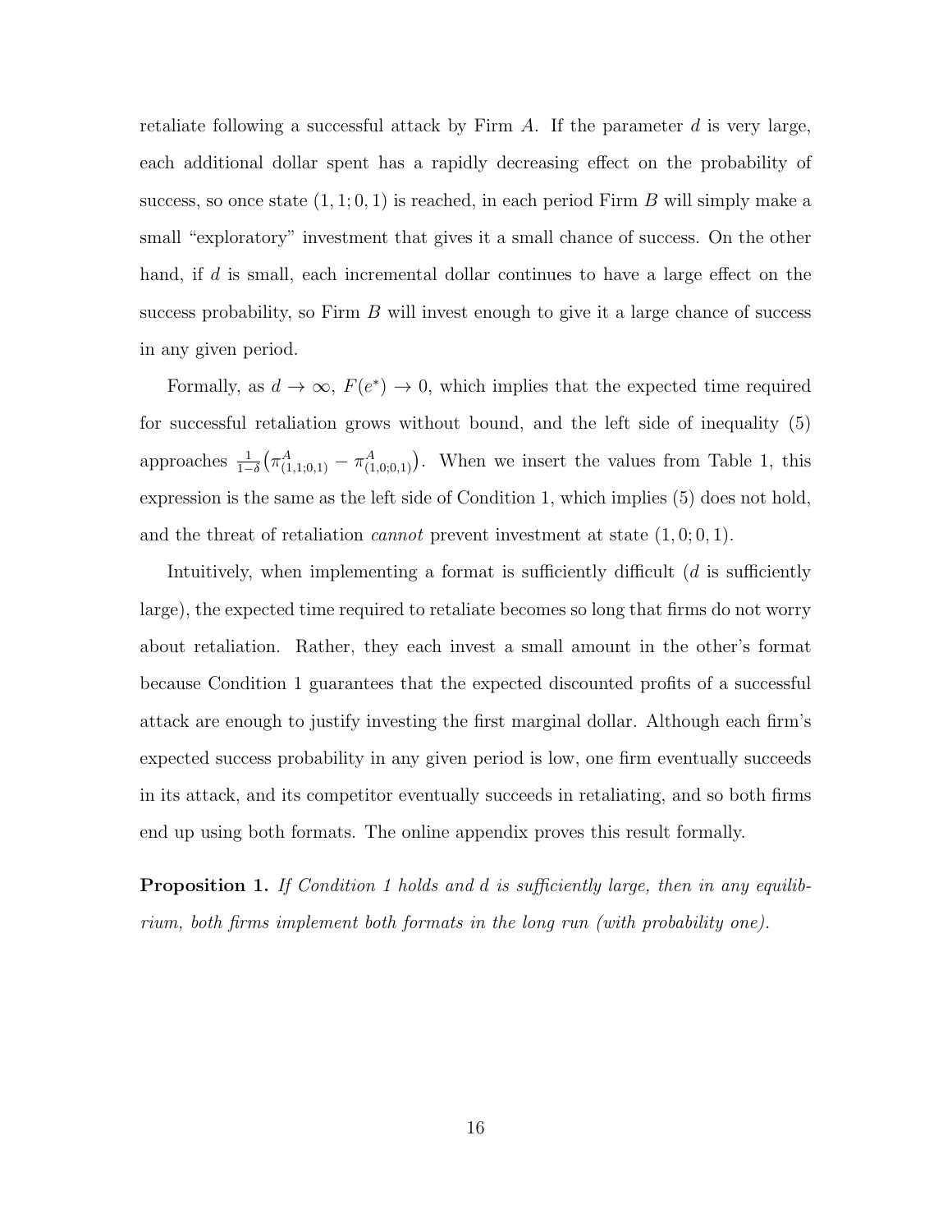retaliate following a successful attack by Firm $A$. If the parameter $d$ is very large, each additional dollar spent has a rapidly decreasing effect on the probability of success, so once state $(1, 1; 0, 1)$ is reached, in each period Firm $B$ will simply make a small "exploratory" investment that gives it a small chance of success. On the other hand, if $d$ is small, each incremental dollar continues to have a large effect on the success probability, so Firm $B$ will invest enough to give it a large chance of success in any given period.

Formally, as $d \to \infty$, $F(e^*) \to 0$, which implies that the expected time required for successful retaliation grows without bound, and the left side of inequality (5) approaches $\frac{1}{1-\delta}\left(\pi^A_{(1,1;0,1)} - \pi^A_{(1,0;0,1)}\right)$. When we insert the values from Table 1, this expression is the same as the left side of Condition 1, which implies (5) does not hold, and the threat of retaliation *cannot* prevent investment at state $(1, 0; 0, 1)$.

Intuitively, when implementing a format is sufficiently difficult ($d$ is sufficiently large), the expected time required to retaliate becomes so long that firms do not worry about retaliation. Rather, they each invest a small amount in the other's format because Condition 1 guarantees that the expected discounted profits of a successful attack are enough to justify investing the first marginal dollar. Although each firm's expected success probability in any given period is low, one firm eventually succeeds in its attack, and its competitor eventually succeeds in retaliating, and so both firms end up using both formats. The online appendix proves this result formally.

**Proposition 1.** *If Condition 1 holds and $d$ is sufficiently large, then in any equilibrium, both firms implement both formats in the long run (with probability one).*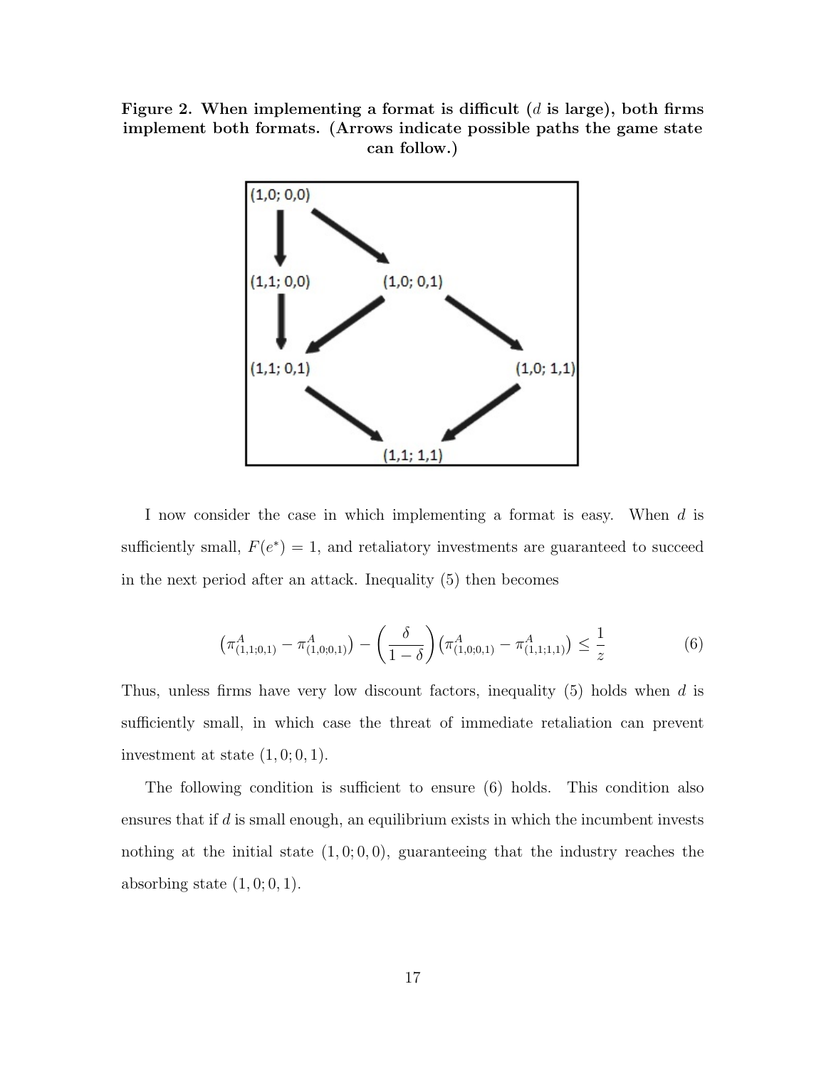**Figure 2. When implementing a format is difficult ($d$ is large), both firms implement both formats. (Arrows indicate possible paths the game state can follow.)**

I now consider the case in which implementing a format is easy. When $d$ is sufficiently small, $F(e^*) = 1$, and retaliatory investments are guaranteed to succeed in the next period after an attack. Inequality (5) then becomes

$$\left(\pi^A_{(1,1;0,1)} - \pi^A_{(1,0;0,1)}\right) - \left(\frac{\delta}{1-\delta}\right)\left(\pi^A_{(1,0;0,1)} - \pi^A_{(1,1;1,1)}\right) \leq \frac{1}{z} \tag{6}$$

Thus, unless firms have very low discount factors, inequality (5) holds when $d$ is sufficiently small, in which case the threat of immediate retaliation can prevent investment at state $(1, 0; 0, 1)$.

The following condition is sufficient to ensure (6) holds. This condition also ensures that if $d$ is small enough, an equilibrium exists in which the incumbent invests nothing at the initial state $(1, 0; 0, 0)$, guaranteeing that the industry reaches the absorbing state $(1, 0; 0, 1)$.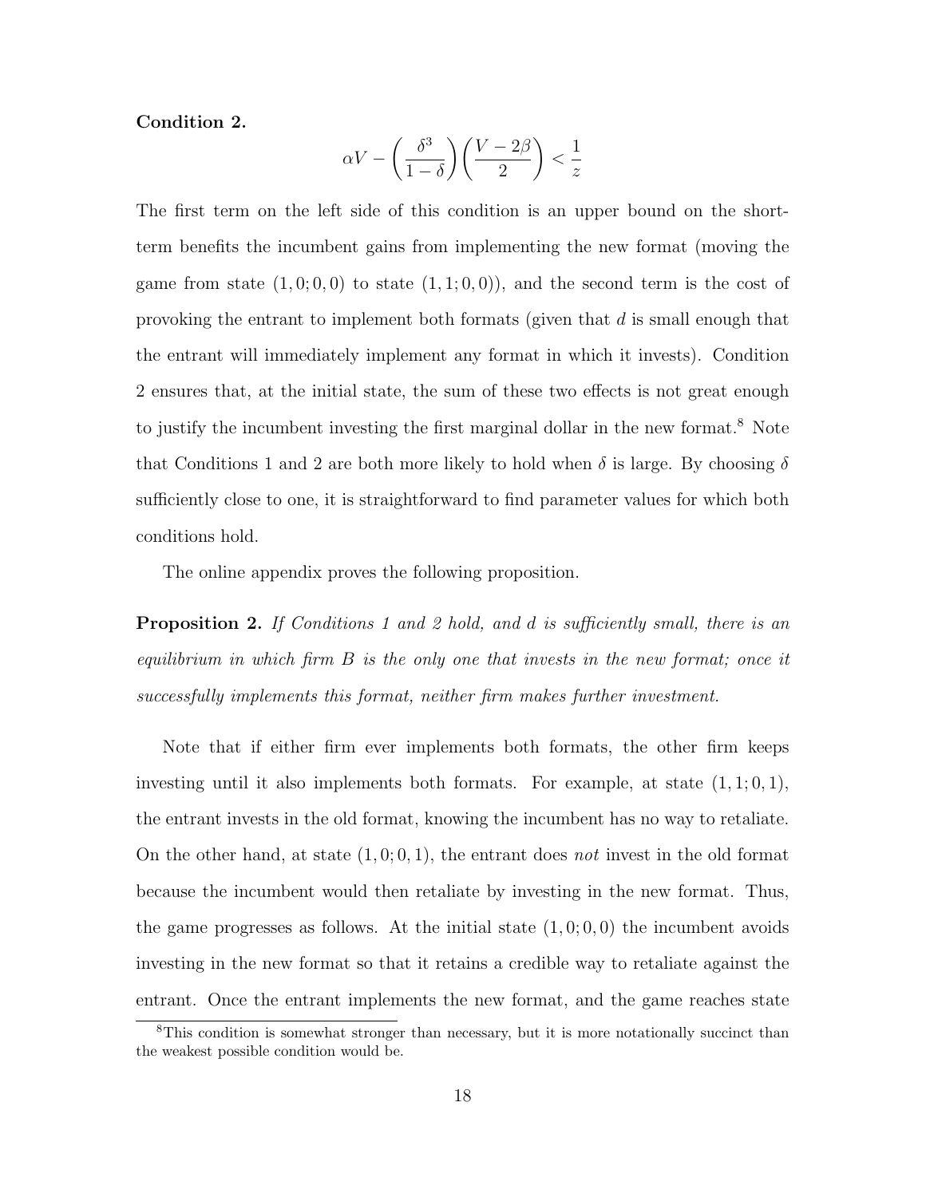**Condition 2.**

$$\alpha V - \left(\frac{\delta^3}{1-\delta}\right)\left(\frac{V-2\beta}{2}\right) < \frac{1}{z}$$

The first term on the left side of this condition is an upper bound on the short-term benefits the incumbent gains from implementing the new format (moving the game from state $(1, 0; 0, 0)$ to state $(1, 1; 0, 0)$), and the second term is the cost of provoking the entrant to implement both formats (given that $d$ is small enough that the entrant will immediately implement any format in which it invests). Condition 2 ensures that, at the initial state, the sum of these two effects is not great enough to justify the incumbent investing the first marginal dollar in the new format.[8] Note that Conditions 1 and 2 are both more likely to hold when $\delta$ is large. By choosing $\delta$ sufficiently close to one, it is straightforward to find parameter values for which both conditions hold.

The online appendix proves the following proposition.

**Proposition 2.** *If Conditions 1 and 2 hold, and $d$ is sufficiently small, there is an equilibrium in which firm B is the only one that invests in the new format; once it successfully implements this format, neither firm makes further investment.*

Note that if either firm ever implements both formats, the other firm keeps investing until it also implements both formats. For example, at state $(1, 1; 0, 1)$, the entrant invests in the old format, knowing the incumbent has no way to retaliate. On the other hand, at state $(1, 0; 0, 1)$, the entrant does *not* invest in the old format because the incumbent would then retaliate by investing in the new format. Thus, the game progresses as follows. At the initial state $(1, 0; 0, 0)$ the incumbent avoids investing in the new format so that it retains a credible way to retaliate against the entrant. Once the entrant implements the new format, and the game reaches state

[8] This condition is somewhat stronger than necessary, but it is more notationally succinct than the weakest possible condition would be.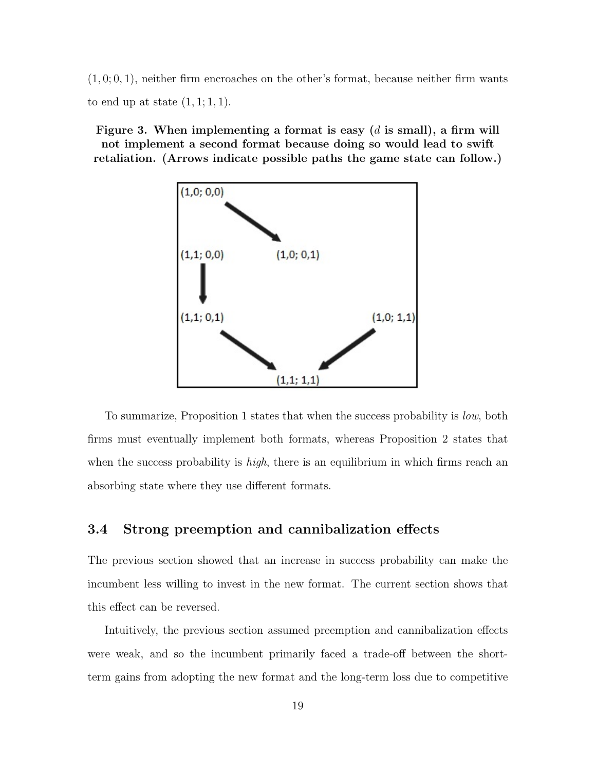$(1, 0; 0, 1)$, neither firm encroaches on the other's format, because neither firm wants to end up at state $(1, 1; 1, 1)$.

**Figure 3. When implementing a format is easy ($d$ is small), a firm will not implement a second format because doing so would lead to swift retaliation. (Arrows indicate possible paths the game state can follow.)**

To summarize, Proposition 1 states that when the success probability is *low*, both firms must eventually implement both formats, whereas Proposition 2 states that when the success probability is *high*, there is an equilibrium in which firms reach an absorbing state where they use different formats.

### 3.4 Strong preemption and cannibalization effects

The previous section showed that an increase in success probability can make the incumbent less willing to invest in the new format. The current section shows that this effect can be reversed.

Intuitively, the previous section assumed preemption and cannibalization effects were weak, and so the incumbent primarily faced a trade-off between the short-term gains from adopting the new format and the long-term loss due to competitive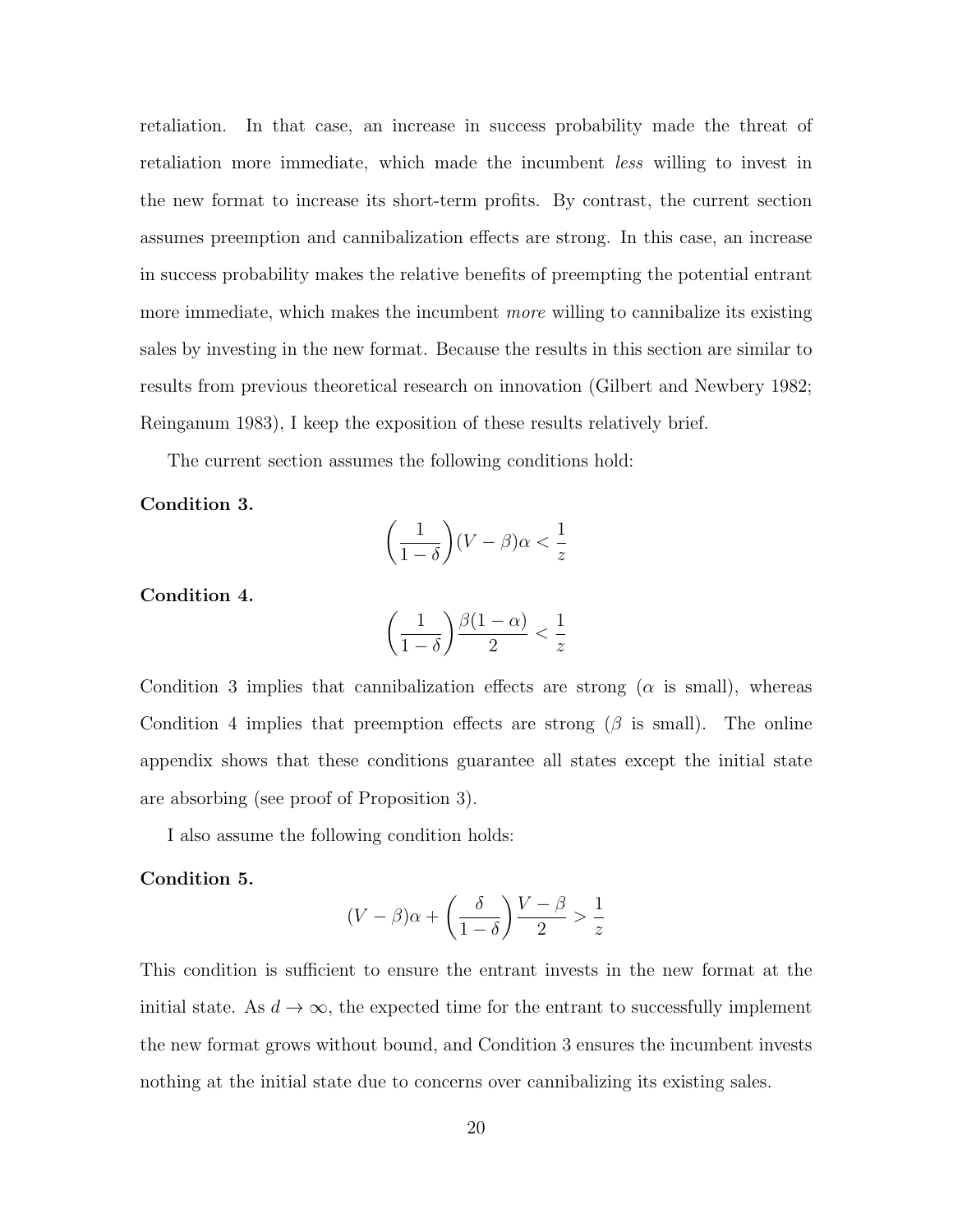retaliation. In that case, an increase in success probability made the threat of retaliation more immediate, which made the incumbent *less* willing to invest in the new format to increase its short-term profits. By contrast, the current section assumes preemption and cannibalization effects are strong. In this case, an increase in success probability makes the relative benefits of preempting the potential entrant more immediate, which makes the incumbent *more* willing to cannibalize its existing sales by investing in the new format. Because the results in this section are similar to results from previous theoretical research on innovation (Gilbert and Newbery 1982; Reinganum 1983), I keep the exposition of these results relatively brief.

The current section assumes the following conditions hold:

**Condition 3.**

$$\left(\frac{1}{1-\delta}\right)(V-\beta)\alpha < \frac{1}{z}$$

**Condition 4.**

$$\left(\frac{1}{1-\delta}\right)\frac{\beta(1-\alpha)}{2} < \frac{1}{z}$$

Condition 3 implies that cannibalization effects are strong ($\alpha$ is small), whereas Condition 4 implies that preemption effects are strong ($\beta$ is small). The online appendix shows that these conditions guarantee all states except the initial state are absorbing (see proof of Proposition 3).

I also assume the following condition holds:

**Condition 5.**

$$(V-\beta)\alpha + \left(\frac{\delta}{1-\delta}\right)\frac{V-\beta}{2} > \frac{1}{z}$$

This condition is sufficient to ensure the entrant invests in the new format at the initial state. As $d \to \infty$, the expected time for the entrant to successfully implement the new format grows without bound, and Condition 3 ensures the incumbent invests nothing at the initial state due to concerns over cannibalizing its existing sales.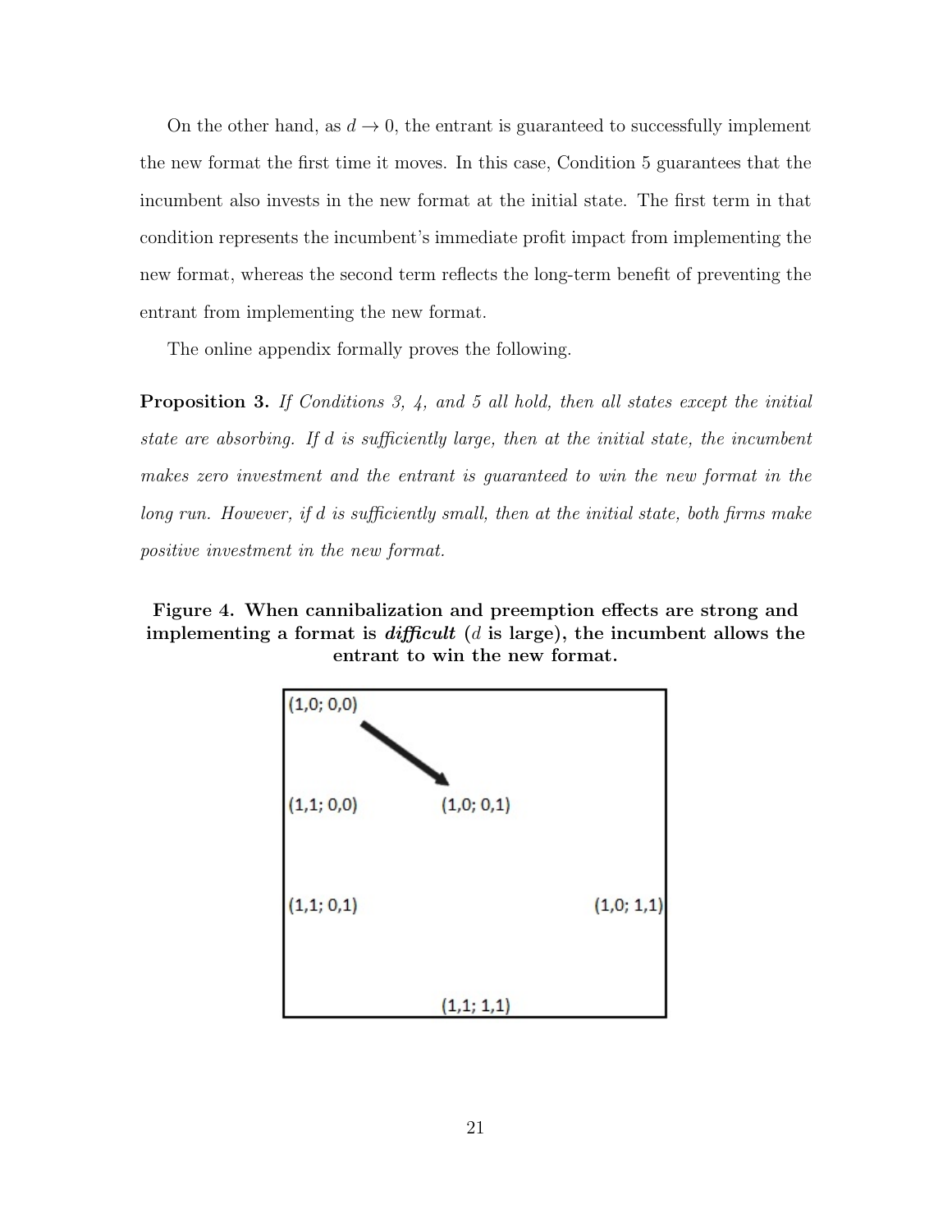On the other hand, as $d \to 0$, the entrant is guaranteed to successfully implement the new format the first time it moves. In this case, Condition 5 guarantees that the incumbent also invests in the new format at the initial state. The first term in that condition represents the incumbent's immediate profit impact from implementing the new format, whereas the second term reflects the long-term benefit of preventing the entrant from implementing the new format.

The online appendix formally proves the following.

**Proposition 3.** *If Conditions 3, 4, and 5 all hold, then all states except the initial state are absorbing. If $d$ is sufficiently large, then at the initial state, the incumbent makes zero investment and the entrant is guaranteed to win the new format in the long run. However, if $d$ is sufficiently small, then at the initial state, both firms make positive investment in the new format.*

**Figure 4. When cannibalization and preemption effects are strong and implementing a format is *difficult* ($d$ is large), the incumbent allows the entrant to win the new format.**

(1,0; 0,0)

(1,1; 0,0) (1,0; 0,1)

(1,1; 0,1) (1,0; 1,1)

(1,1; 1,1)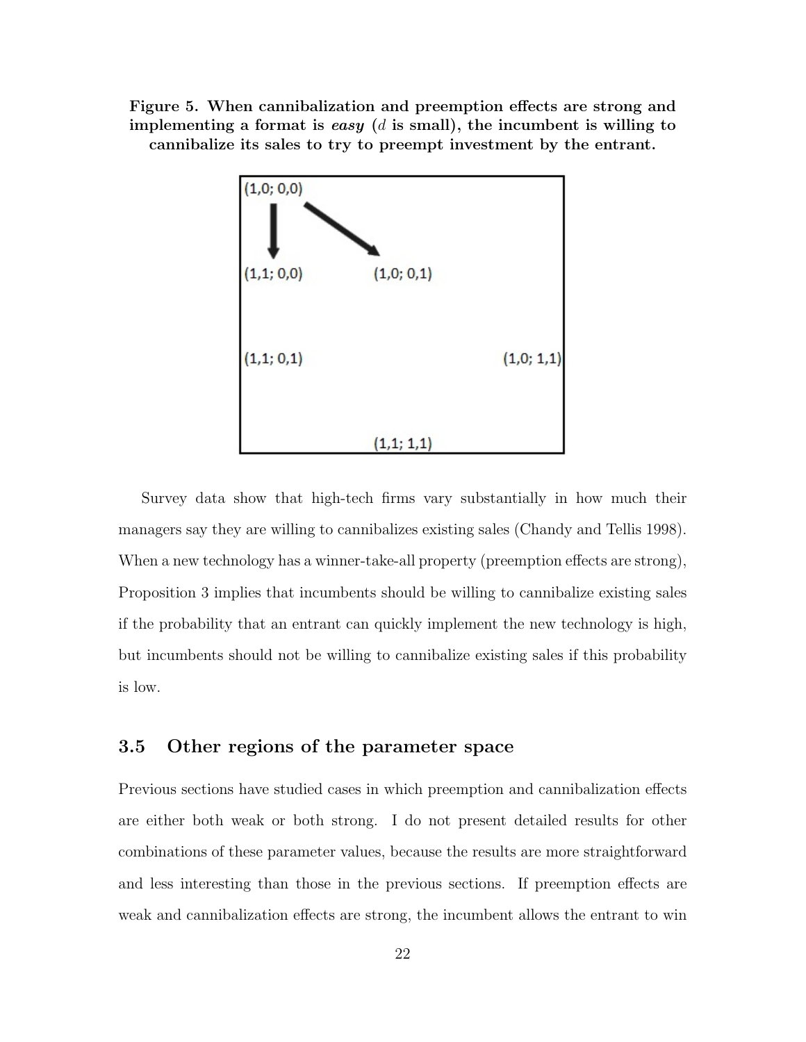**Figure 5. When cannibalization and preemption effects are strong and implementing a format is *easy* ($d$ is small), the incumbent is willing to cannibalize its sales to try to preempt investment by the entrant.**

(1,0; 0,0)

(1,1; 0,0) (1,0; 0,1)

(1,1; 0,1) (1,0; 1,1)

(1,1; 1,1)

Survey data show that high-tech firms vary substantially in how much their managers say they are willing to cannibalizes existing sales (Chandy and Tellis 1998). When a new technology has a winner-take-all property (preemption effects are strong), Proposition 3 implies that incumbents should be willing to cannibalize existing sales if the probability that an entrant can quickly implement the new technology is high, but incumbents should not be willing to cannibalize existing sales if this probability is low.

## 3.5 Other regions of the parameter space

Previous sections have studied cases in which preemption and cannibalization effects are either both weak or both strong. I do not present detailed results for other combinations of these parameter values, because the results are more straightforward and less interesting than those in the previous sections. If preemption effects are weak and cannibalization effects are strong, the incumbent allows the entrant to win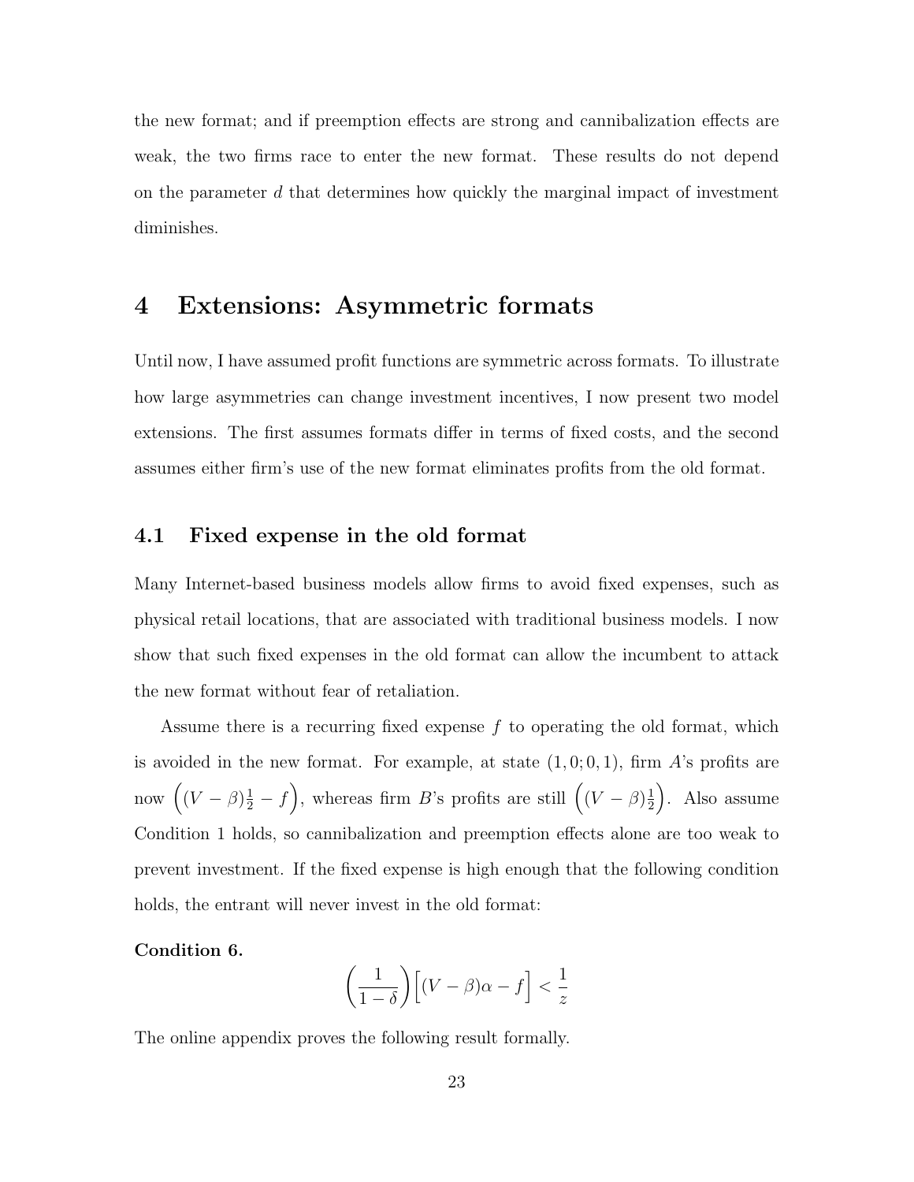the new format; and if preemption effects are strong and cannibalization effects are weak, the two firms race to enter the new format. These results do not depend on the parameter $d$ that determines how quickly the marginal impact of investment diminishes.

# 4 Extensions: Asymmetric formats

Until now, I have assumed profit functions are symmetric across formats. To illustrate how large asymmetries can change investment incentives, I now present two model extensions. The first assumes formats differ in terms of fixed costs, and the second assumes either firm's use of the new format eliminates profits from the old format.

## 4.1 Fixed expense in the old format

Many Internet-based business models allow firms to avoid fixed expenses, such as physical retail locations, that are associated with traditional business models. I now show that such fixed expenses in the old format can allow the incumbent to attack the new format without fear of retaliation.

Assume there is a recurring fixed expense $f$ to operating the old format, which is avoided in the new format. For example, at state $(1, 0; 0, 1)$, firm $A$'s profits are now $\Big((V - \beta)\frac{1}{2} - f\Big)$, whereas firm $B$'s profits are still $\Big((V - \beta)\frac{1}{2}\Big)$. Also assume Condition 1 holds, so cannibalization and preemption effects alone are too weak to prevent investment. If the fixed expense is high enough that the following condition holds, the entrant will never invest in the old format:

**Condition 6.**

$$\left(\frac{1}{1-\delta}\right)\Big[(V - \beta)\alpha - f\Big] < \frac{1}{z}$$

The online appendix proves the following result formally.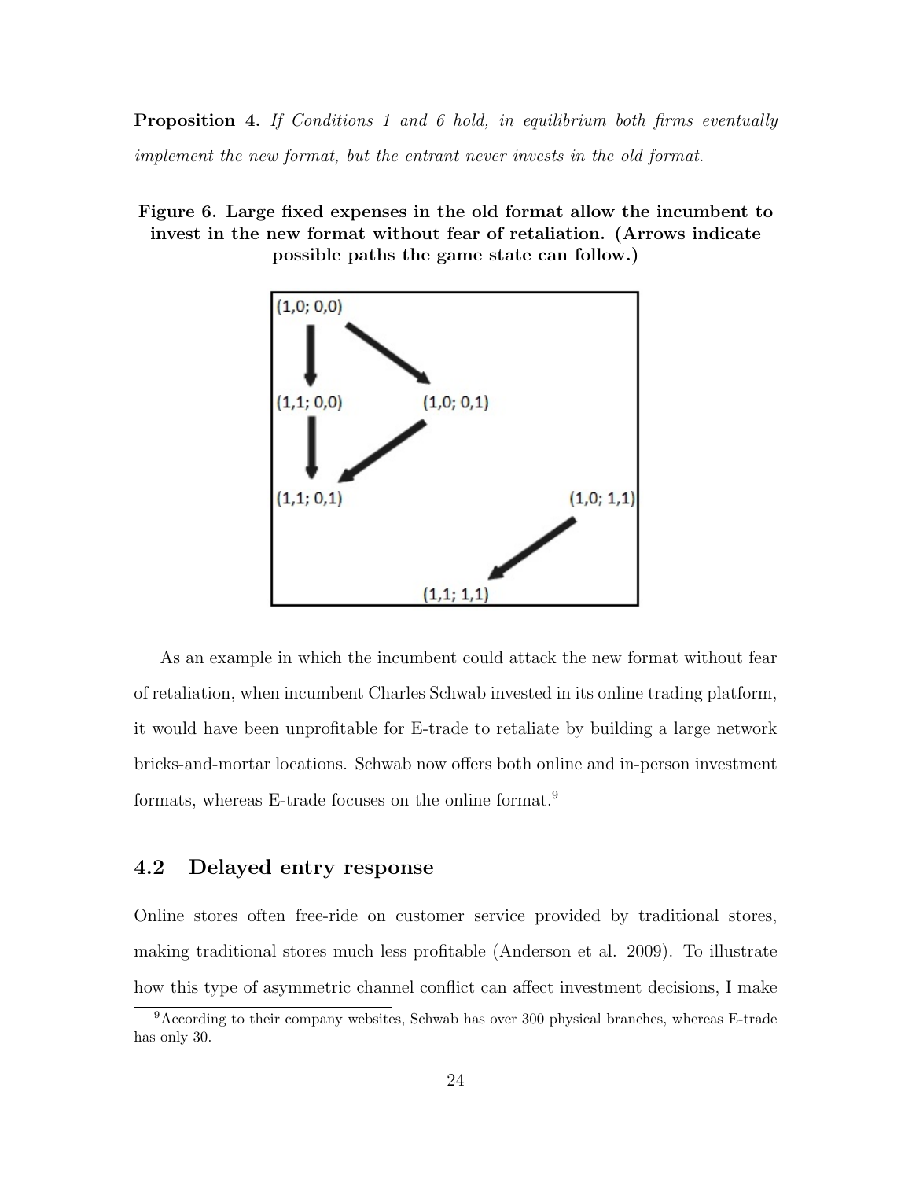**Proposition 4.** *If Conditions 1 and 6 hold, in equilibrium both firms eventually implement the new format, but the entrant never invests in the old format.*

**Figure 6. Large fixed expenses in the old format allow the incumbent to invest in the new format without fear of retaliation. (Arrows indicate possible paths the game state can follow.)**

As an example in which the incumbent could attack the new format without fear of retaliation, when incumbent Charles Schwab invested in its online trading platform, it would have been unprofitable for E-trade to retaliate by building a large network bricks-and-mortar locations. Schwab now offers both online and in-person investment formats, whereas E-trade focuses on the online format.[9]

## 4.2 Delayed entry response

Online stores often free-ride on customer service provided by traditional stores, making traditional stores much less profitable (Anderson et al. 2009). To illustrate how this type of asymmetric channel conflict can affect investment decisions, I make

[9] According to their company websites, Schwab has over 300 physical branches, whereas E-trade has only 30.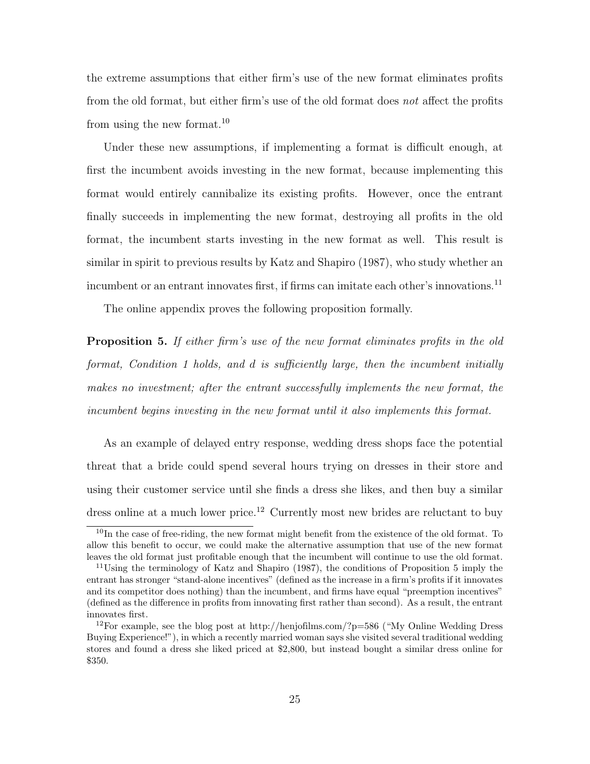the extreme assumptions that either firm's use of the new format eliminates profits from the old format, but either firm's use of the old format does *not* affect the profits from using the new format.[10]

Under these new assumptions, if implementing a format is difficult enough, at first the incumbent avoids investing in the new format, because implementing this format would entirely cannibalize its existing profits. However, once the entrant finally succeeds in implementing the new format, destroying all profits in the old format, the incumbent starts investing in the new format as well. This result is similar in spirit to previous results by Katz and Shapiro (1987), who study whether an incumbent or an entrant innovates first, if firms can imitate each other's innovations.[11]

The online appendix proves the following proposition formally.

**Proposition 5.** *If either firm's use of the new format eliminates profits in the old format, Condition 1 holds, and $d$ is sufficiently large, then the incumbent initially makes no investment; after the entrant successfully implements the new format, the incumbent begins investing in the new format until it also implements this format.*

As an example of delayed entry response, wedding dress shops face the potential threat that a bride could spend several hours trying on dresses in their store and using their customer service until she finds a dress she likes, and then buy a similar dress online at a much lower price.[12] Currently most new brides are reluctant to buy

[10] In the case of free-riding, the new format might benefit from the existence of the old format. To allow this benefit to occur, we could make the alternative assumption that use of the new format leaves the old format just profitable enough that the incumbent will continue to use the old format.

[11] Using the terminology of Katz and Shapiro (1987), the conditions of Proposition 5 imply the entrant has stronger "stand-alone incentives" (defined as the increase in a firm's profits if it innovates and its competitor does nothing) than the incumbent, and firms have equal "preemption incentives" (defined as the difference in profits from innovating first rather than second). As a result, the entrant innovates first.

[12] For example, see the blog post at http://henjofilms.com/?p=586 ("My Online Wedding Dress Buying Experience!"), in which a recently married woman says she visited several traditional wedding stores and found a dress she liked priced at $2,800, but instead bought a similar dress online for $350.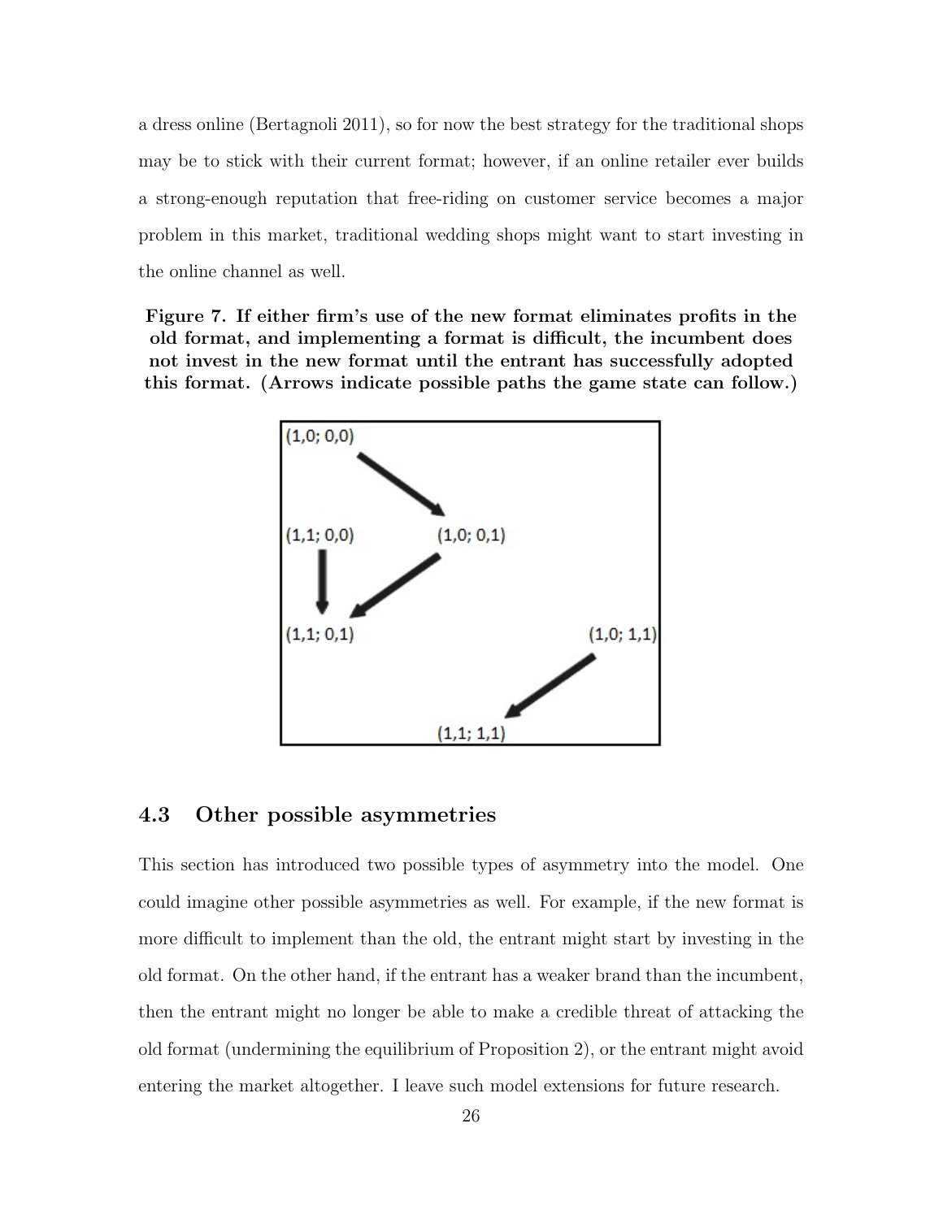a dress online (Bertagnoli 2011), so for now the best strategy for the traditional shops may be to stick with their current format; however, if an online retailer ever builds a strong-enough reputation that free-riding on customer service becomes a major problem in this market, traditional wedding shops might want to start investing in the online channel as well.

**Figure 7. If either firm's use of the new format eliminates profits in the old format, and implementing a format is difficult, the incumbent does not invest in the new format until the entrant has successfully adopted this format. (Arrows indicate possible paths the game state can follow.)**

(1,0; 0,0)

(1,1; 0,0)

(1,0; 0,1)

(1,1; 0,1)

(1,0; 1,1)

(1,1; 1,1)

## 4.3 Other possible asymmetries

This section has introduced two possible types of asymmetry into the model. One could imagine other possible asymmetries as well. For example, if the new format is more difficult to implement than the old, the entrant might start by investing in the old format. On the other hand, if the entrant has a weaker brand than the incumbent, then the entrant might no longer be able to make a credible threat of attacking the old format (undermining the equilibrium of Proposition 2), or the entrant might avoid entering the market altogether. I leave such model extensions for future research.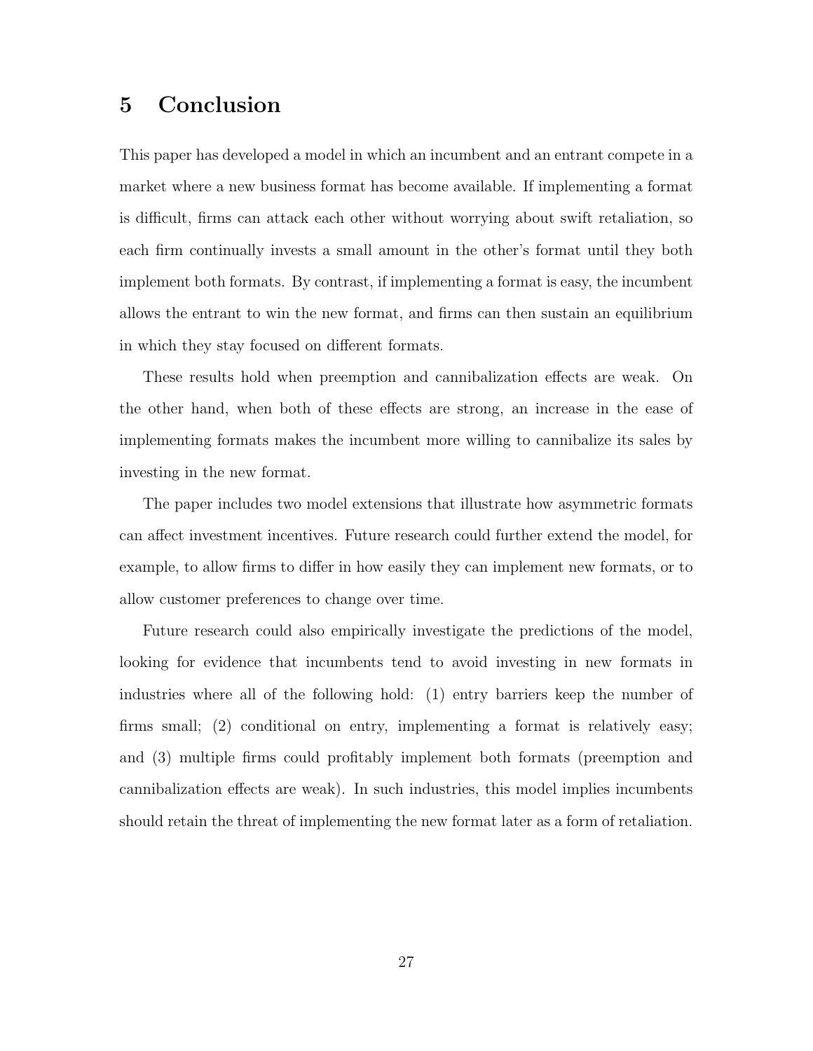## 5 Conclusion

This paper has developed a model in which an incumbent and an entrant compete in a market where a new business format has become available. If implementing a format is difficult, firms can attack each other without worrying about swift retaliation, so each firm continually invests a small amount in the other's format until they both implement both formats. By contrast, if implementing a format is easy, the incumbent allows the entrant to win the new format, and firms can then sustain an equilibrium in which they stay focused on different formats.

These results hold when preemption and cannibalization effects are weak. On the other hand, when both of these effects are strong, an increase in the ease of implementing formats makes the incumbent more willing to cannibalize its sales by investing in the new format.

The paper includes two model extensions that illustrate how asymmetric formats can affect investment incentives. Future research could further extend the model, for example, to allow firms to differ in how easily they can implement new formats, or to allow customer preferences to change over time.

Future research could also empirically investigate the predictions of the model, looking for evidence that incumbents tend to avoid investing in new formats in industries where all of the following hold: (1) entry barriers keep the number of firms small; (2) conditional on entry, implementing a format is relatively easy; and (3) multiple firms could profitably implement both formats (preemption and cannibalization effects are weak). In such industries, this model implies incumbents should retain the threat of implementing the new format later as a form of retaliation.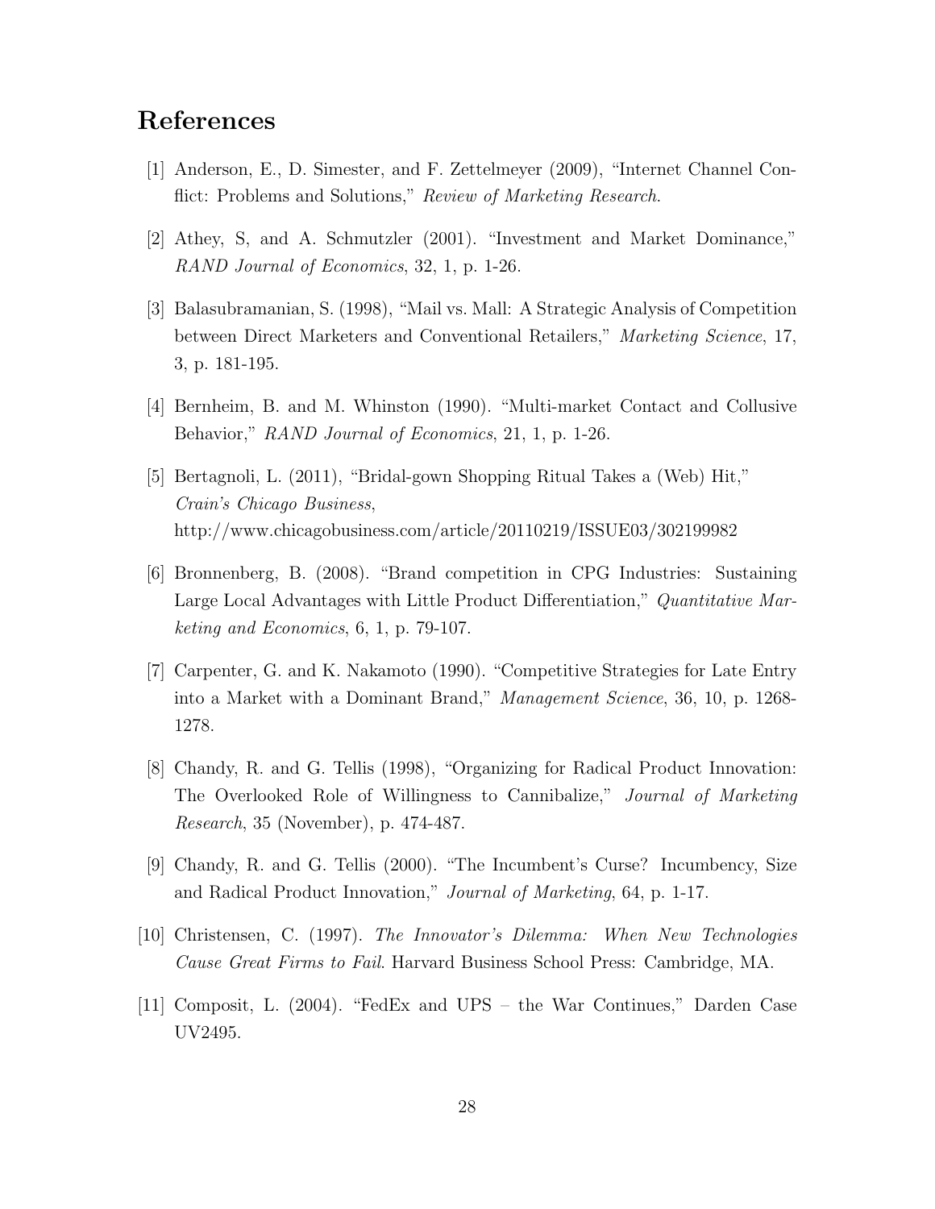## References

[1] Anderson, E., D. Simester, and F. Zettelmeyer (2009), "Internet Channel Conflict: Problems and Solutions," *Review of Marketing Research*.

[2] Athey, S, and A. Schmutzler (2001). "Investment and Market Dominance," *RAND Journal of Economics*, 32, 1, p. 1-26.

[3] Balasubramanian, S. (1998), "Mail vs. Mall: A Strategic Analysis of Competition between Direct Marketers and Conventional Retailers," *Marketing Science*, 17, 3, p. 181-195.

[4] Bernheim, B. and M. Whinston (1990). "Multi-market Contact and Collusive Behavior," *RAND Journal of Economics*, 21, 1, p. 1-26.

[5] Bertagnoli, L. (2011), "Bridal-gown Shopping Ritual Takes a (Web) Hit," *Crain's Chicago Business*, http://www.chicagobusiness.com/article/20110219/ISSUE03/302199982

[6] Bronnenberg, B. (2008). "Brand competition in CPG Industries: Sustaining Large Local Advantages with Little Product Differentiation," *Quantitative Marketing and Economics*, 6, 1, p. 79-107.

[7] Carpenter, G. and K. Nakamoto (1990). "Competitive Strategies for Late Entry into a Market with a Dominant Brand," *Management Science*, 36, 10, p. 1268-1278.

[8] Chandy, R. and G. Tellis (1998), "Organizing for Radical Product Innovation: The Overlooked Role of Willingness to Cannibalize," *Journal of Marketing Research*, 35 (November), p. 474-487.

[9] Chandy, R. and G. Tellis (2000). "The Incumbent's Curse? Incumbency, Size and Radical Product Innovation," *Journal of Marketing*, 64, p. 1-17.

[10] Christensen, C. (1997). *The Innovator's Dilemma: When New Technologies Cause Great Firms to Fail*. Harvard Business School Press: Cambridge, MA.

[11] Composit, L. (2004). "FedEx and UPS – the War Continues," Darden Case UV2495.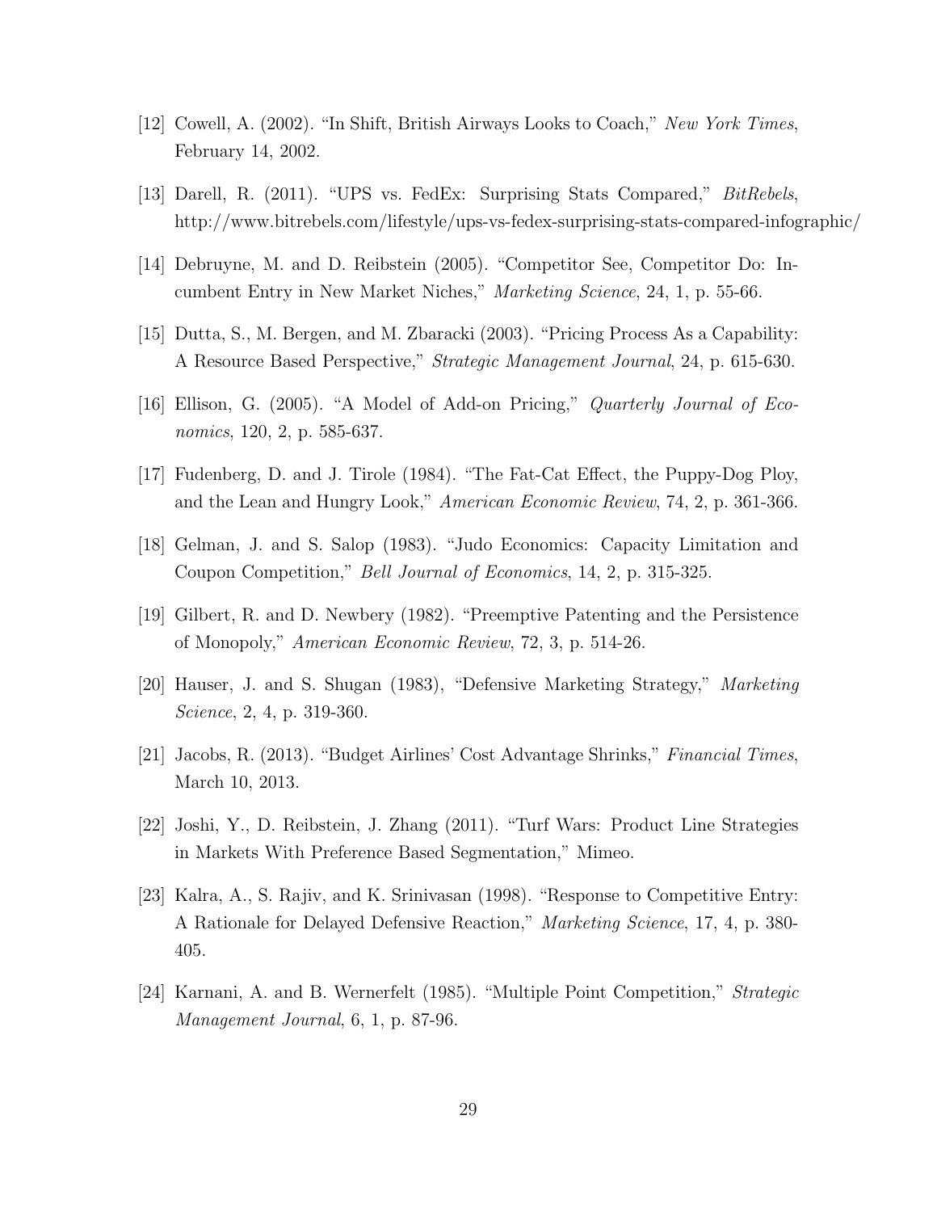[12] Cowell, A. (2002). "In Shift, British Airways Looks to Coach," *New York Times*, February 14, 2002.

[13] Darell, R. (2011). "UPS vs. FedEx: Surprising Stats Compared," *BitRebels*, http://www.bitrebels.com/lifestyle/ups-vs-fedex-surprising-stats-compared-infographic/

[14] Debruyne, M. and D. Reibstein (2005). "Competitor See, Competitor Do: Incumbent Entry in New Market Niches," *Marketing Science*, 24, 1, p. 55-66.

[15] Dutta, S., M. Bergen, and M. Zbaracki (2003). "Pricing Process As a Capability: A Resource Based Perspective," *Strategic Management Journal*, 24, p. 615-630.

[16] Ellison, G. (2005). "A Model of Add-on Pricing," *Quarterly Journal of Economics*, 120, 2, p. 585-637.

[17] Fudenberg, D. and J. Tirole (1984). "The Fat-Cat Effect, the Puppy-Dog Ploy, and the Lean and Hungry Look," *American Economic Review*, 74, 2, p. 361-366.

[18] Gelman, J. and S. Salop (1983). "Judo Economics: Capacity Limitation and Coupon Competition," *Bell Journal of Economics*, 14, 2, p. 315-325.

[19] Gilbert, R. and D. Newbery (1982). "Preemptive Patenting and the Persistence of Monopoly," *American Economic Review*, 72, 3, p. 514-26.

[20] Hauser, J. and S. Shugan (1983), "Defensive Marketing Strategy," *Marketing Science*, 2, 4, p. 319-360.

[21] Jacobs, R. (2013). "Budget Airlines' Cost Advantage Shrinks," *Financial Times*, March 10, 2013.

[22] Joshi, Y., D. Reibstein, J. Zhang (2011). "Turf Wars: Product Line Strategies in Markets With Preference Based Segmentation," Mimeo.

[23] Kalra, A., S. Rajiv, and K. Srinivasan (1998). "Response to Competitive Entry: A Rationale for Delayed Defensive Reaction," *Marketing Science*, 17, 4, p. 380-405.

[24] Karnani, A. and B. Wernerfelt (1985). "Multiple Point Competition," *Strategic Management Journal*, 6, 1, p. 87-96.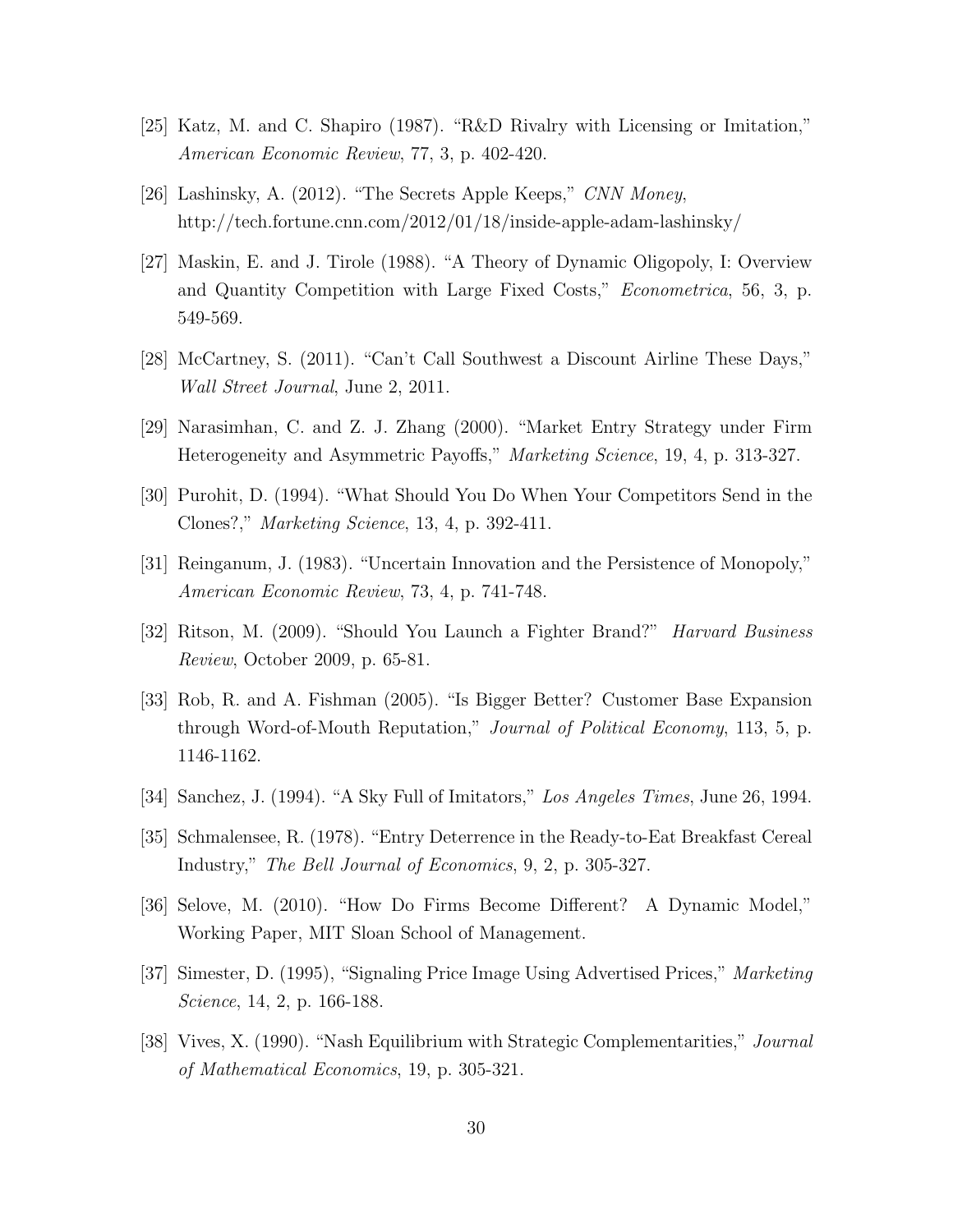[25] Katz, M. and C. Shapiro (1987). "R&D Rivalry with Licensing or Imitation," *American Economic Review*, 77, 3, p. 402-420.

[26] Lashinsky, A. (2012). "The Secrets Apple Keeps," *CNN Money*, http://tech.fortune.cnn.com/2012/01/18/inside-apple-adam-lashinsky/

[27] Maskin, E. and J. Tirole (1988). "A Theory of Dynamic Oligopoly, I: Overview and Quantity Competition with Large Fixed Costs," *Econometrica*, 56, 3, p. 549-569.

[28] McCartney, S. (2011). "Can't Call Southwest a Discount Airline These Days," *Wall Street Journal*, June 2, 2011.

[29] Narasimhan, C. and Z. J. Zhang (2000). "Market Entry Strategy under Firm Heterogeneity and Asymmetric Payoffs," *Marketing Science*, 19, 4, p. 313-327.

[30] Purohit, D. (1994). "What Should You Do When Your Competitors Send in the Clones?," *Marketing Science*, 13, 4, p. 392-411.

[31] Reinganum, J. (1983). "Uncertain Innovation and the Persistence of Monopoly," *American Economic Review*, 73, 4, p. 741-748.

[32] Ritson, M. (2009). "Should You Launch a Fighter Brand?" *Harvard Business Review*, October 2009, p. 65-81.

[33] Rob, R. and A. Fishman (2005). "Is Bigger Better? Customer Base Expansion through Word-of-Mouth Reputation," *Journal of Political Economy*, 113, 5, p. 1146-1162.

[34] Sanchez, J. (1994). "A Sky Full of Imitators," *Los Angeles Times*, June 26, 1994.

[35] Schmalensee, R. (1978). "Entry Deterrence in the Ready-to-Eat Breakfast Cereal Industry," *The Bell Journal of Economics*, 9, 2, p. 305-327.

[36] Selove, M. (2010). "How Do Firms Become Different? A Dynamic Model," Working Paper, MIT Sloan School of Management.

[37] Simester, D. (1995), "Signaling Price Image Using Advertised Prices," *Marketing Science*, 14, 2, p. 166-188.

[38] Vives, X. (1990). "Nash Equilibrium with Strategic Complementarities," *Journal of Mathematical Economics*, 19, p. 305-321.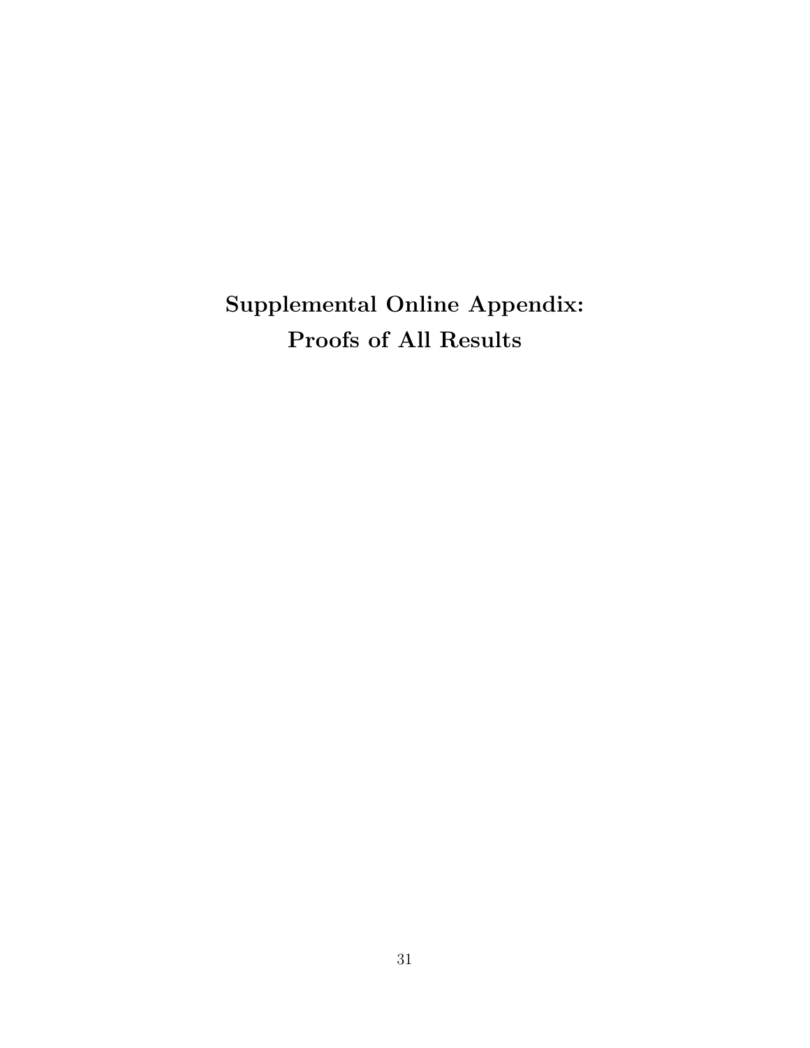# Supplemental Online Appendix: Proofs of All Results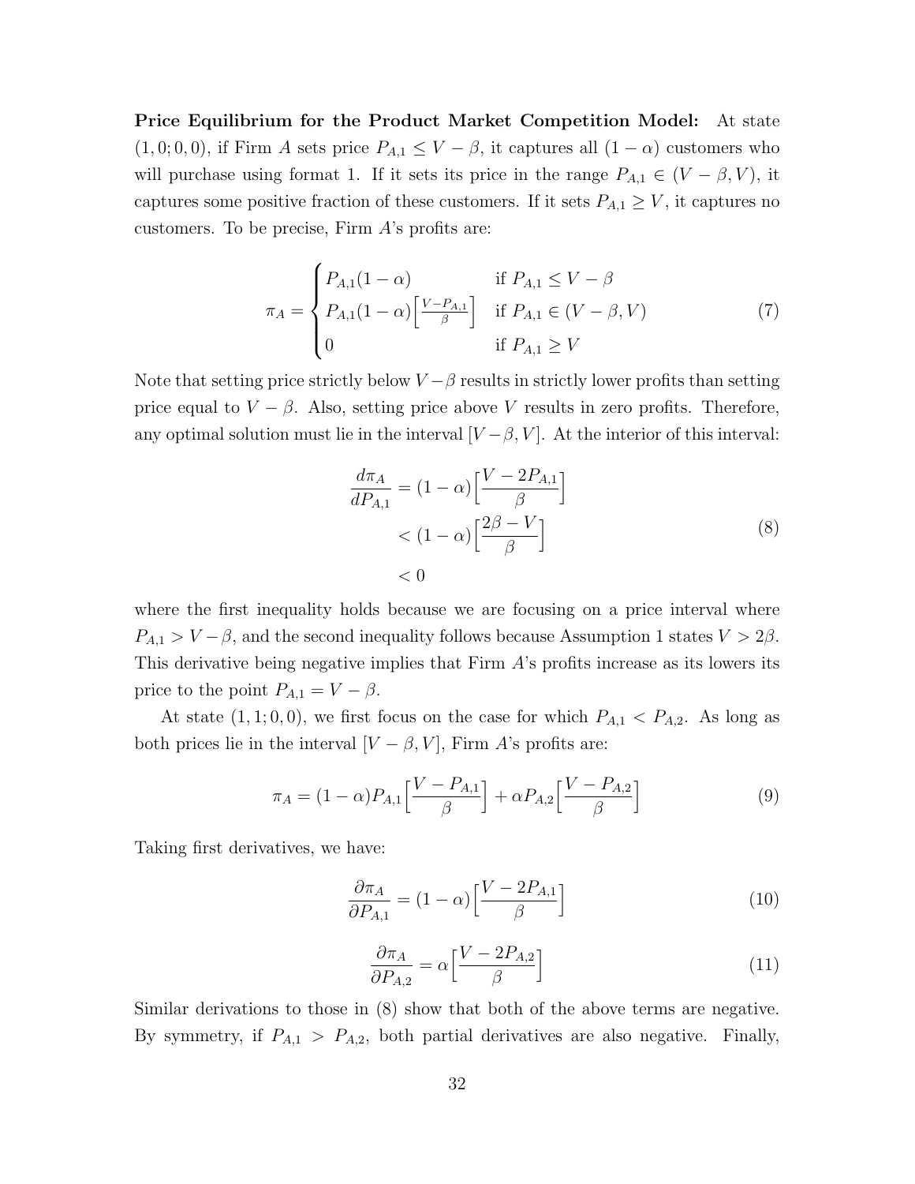**Price Equilibrium for the Product Market Competition Model:** At state $(1, 0; 0, 0)$, if Firm $A$ sets price $P_{A,1} \leq V - \beta$, it captures all $(1 - \alpha)$ customers who will purchase using format 1. If it sets its price in the range $P_{A,1} \in (V - \beta, V)$, it captures some positive fraction of these customers. If it sets $P_{A,1} \geq V$, it captures no customers. To be precise, Firm $A$'s profits are:

$$\pi_A = \begin{cases} P_{A,1}(1-\alpha) & \text{if } P_{A,1} \leq V - \beta \\ P_{A,1}(1-\alpha)\left[\frac{V - P_{A,1}}{\beta}\right] & \text{if } P_{A,1} \in (V - \beta, V) \\ 0 & \text{if } P_{A,1} \geq V \end{cases} \tag{7}$$

Note that setting price strictly below $V - \beta$ results in strictly lower profits than setting price equal to $V - \beta$. Also, setting price above $V$ results in zero profits. Therefore, any optimal solution must lie in the interval $[V - \beta, V]$. At the interior of this interval:

$$\begin{aligned} \frac{d\pi_A}{dP_{A,1}} &= (1-\alpha)\Big[\frac{V - 2P_{A,1}}{\beta}\Big] \\ &< (1-\alpha)\Big[\frac{2\beta - V}{\beta}\Big] \\ &< 0 \end{aligned} \tag{8}$$

where the first inequality holds because we are focusing on a price interval where $P_{A,1} > V - \beta$, and the second inequality follows because Assumption 1 states $V > 2\beta$. This derivative being negative implies that Firm $A$'s profits increase as its lowers its price to the point $P_{A,1} = V - \beta$.

At state $(1, 1; 0, 0)$, we first focus on the case for which $P_{A,1} < P_{A,2}$. As long as both prices lie in the interval $[V - \beta, V]$, Firm $A$'s profits are:

$$\pi_A = (1-\alpha)P_{A,1}\Big[\frac{V - P_{A,1}}{\beta}\Big] + \alpha P_{A,2}\Big[\frac{V - P_{A,2}}{\beta}\Big] \tag{9}$$

Taking first derivatives, we have:

$$\frac{\partial \pi_A}{\partial P_{A,1}} = (1-\alpha)\Big[\frac{V - 2P_{A,1}}{\beta}\Big] \tag{10}$$

$$\frac{\partial \pi_A}{\partial P_{A,2}} = \alpha\Big[\frac{V - 2P_{A,2}}{\beta}\Big] \tag{11}$$

Similar derivations to those in (8) show that both of the above terms are negative. By symmetry, if $P_{A,1} > P_{A,2}$, both partial derivatives are also negative. Finally,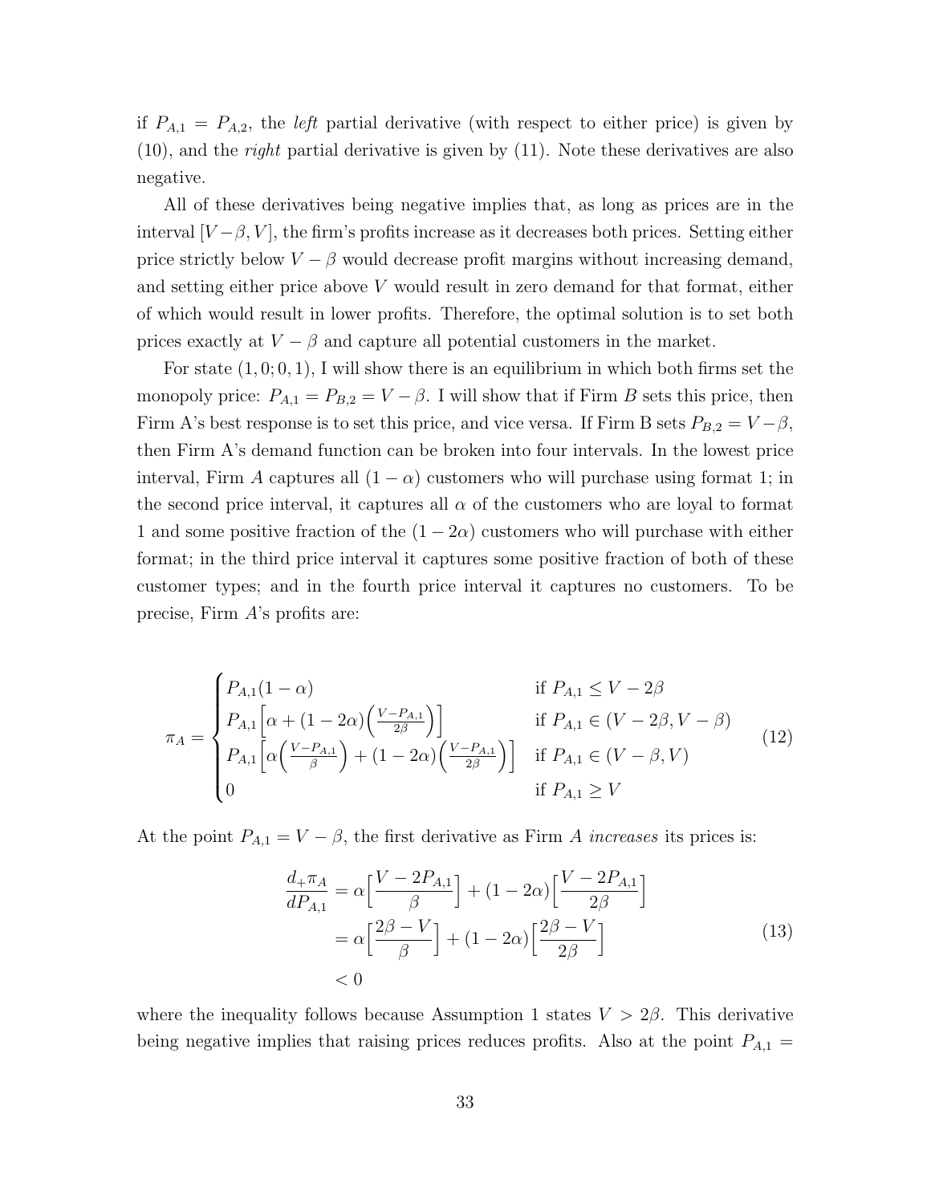if $P_{A,1} = P_{A,2}$, the *left* partial derivative (with respect to either price) is given by (10), and the *right* partial derivative is given by (11). Note these derivatives are also negative.

All of these derivatives being negative implies that, as long as prices are in the interval $[V-\beta, V]$, the firm's profits increase as it decreases both prices. Setting either price strictly below $V-\beta$ would decrease profit margins without increasing demand, and setting either price above $V$ would result in zero demand for that format, either of which would result in lower profits. Therefore, the optimal solution is to set both prices exactly at $V-\beta$ and capture all potential customers in the market.

For state $(1, 0; 0, 1)$, I will show there is an equilibrium in which both firms set the monopoly price: $P_{A,1} = P_{B,2} = V-\beta$. I will show that if Firm $B$ sets this price, then Firm A's best response is to set this price, and vice versa. If Firm B sets $P_{B,2} = V-\beta$, then Firm A's demand function can be broken into four intervals. In the lowest price interval, Firm $A$ captures all $(1-\alpha)$ customers who will purchase using format 1; in the second price interval, it captures all $\alpha$ of the customers who are loyal to format 1 and some positive fraction of the $(1-2\alpha)$ customers who will purchase with either format; in the third price interval it captures some positive fraction of both of these customer types; and in the fourth price interval it captures no customers. To be precise, Firm $A$'s profits are:

$$\pi_A = \begin{cases} P_{A,1}(1-\alpha) & \text{if } P_{A,1} \leq V-2\beta \\ P_{A,1}\Big[\alpha + (1-2\alpha)\Big(\frac{V-P_{A,1}}{2\beta}\Big)\Big] & \text{if } P_{A,1} \in (V-2\beta, V-\beta) \\ P_{A,1}\Big[\alpha\Big(\frac{V-P_{A,1}}{\beta}\Big) + (1-2\alpha)\Big(\frac{V-P_{A,1}}{2\beta}\Big)\Big] & \text{if } P_{A,1} \in (V-\beta, V) \\ 0 & \text{if } P_{A,1} \geq V \end{cases} \tag{12}$$

At the point $P_{A,1} = V-\beta$, the first derivative as Firm $A$ *increases* its prices is:

$$\begin{aligned} \frac{d_+\pi_A}{dP_{A,1}} &= \alpha\Big[\frac{V-2P_{A,1}}{\beta}\Big] + (1-2\alpha)\Big[\frac{V-2P_{A,1}}{2\beta}\Big] \\ &= \alpha\Big[\frac{2\beta-V}{\beta}\Big] + (1-2\alpha)\Big[\frac{2\beta-V}{2\beta}\Big] \\ &< 0 \end{aligned} \tag{13}$$

where the inequality follows because Assumption 1 states $V > 2\beta$. This derivative being negative implies that raising prices reduces profits. Also at the point $P_{A,1} =$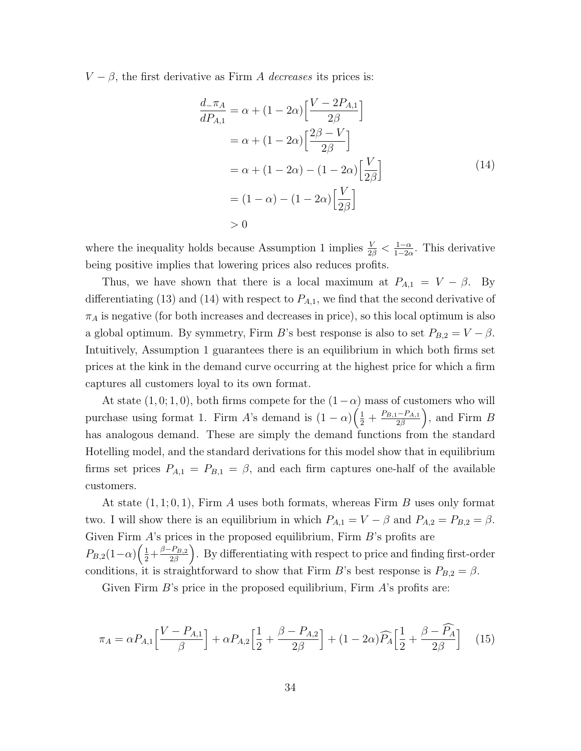$V - \beta$, the first derivative as Firm $A$ *decreases* its prices is:

$$
\begin{aligned}
\frac{d_{-}\pi_A}{dP_{A,1}} &= \alpha + (1-2\alpha)\Big[\frac{V - 2P_{A,1}}{2\beta}\Big] \\
&= \alpha + (1-2\alpha)\Big[\frac{2\beta - V}{2\beta}\Big] \\
&= \alpha + (1-2\alpha) - (1-2\alpha)\Big[\frac{V}{2\beta}\Big] \\
&= (1-\alpha) - (1-2\alpha)\Big[\frac{V}{2\beta}\Big] \\
&> 0
\end{aligned}
\tag{14}
$$

where the inequality holds because Assumption 1 implies $\frac{V}{2\beta} < \frac{1-\alpha}{1-2\alpha}$. This derivative being positive implies that lowering prices also reduces profits.

Thus, we have shown that there is a local maximum at $P_{A,1} = V - \beta$. By differentiating (13) and (14) with respect to $P_{A,1}$, we find that the second derivative of $\pi_A$ is negative (for both increases and decreases in price), so this local optimum is also a global optimum. By symmetry, Firm $B$'s best response is also to set $P_{B,2} = V - \beta$. Intuitively, Assumption 1 guarantees there is an equilibrium in which both firms set prices at the kink in the demand curve occurring at the highest price for which a firm captures all customers loyal to its own format.

At state $(1,0;1,0)$, both firms compete for the $(1-\alpha)$ mass of customers who will purchase using format 1. Firm $A$'s demand is $(1-\alpha)\Big(\frac{1}{2} + \frac{P_{B,1} - P_{A,1}}{2\beta}\Big)$, and Firm $B$ has analogous demand. These are simply the demand functions from the standard Hotelling model, and the standard derivations for this model show that in equilibrium firms set prices $P_{A,1} = P_{B,1} = \beta$, and each firm captures one-half of the available customers.

At state $(1,1;0,1)$, Firm $A$ uses both formats, whereas Firm $B$ uses only format two. I will show there is an equilibrium in which $P_{A,1} = V - \beta$ and $P_{A,2} = P_{B,2} = \beta$. Given Firm $A$'s prices in the proposed equilibrium, Firm $B$'s profits are $P_{B,2}(1-\alpha)\Big(\frac{1}{2} + \frac{\beta - P_{B,2}}{2\beta}\Big)$. By differentiating with respect to price and finding first-order conditions, it is straightforward to show that Firm $B$'s best response is $P_{B,2} = \beta$.

Given Firm $B$'s price in the proposed equilibrium, Firm $A$'s profits are:

$$
\pi_A = \alpha P_{A,1}\Big[\frac{V - P_{A,1}}{\beta}\Big] + \alpha P_{A,2}\Big[\frac{1}{2} + \frac{\beta - P_{A,2}}{2\beta}\Big] + (1-2\alpha)\widehat{P_A}\Big[\frac{1}{2} + \frac{\beta - \widehat{P_A}}{2\beta}\Big] \tag{15}
$$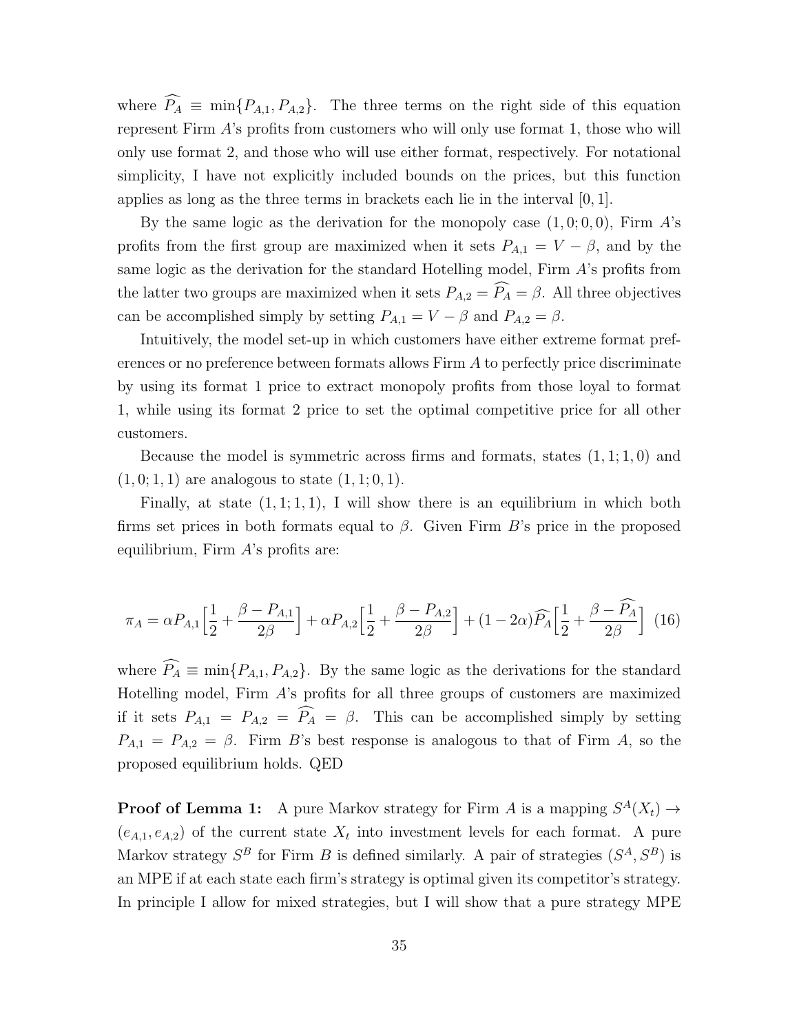where $\widehat{P_A} \equiv \min\{P_{A,1}, P_{A,2}\}$. The three terms on the right side of this equation represent Firm $A$'s profits from customers who will only use format 1, those who will only use format 2, and those who will use either format, respectively. For notational simplicity, I have not explicitly included bounds on the prices, but this function applies as long as the three terms in brackets each lie in the interval $[0, 1]$.

By the same logic as the derivation for the monopoly case $(1, 0; 0, 0)$, Firm $A$'s profits from the first group are maximized when it sets $P_{A,1} = V - \beta$, and by the same logic as the derivation for the standard Hotelling model, Firm $A$'s profits from the latter two groups are maximized when it sets $P_{A,2} = \widehat{P_A} = \beta$. All three objectives can be accomplished simply by setting $P_{A,1} = V - \beta$ and $P_{A,2} = \beta$.

Intuitively, the model set-up in which customers have either extreme format preferences or no preference between formats allows Firm $A$ to perfectly price discriminate by using its format 1 price to extract monopoly profits from those loyal to format 1, while using its format 2 price to set the optimal competitive price for all other customers.

Because the model is symmetric across firms and formats, states $(1, 1; 1, 0)$ and $(1, 0; 1, 1)$ are analogous to state $(1, 1; 0, 1)$.

Finally, at state $(1, 1; 1, 1)$, I will show there is an equilibrium in which both firms set prices in both formats equal to $\beta$. Given Firm $B$'s price in the proposed equilibrium, Firm $A$'s profits are:

$$\pi_A = \alpha P_{A,1}\Big[\frac{1}{2} + \frac{\beta - P_{A,1}}{2\beta}\Big] + \alpha P_{A,2}\Big[\frac{1}{2} + \frac{\beta - P_{A,2}}{2\beta}\Big] + (1 - 2\alpha)\widehat{P_A}\Big[\frac{1}{2} + \frac{\beta - \widehat{P_A}}{2\beta}\Big] \quad (16)$$

where $\widehat{P_A} \equiv \min\{P_{A,1}, P_{A,2}\}$. By the same logic as the derivations for the standard Hotelling model, Firm $A$'s profits for all three groups of customers are maximized if it sets $P_{A,1} = P_{A,2} = \widehat{P_A} = \beta$. This can be accomplished simply by setting $P_{A,1} = P_{A,2} = \beta$. Firm $B$'s best response is analogous to that of Firm $A$, so the proposed equilibrium holds. QED

**Proof of Lemma 1:** A pure Markov strategy for Firm $A$ is a mapping $S^A(X_t) \rightarrow (e_{A,1}, e_{A,2})$ of the current state $X_t$ into investment levels for each format. A pure Markov strategy $S^B$ for Firm $B$ is defined similarly. A pair of strategies $(S^A, S^B)$ is an MPE if at each state each firm's strategy is optimal given its competitor's strategy. In principle I allow for mixed strategies, but I will show that a pure strategy MPE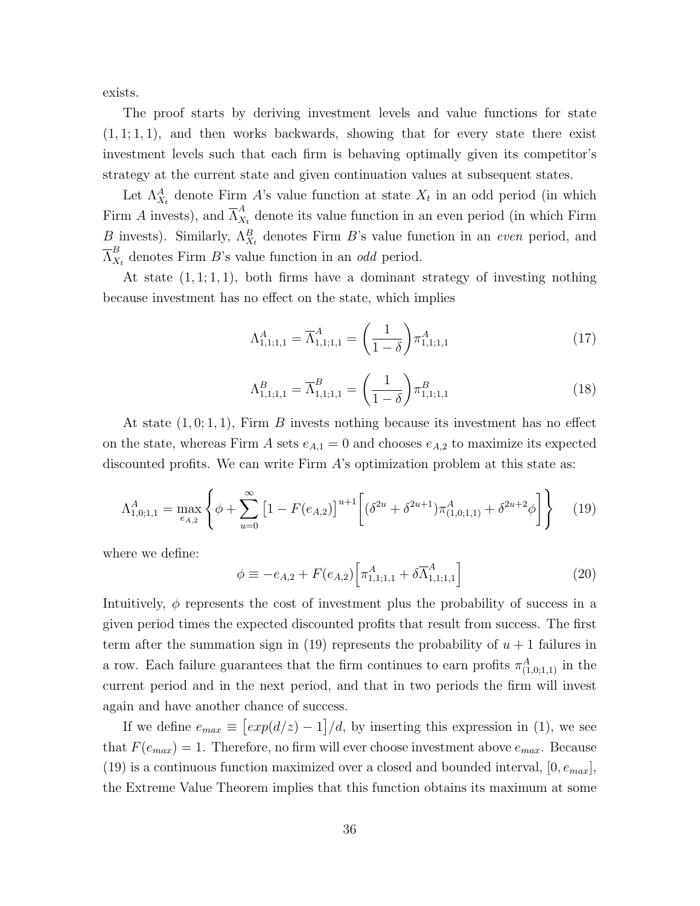exists.

The proof starts by deriving investment levels and value functions for state $(1,1;1,1)$, and then works backwards, showing that for every state there exist investment levels such that each firm is behaving optimally given its competitor's strategy at the current state and given continuation values at subsequent states.

Let $\Lambda^A_{X_t}$ denote Firm $A$'s value function at state $X_t$ in an odd period (in which Firm $A$ invests), and $\overline{\Lambda}^A_{X_t}$ denote its value function in an even period (in which Firm $B$ invests). Similarly, $\Lambda^B_{X_t}$ denotes Firm $B$'s value function in an *even* period, and $\overline{\Lambda}^B_{X_t}$ denotes Firm $B$'s value function in an *odd* period.

At state $(1,1;1,1)$, both firms have a dominant strategy of investing nothing because investment has no effect on the state, which implies

$$\Lambda^A_{1,1;1,1} = \overline{\Lambda}^A_{1,1;1,1} = \left(\frac{1}{1-\delta}\right)\pi^A_{1,1;1,1} \tag{17}$$

$$\Lambda^B_{1,1;1,1} = \overline{\Lambda}^B_{1,1;1,1} = \left(\frac{1}{1-\delta}\right)\pi^B_{1,1;1,1} \tag{18}$$

At state $(1,0;1,1)$, Firm $B$ invests nothing because its investment has no effect on the state, whereas Firm $A$ sets $e_{A,1} = 0$ and chooses $e_{A,2}$ to maximize its expected discounted profits. We can write Firm $A$'s optimization problem at this state as:

$$\Lambda^A_{1,0;1,1} = \max_{e_{A,2}} \left\{ \phi + \sum_{u=0}^{\infty} \big[1 - F(e_{A,2})\big]^{u+1} \Big[ (\delta^{2u} + \delta^{2u+1})\pi^A_{(1,0;1,1)} + \delta^{2u+2}\phi \Big] \right\} \tag{19}$$

where we define:

$$\phi \equiv -e_{A,2} + F(e_{A,2})\Big[\pi^A_{1,1;1,1} + \delta\overline{\Lambda}^A_{1,1;1,1}\Big] \tag{20}$$

Intuitively, $\phi$ represents the cost of investment plus the probability of success in a given period times the expected discounted profits that result from success. The first term after the summation sign in (19) represents the probability of $u+1$ failures in a row. Each failure guarantees that the firm continues to earn profits $\pi^A_{(1,0;1,1)}$ in the current period and in the next period, and that in two periods the firm will invest again and have another chance of success.

If we define $e_{max} \equiv \big[exp(d/z) - 1\big]/d$, by inserting this expression in (1), we see that $F(e_{max}) = 1$. Therefore, no firm will ever choose investment above $e_{max}$. Because (19) is a continuous function maximized over a closed and bounded interval, $[0, e_{max}]$, the Extreme Value Theorem implies that this function obtains its maximum at some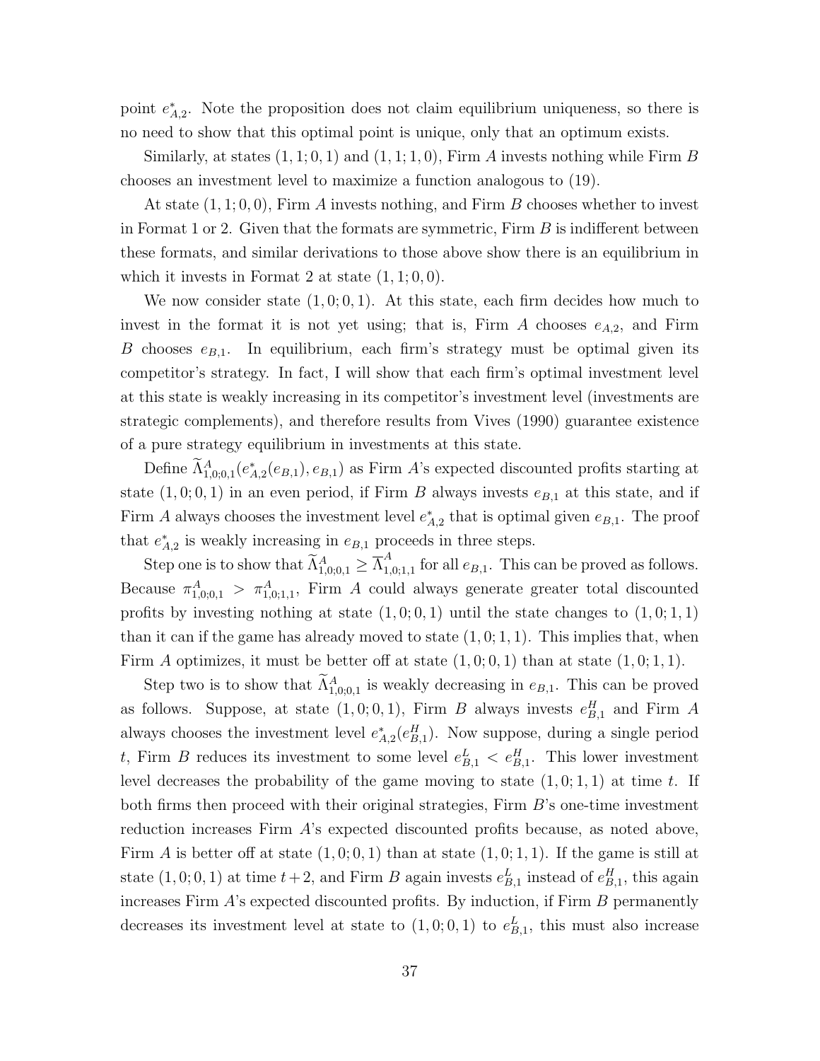point $e^*_{A,2}$. Note the proposition does not claim equilibrium uniqueness, so there is no need to show that this optimal point is unique, only that an optimum exists.

Similarly, at states $(1,1;0,1)$ and $(1,1;1,0)$, Firm $A$ invests nothing while Firm $B$ chooses an investment level to maximize a function analogous to (19).

At state $(1,1;0,0)$, Firm $A$ invests nothing, and Firm $B$ chooses whether to invest in Format 1 or 2. Given that the formats are symmetric, Firm $B$ is indifferent between these formats, and similar derivations to those above show there is an equilibrium in which it invests in Format 2 at state $(1,1;0,0)$.

We now consider state $(1,0;0,1)$. At this state, each firm decides how much to invest in the format it is not yet using; that is, Firm $A$ chooses $e_{A,2}$, and Firm $B$ chooses $e_{B,1}$. In equilibrium, each firm's strategy must be optimal given its competitor's strategy. In fact, I will show that each firm's optimal investment level at this state is weakly increasing in its competitor's investment level (investments are strategic complements), and therefore results from Vives (1990) guarantee existence of a pure strategy equilibrium in investments at this state.

Define $\widetilde{\Lambda}^A_{1,0;0,1}(e^*_{A,2}(e_{B,1}), e_{B,1})$ as Firm $A$'s expected discounted profits starting at state $(1,0;0,1)$ in an even period, if Firm $B$ always invests $e_{B,1}$ at this state, and if Firm $A$ always chooses the investment level $e^*_{A,2}$ that is optimal given $e_{B,1}$. The proof that $e^*_{A,2}$ is weakly increasing in $e_{B,1}$ proceeds in three steps.

Step one is to show that $\widetilde{\Lambda}^A_{1,0;0,1} \geq \overline{\Lambda}^A_{1,0;1,1}$ for all $e_{B,1}$. This can be proved as follows. Because $\pi^A_{1,0;0,1} > \pi^A_{1,0;1,1}$, Firm $A$ could always generate greater total discounted profits by investing nothing at state $(1,0;0,1)$ until the state changes to $(1,0;1,1)$ than it can if the game has already moved to state $(1,0;1,1)$. This implies that, when Firm $A$ optimizes, it must be better off at state $(1,0;0,1)$ than at state $(1,0;1,1)$.

Step two is to show that $\widetilde{\Lambda}^A_{1,0;0,1}$ is weakly decreasing in $e_{B,1}$. This can be proved as follows. Suppose, at state $(1,0;0,1)$, Firm $B$ always invests $e^H_{B,1}$ and Firm $A$ always chooses the investment level $e^*_{A,2}(e^H_{B,1})$. Now suppose, during a single period $t$, Firm $B$ reduces its investment to some level $e^L_{B,1} < e^H_{B,1}$. This lower investment level decreases the probability of the game moving to state $(1,0;1,1)$ at time $t$. If both firms then proceed with their original strategies, Firm $B$'s one-time investment reduction increases Firm $A$'s expected discounted profits because, as noted above, Firm $A$ is better off at state $(1,0;0,1)$ than at state $(1,0;1,1)$. If the game is still at state $(1,0;0,1)$ at time $t+2$, and Firm $B$ again invests $e^L_{B,1}$ instead of $e^H_{B,1}$, this again increases Firm $A$'s expected discounted profits. By induction, if Firm $B$ permanently decreases its investment level at state to $(1,0;0,1)$ to $e^L_{B,1}$, this must also increase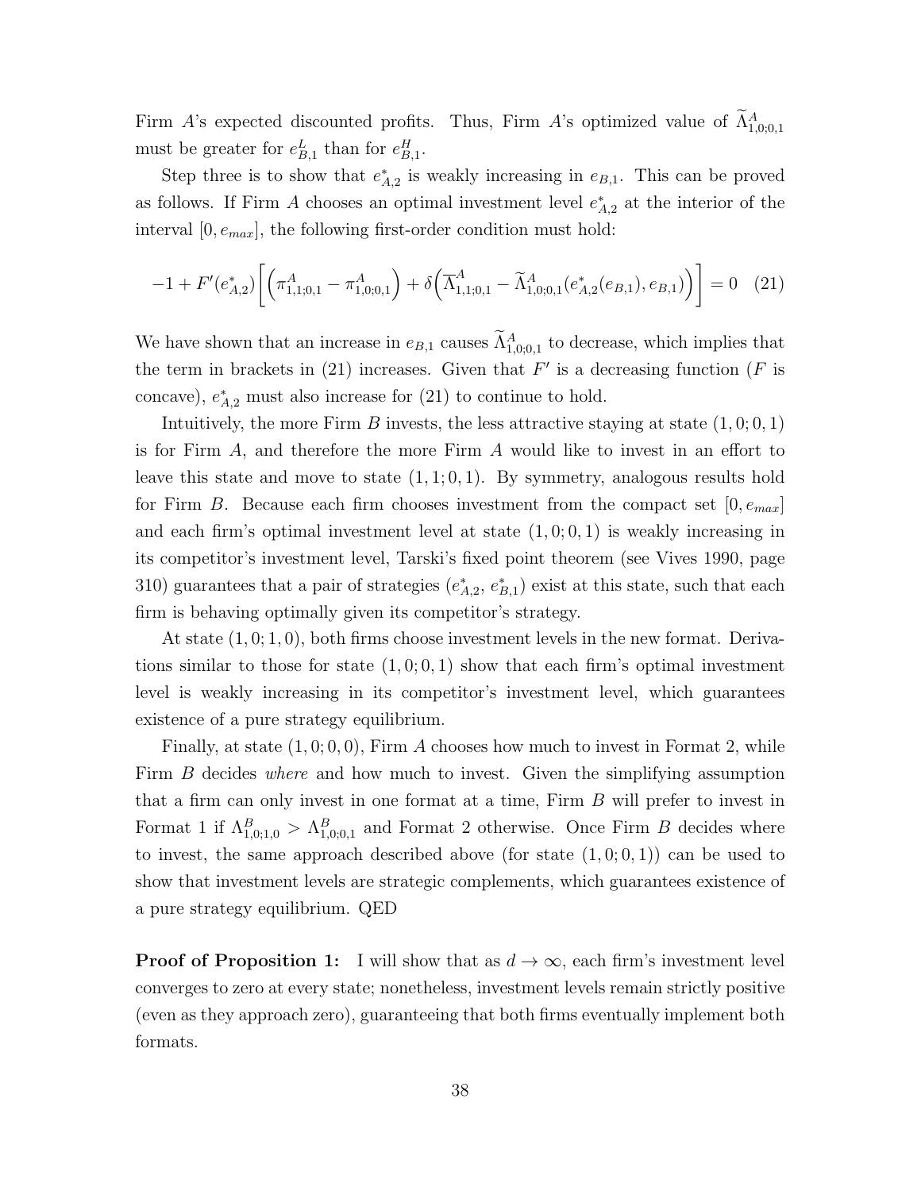Firm $A$'s expected discounted profits. Thus, Firm $A$'s optimized value of $\widetilde{\Lambda}^A_{1,0;0,1}$ must be greater for $e^L_{B,1}$ than for $e^H_{B,1}$.

Step three is to show that $e^*_{A,2}$ is weakly increasing in $e_{B,1}$. This can be proved as follows. If Firm $A$ chooses an optimal investment level $e^*_{A,2}$ at the interior of the interval $[0, e_{max}]$, the following first-order condition must hold:

$$-1 + F'(e^*_{A,2})\left[\left(\pi^A_{1,1;0,1} - \pi^A_{1,0;0,1}\right) + \delta\left(\overline{\Lambda}^A_{1,1;0,1} - \widetilde{\Lambda}^A_{1,0;0,1}(e^*_{A,2}(e_{B,1}), e_{B,1})\right)\right] = 0 \quad (21)$$

We have shown that an increase in $e_{B,1}$ causes $\widetilde{\Lambda}^A_{1,0;0,1}$ to decrease, which implies that the term in brackets in (21) increases. Given that $F'$ is a decreasing function ($F$ is concave), $e^*_{A,2}$ must also increase for (21) to continue to hold.

Intuitively, the more Firm $B$ invests, the less attractive staying at state $(1, 0; 0, 1)$ is for Firm $A$, and therefore the more Firm $A$ would like to invest in an effort to leave this state and move to state $(1, 1; 0, 1)$. By symmetry, analogous results hold for Firm $B$. Because each firm chooses investment from the compact set $[0, e_{max}]$ and each firm's optimal investment level at state $(1, 0; 0, 1)$ is weakly increasing in its competitor's investment level, Tarski's fixed point theorem (see Vives 1990, page 310) guarantees that a pair of strategies $(e^*_{A,2}, e^*_{B,1})$ exist at this state, such that each firm is behaving optimally given its competitor's strategy.

At state $(1, 0; 1, 0)$, both firms choose investment levels in the new format. Derivations similar to those for state $(1, 0; 0, 1)$ show that each firm's optimal investment level is weakly increasing in its competitor's investment level, which guarantees existence of a pure strategy equilibrium.

Finally, at state $(1, 0; 0, 0)$, Firm $A$ chooses how much to invest in Format 2, while Firm $B$ decides *where* and how much to invest. Given the simplifying assumption that a firm can only invest in one format at a time, Firm $B$ will prefer to invest in Format 1 if $\Lambda^B_{1,0;1,0} > \Lambda^B_{1,0;0,1}$ and Format 2 otherwise. Once Firm $B$ decides where to invest, the same approach described above (for state $(1, 0; 0, 1)$) can be used to show that investment levels are strategic complements, which guarantees existence of a pure strategy equilibrium. QED

**Proof of Proposition 1:** I will show that as $d \to \infty$, each firm's investment level converges to zero at every state; nonetheless, investment levels remain strictly positive (even as they approach zero), guaranteeing that both firms eventually implement both formats.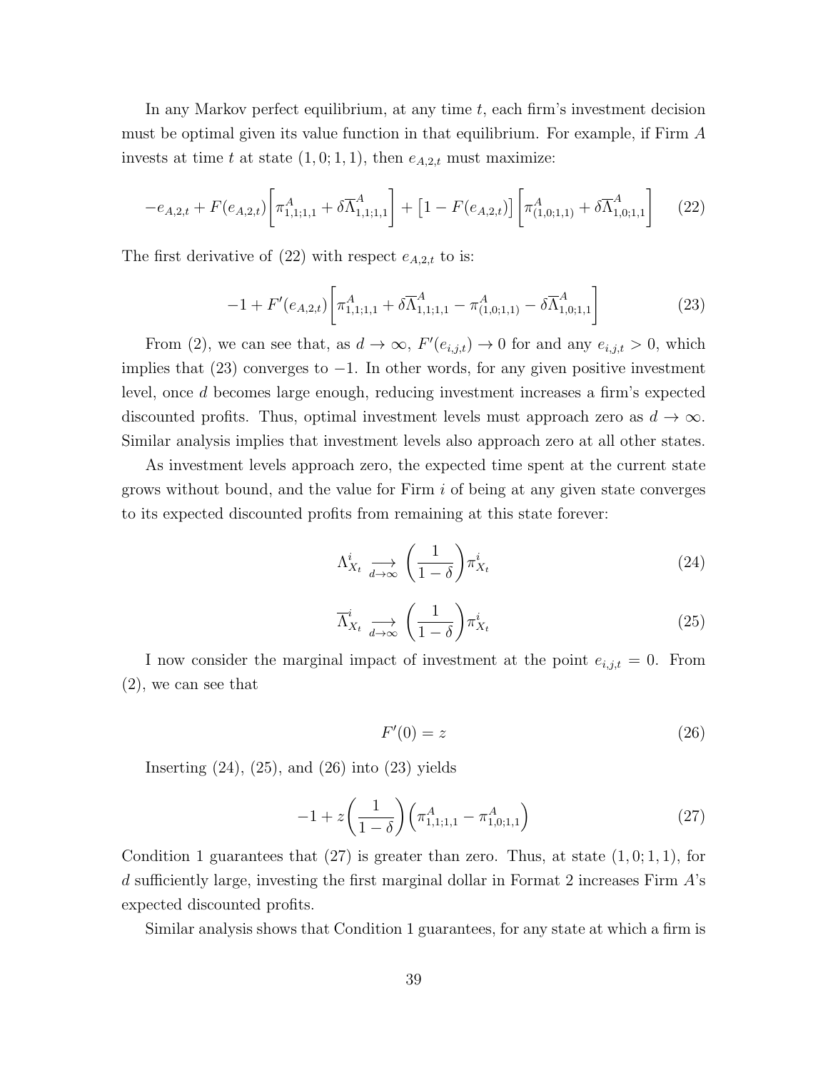In any Markov perfect equilibrium, at any time $t$, each firm's investment decision must be optimal given its value function in that equilibrium. For example, if Firm $A$ invests at time $t$ at state $(1, 0; 1, 1)$, then $e_{A,2,t}$ must maximize:

$$-e_{A,2,t} + F(e_{A,2,t})\bigg[\pi^A_{1,1;1,1} + \delta\overline{\Lambda}^A_{1,1;1,1}\bigg] + \big[1 - F(e_{A,2,t})\big]\bigg[\pi^A_{(1,0;1,1)} + \delta\overline{\Lambda}^A_{1,0;1,1}\bigg] \tag{22}$$

The first derivative of (22) with respect $e_{A,2,t}$ to is:

$$-1 + F'(e_{A,2,t})\bigg[\pi^A_{1,1;1,1} + \delta\overline{\Lambda}^A_{1,1;1,1} - \pi^A_{(1,0;1,1)} - \delta\overline{\Lambda}^A_{1,0;1,1}\bigg] \tag{23}$$

From (2), we can see that, as $d \to \infty$, $F'(e_{i,j,t}) \to 0$ for and any $e_{i,j,t} > 0$, which implies that (23) converges to $-1$. In other words, for any given positive investment level, once $d$ becomes large enough, reducing investment increases a firm's expected discounted profits. Thus, optimal investment levels must approach zero as $d \to \infty$. Similar analysis implies that investment levels also approach zero at all other states.

As investment levels approach zero, the expected time spent at the current state grows without bound, and the value for Firm $i$ of being at any given state converges to its expected discounted profits from remaining at this state forever:

$$\Lambda^i_{X_t} \underset{d\to\infty}{\longrightarrow} \left(\frac{1}{1-\delta}\right)\pi^i_{X_t} \tag{24}$$

$$\overline{\Lambda}^i_{X_t} \underset{d\to\infty}{\longrightarrow} \left(\frac{1}{1-\delta}\right)\pi^i_{X_t} \tag{25}$$

I now consider the marginal impact of investment at the point $e_{i,j,t} = 0$. From (2), we can see that

$$F'(0) = z \tag{26}$$

Inserting (24), (25), and (26) into (23) yields

$$-1 + z\bigg(\frac{1}{1-\delta}\bigg)\Big(\pi^A_{1,1;1,1} - \pi^A_{1,0;1,1}\Big) \tag{27}$$

Condition 1 guarantees that (27) is greater than zero. Thus, at state $(1, 0; 1, 1)$, for $d$ sufficiently large, investing the first marginal dollar in Format 2 increases Firm $A$'s expected discounted profits.

Similar analysis shows that Condition 1 guarantees, for any state at which a firm is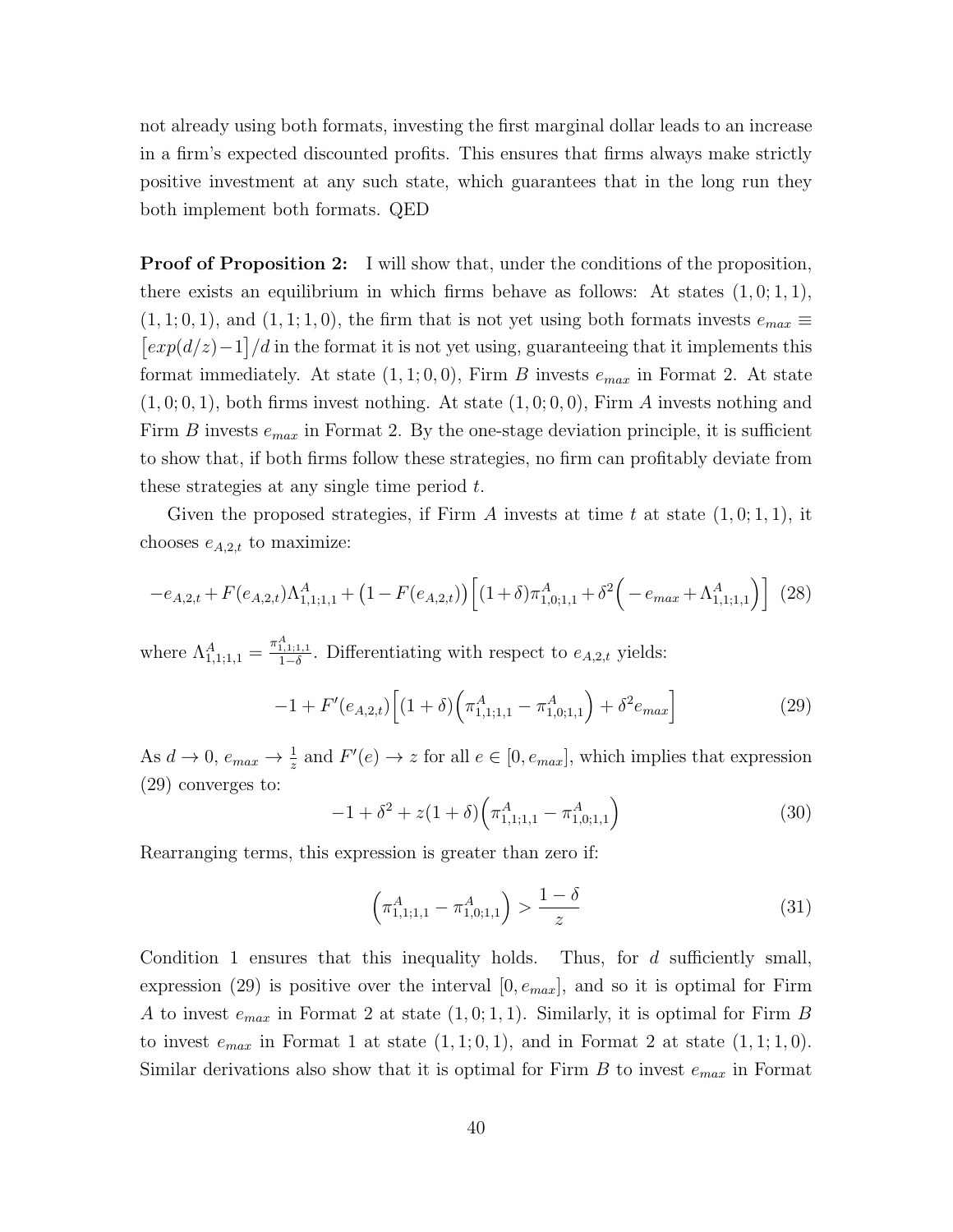not already using both formats, investing the first marginal dollar leads to an increase in a firm's expected discounted profits. This ensures that firms always make strictly positive investment at any such state, which guarantees that in the long run they both implement both formats. QED

**Proof of Proposition 2:** I will show that, under the conditions of the proposition, there exists an equilibrium in which firms behave as follows: At states $(1,0;1,1)$, $(1,1;0,1)$, and $(1,1;1,0)$, the firm that is not yet using both formats invests $e_{max} \equiv \big[exp(d/z)-1\big]/d$ in the format it is not yet using, guaranteeing that it implements this format immediately. At state $(1,1;0,0)$, Firm $B$ invests $e_{max}$ in Format 2. At state $(1,0;0,1)$, both firms invest nothing. At state $(1,0;0,0)$, Firm $A$ invests nothing and Firm $B$ invests $e_{max}$ in Format 2. By the one-stage deviation principle, it is sufficient to show that, if both firms follow these strategies, no firm can profitably deviate from these strategies at any single time period $t$.

Given the proposed strategies, if Firm $A$ invests at time $t$ at state $(1,0;1,1)$, it chooses $e_{A,2,t}$ to maximize:

$$-e_{A,2,t} + F(e_{A,2,t})\Lambda^A_{1,1;1,1} + \big(1-F(e_{A,2,t})\big)\Big[(1+\delta)\pi^A_{1,0;1,1} + \delta^2\Big(-e_{max} + \Lambda^A_{1,1;1,1}\Big)\Big] \quad (28)$$

where $\Lambda^A_{1,1;1,1} = \frac{\pi^A_{1,1;1,1}}{1-\delta}$. Differentiating with respect to $e_{A,2,t}$ yields:

$$-1 + F'(e_{A,2,t})\Big[(1+\delta)\Big(\pi^A_{1,1;1,1} - \pi^A_{1,0;1,1}\Big) + \delta^2 e_{max}\Big] \quad (29)$$

As $d \to 0$, $e_{max} \to \frac{1}{z}$ and $F'(e) \to z$ for all $e \in [0, e_{max}]$, which implies that expression (29) converges to:

$$-1 + \delta^2 + z(1+\delta)\Big(\pi^A_{1,1;1,1} - \pi^A_{1,0;1,1}\Big) \quad (30)$$

Rearranging terms, this expression is greater than zero if:

$$\Big(\pi^A_{1,1;1,1} - \pi^A_{1,0;1,1}\Big) > \frac{1-\delta}{z} \quad (31)$$

Condition 1 ensures that this inequality holds. Thus, for $d$ sufficiently small, expression (29) is positive over the interval $[0, e_{max}]$, and so it is optimal for Firm $A$ to invest $e_{max}$ in Format 2 at state $(1,0;1,1)$. Similarly, it is optimal for Firm $B$ to invest $e_{max}$ in Format 1 at state $(1,1;0,1)$, and in Format 2 at state $(1,1;1,0)$. Similar derivations also show that it is optimal for Firm $B$ to invest $e_{max}$ in Format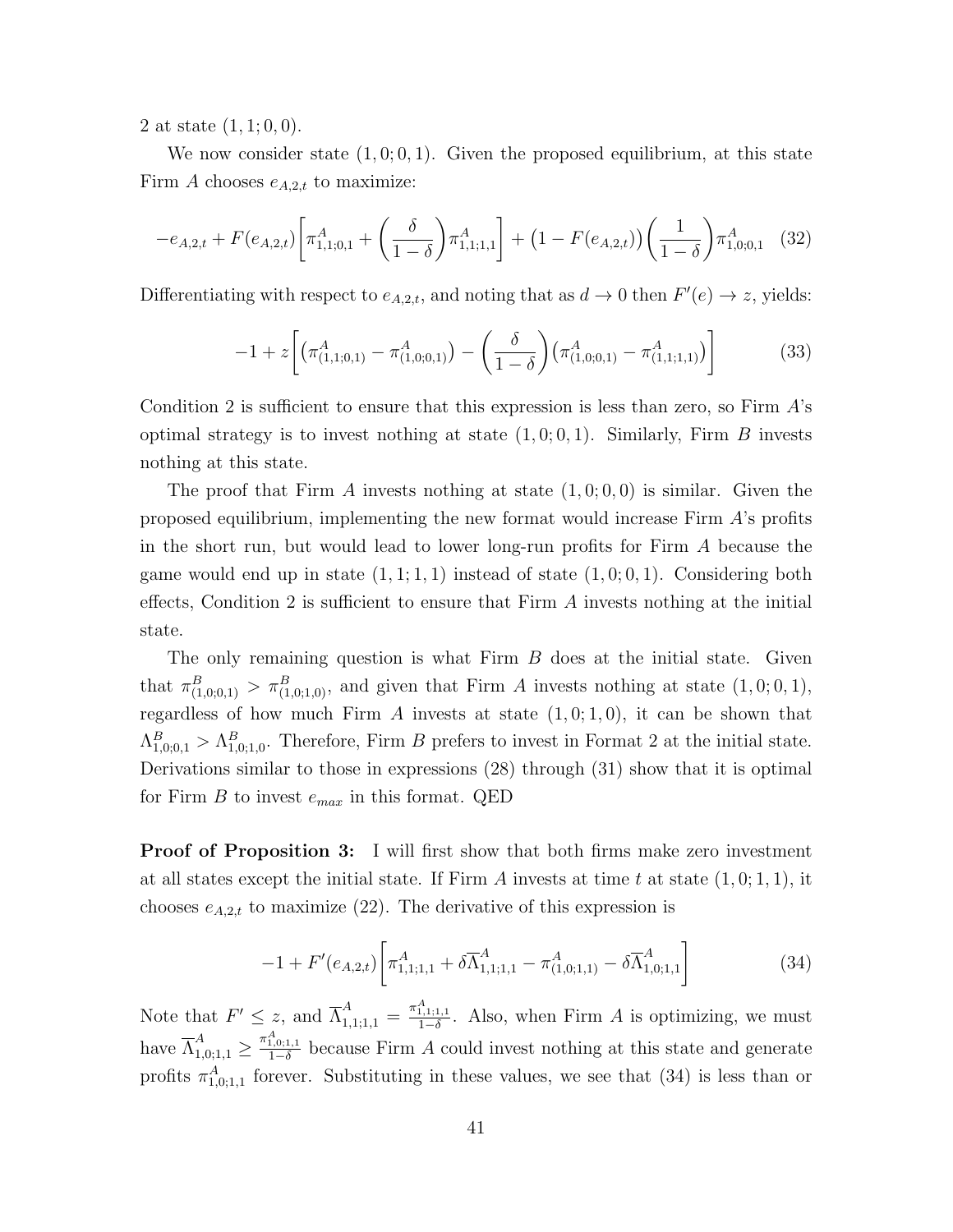2 at state $(1, 1; 0, 0)$.

We now consider state $(1, 0; 0, 1)$. Given the proposed equilibrium, at this state Firm $A$ chooses $e_{A,2,t}$ to maximize:

$$-e_{A,2,t} + F(e_{A,2,t})\left[\pi^A_{1,1;0,1} + \left(\frac{\delta}{1-\delta}\right)\pi^A_{1,1;1,1}\right] + \big(1 - F(e_{A,2,t})\big)\left(\frac{1}{1-\delta}\right)\pi^A_{1,0;0,1} \quad (32)$$

Differentiating with respect to $e_{A,2,t}$, and noting that as $d \to 0$ then $F'(e) \to z$, yields:

$$-1 + z\left[\big(\pi^A_{(1,1;0,1)} - \pi^A_{(1,0;0,1)}\big) - \left(\frac{\delta}{1-\delta}\right)\big(\pi^A_{(1,0;0,1)} - \pi^A_{(1,1;1,1)}\big)\right] \quad (33)$$

Condition 2 is sufficient to ensure that this expression is less than zero, so Firm $A$'s optimal strategy is to invest nothing at state $(1, 0; 0, 1)$. Similarly, Firm $B$ invests nothing at this state.

The proof that Firm $A$ invests nothing at state $(1, 0; 0, 0)$ is similar. Given the proposed equilibrium, implementing the new format would increase Firm $A$'s profits in the short run, but would lead to lower long-run profits for Firm $A$ because the game would end up in state $(1, 1; 1, 1)$ instead of state $(1, 0; 0, 1)$. Considering both effects, Condition 2 is sufficient to ensure that Firm $A$ invests nothing at the initial state.

The only remaining question is what Firm $B$ does at the initial state. Given that $\pi^B_{(1,0;0,1)} > \pi^B_{(1,0;1,0)}$, and given that Firm $A$ invests nothing at state $(1, 0; 0, 1)$, regardless of how much Firm $A$ invests at state $(1, 0; 1, 0)$, it can be shown that $\Lambda^B_{1,0;0,1} > \Lambda^B_{1,0;1,0}$. Therefore, Firm $B$ prefers to invest in Format 2 at the initial state. Derivations similar to those in expressions (28) through (31) show that it is optimal for Firm $B$ to invest $e_{max}$ in this format. QED

**Proof of Proposition 3:** I will first show that both firms make zero investment at all states except the initial state. If Firm $A$ invests at time $t$ at state $(1, 0; 1, 1)$, it chooses $e_{A,2,t}$ to maximize (22). The derivative of this expression is

$$-1 + F'(e_{A,2,t})\left[\pi^A_{1,1;1,1} + \delta\overline{\Lambda}^A_{1,1;1,1} - \pi^A_{(1,0;1,1)} - \delta\overline{\Lambda}^A_{1,0;1,1}\right] \quad (34)$$

Note that $F' \leq z$, and $\overline{\Lambda}^A_{1,1;1,1} = \frac{\pi^A_{1,1;1,1}}{1-\delta}$. Also, when Firm $A$ is optimizing, we must have $\overline{\Lambda}^A_{1,0;1,1} \geq \frac{\pi^A_{1,0;1,1}}{1-\delta}$ because Firm $A$ could invest nothing at this state and generate profits $\pi^A_{1,0;1,1}$ forever. Substituting in these values, we see that (34) is less than or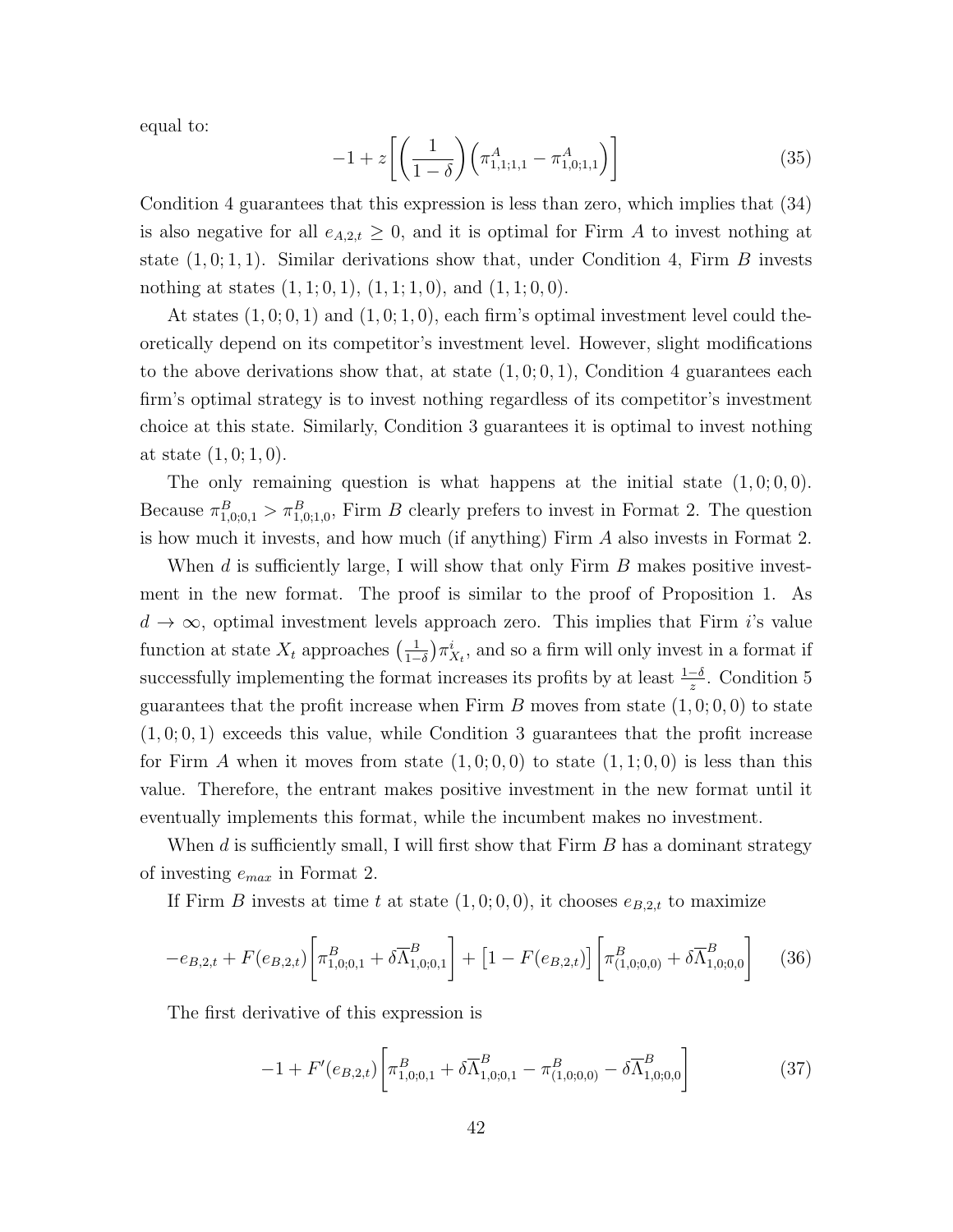equal to:

$$-1 + z\left[\left(\frac{1}{1-\delta}\right)\left(\pi^A_{1,1;1,1} - \pi^A_{1,0;1,1}\right)\right] \tag{35}$$

Condition 4 guarantees that this expression is less than zero, which implies that (34) is also negative for all $e_{A,2,t} \geq 0$, and it is optimal for Firm $A$ to invest nothing at state $(1,0;1,1)$. Similar derivations show that, under Condition 4, Firm $B$ invests nothing at states $(1,1;0,1)$, $(1,1;1,0)$, and $(1,1;0,0)$.

At states $(1,0;0,1)$ and $(1,0;1,0)$, each firm's optimal investment level could theoretically depend on its competitor's investment level. However, slight modifications to the above derivations show that, at state $(1,0;0,1)$, Condition 4 guarantees each firm's optimal strategy is to invest nothing regardless of its competitor's investment choice at this state. Similarly, Condition 3 guarantees it is optimal to invest nothing at state $(1,0;1,0)$.

The only remaining question is what happens at the initial state $(1,0;0,0)$. Because $\pi^B_{1,0;0,1} > \pi^B_{1,0;1,0}$, Firm $B$ clearly prefers to invest in Format 2. The question is how much it invests, and how much (if anything) Firm $A$ also invests in Format 2.

When $d$ is sufficiently large, I will show that only Firm $B$ makes positive investment in the new format. The proof is similar to the proof of Proposition 1. As $d \to \infty$, optimal investment levels approach zero. This implies that Firm $i$'s value function at state $X_t$ approaches $\left(\frac{1}{1-\delta}\right)\pi^i_{X_t}$, and so a firm will only invest in a format if successfully implementing the format increases its profits by at least $\frac{1-\delta}{z}$. Condition 5 guarantees that the profit increase when Firm $B$ moves from state $(1,0;0,0)$ to state $(1,0;0,1)$ exceeds this value, while Condition 3 guarantees that the profit increase for Firm $A$ when it moves from state $(1,0;0,0)$ to state $(1,1;0,0)$ is less than this value. Therefore, the entrant makes positive investment in the new format until it eventually implements this format, while the incumbent makes no investment.

When $d$ is sufficiently small, I will first show that Firm $B$ has a dominant strategy of investing $e_{max}$ in Format 2.

If Firm $B$ invests at time $t$ at state $(1,0;0,0)$, it chooses $e_{B,2,t}$ to maximize

$$-e_{B,2,t} + F(e_{B,2,t})\left[\pi^B_{1,0;0,1} + \delta\overline{\Lambda}^B_{1,0;0,1}\right] + \left[1 - F(e_{B,2,t})\right]\left[\pi^B_{(1,0;0,0)} + \delta\overline{\Lambda}^B_{1,0;0,0}\right] \tag{36}$$

The first derivative of this expression is

$$-1 + F'(e_{B,2,t})\left[\pi^B_{1,0;0,1} + \delta\overline{\Lambda}^B_{1,0;0,1} - \pi^B_{(1,0;0,0)} - \delta\overline{\Lambda}^B_{1,0;0,0}\right] \tag{37}$$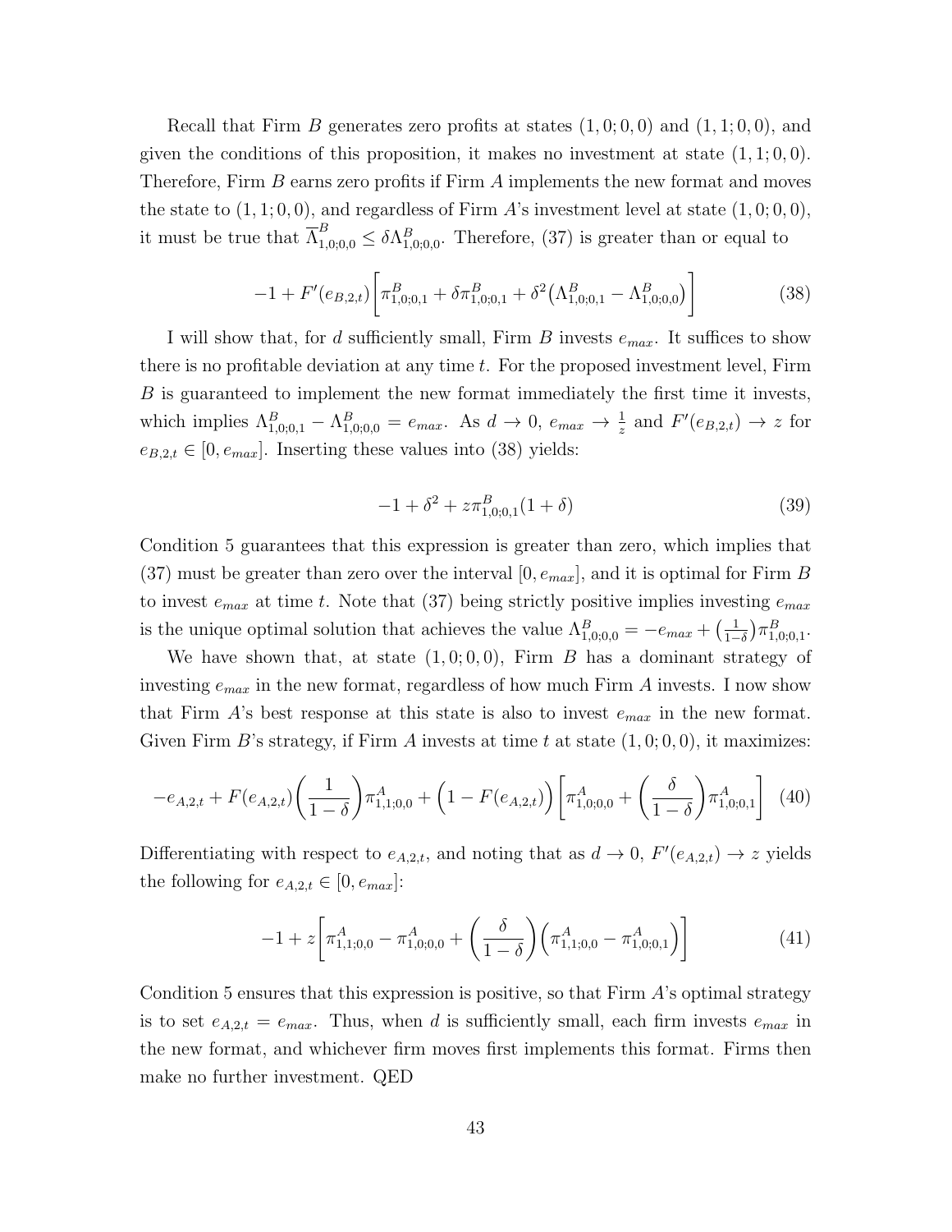Recall that Firm $B$ generates zero profits at states $(1,0;0,0)$ and $(1,1;0,0)$, and given the conditions of this proposition, it makes no investment at state $(1,1;0,0)$. Therefore, Firm $B$ earns zero profits if Firm $A$ implements the new format and moves the state to $(1,1;0,0)$, and regardless of Firm $A$'s investment level at state $(1,0;0,0)$, it must be true that $\overline{\Lambda}^{B}_{1,0;0,0} \leq \delta\Lambda^{B}_{1,0;0,0}$. Therefore, (37) is greater than or equal to

$$-1 + F'(e_{B,2,t})\bigg[\pi^{B}_{1,0;0,1} + \delta\pi^{B}_{1,0;0,1} + \delta^{2}\big(\Lambda^{B}_{1,0;0,1} - \Lambda^{B}_{1,0;0,0}\big)\bigg] \tag{38}$$

I will show that, for $d$ sufficiently small, Firm $B$ invests $e_{max}$. It suffices to show there is no profitable deviation at any time $t$. For the proposed investment level, Firm $B$ is guaranteed to implement the new format immediately the first time it invests, which implies $\Lambda^{B}_{1,0;0,1} - \Lambda^{B}_{1,0;0,0} = e_{max}$. As $d \to 0$, $e_{max} \to \frac{1}{z}$ and $F'(e_{B,2,t}) \to z$ for $e_{B,2,t} \in [0, e_{max}]$. Inserting these values into (38) yields:

$$-1 + \delta^{2} + z\pi^{B}_{1,0;0,1}(1+\delta) \tag{39}$$

Condition 5 guarantees that this expression is greater than zero, which implies that (37) must be greater than zero over the interval $[0, e_{max}]$, and it is optimal for Firm $B$ to invest $e_{max}$ at time $t$. Note that (37) being strictly positive implies investing $e_{max}$ is the unique optimal solution that achieves the value $\Lambda^{B}_{1,0;0,0} = -e_{max} + \big(\frac{1}{1-\delta}\big)\pi^{B}_{1,0;0,1}$.

We have shown that, at state $(1,0;0,0)$, Firm $B$ has a dominant strategy of investing $e_{max}$ in the new format, regardless of how much Firm $A$ invests. I now show that Firm $A$'s best response at this state is also to invest $e_{max}$ in the new format. Given Firm $B$'s strategy, if Firm $A$ invests at time $t$ at state $(1,0;0,0)$, it maximizes:

$$-e_{A,2,t} + F(e_{A,2,t})\bigg(\frac{1}{1-\delta}\bigg)\pi^{A}_{1,1;0,0} + \Big(1 - F(e_{A,2,t})\Big)\bigg[\pi^{A}_{1,0;0,0} + \bigg(\frac{\delta}{1-\delta}\bigg)\pi^{A}_{1,0;0,1}\bigg] \tag{40}$$

Differentiating with respect to $e_{A,2,t}$, and noting that as $d \to 0$, $F'(e_{A,2,t}) \to z$ yields the following for $e_{A,2,t} \in [0, e_{max}]$:

$$-1 + z\bigg[\pi^{A}_{1,1;0,0} - \pi^{A}_{1,0;0,0} + \bigg(\frac{\delta}{1-\delta}\bigg)\Big(\pi^{A}_{1,1;0,0} - \pi^{A}_{1,0;0,1}\Big)\bigg] \tag{41}$$

Condition 5 ensures that this expression is positive, so that Firm $A$'s optimal strategy is to set $e_{A,2,t} = e_{max}$. Thus, when $d$ is sufficiently small, each firm invests $e_{max}$ in the new format, and whichever firm moves first implements this format. Firms then make no further investment. QED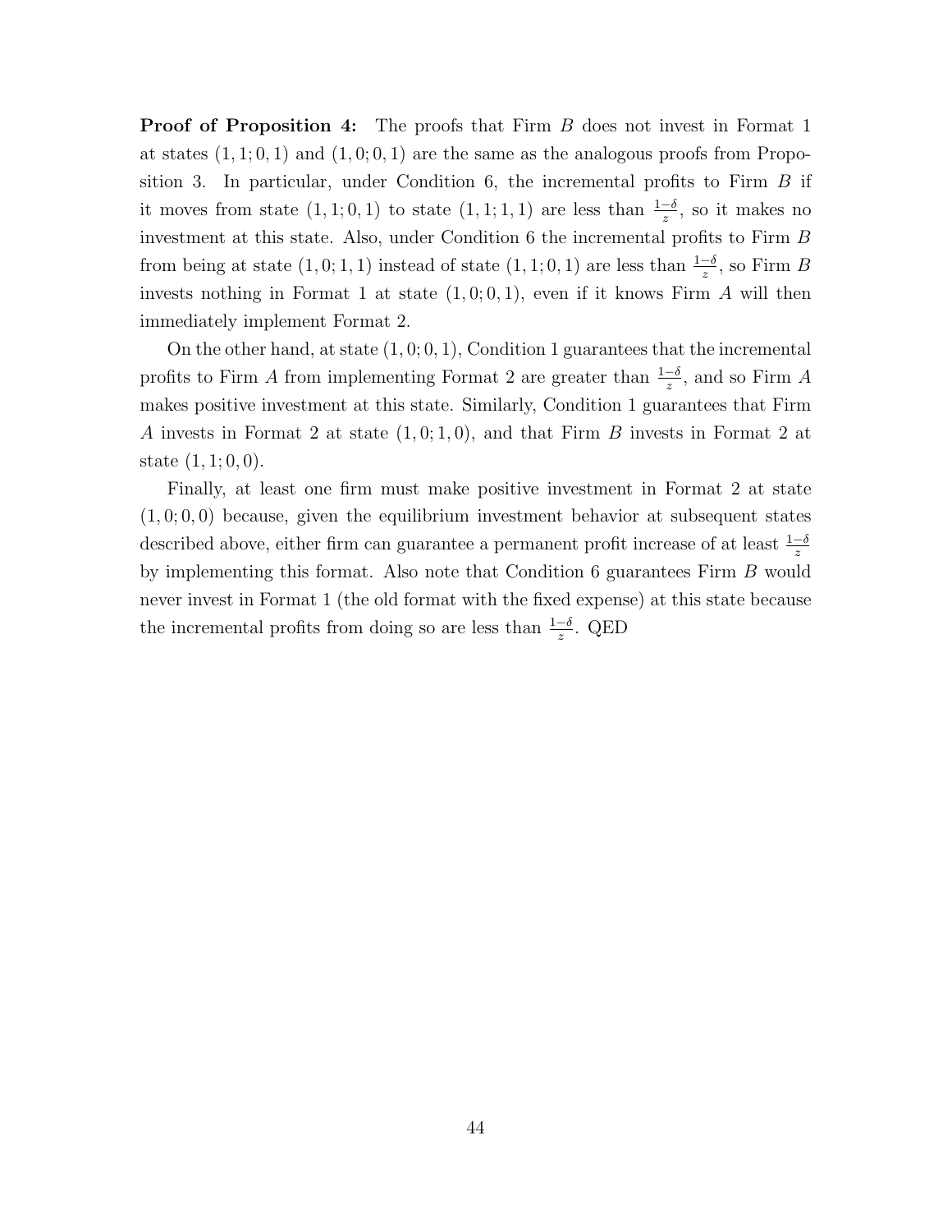**Proof of Proposition 4:** The proofs that Firm $B$ does not invest in Format 1 at states $(1, 1; 0, 1)$ and $(1, 0; 0, 1)$ are the same as the analogous proofs from Proposition 3. In particular, under Condition 6, the incremental profits to Firm $B$ if it moves from state $(1, 1; 0, 1)$ to state $(1, 1; 1, 1)$ are less than $\frac{1-\delta}{z}$, so it makes no investment at this state. Also, under Condition 6 the incremental profits to Firm $B$ from being at state $(1, 0; 1, 1)$ instead of state $(1, 1; 0, 1)$ are less than $\frac{1-\delta}{z}$, so Firm $B$ invests nothing in Format 1 at state $(1, 0; 0, 1)$, even if it knows Firm $A$ will then immediately implement Format 2.

On the other hand, at state $(1, 0; 0, 1)$, Condition 1 guarantees that the incremental profits to Firm $A$ from implementing Format 2 are greater than $\frac{1-\delta}{z}$, and so Firm $A$ makes positive investment at this state. Similarly, Condition 1 guarantees that Firm $A$ invests in Format 2 at state $(1, 0; 1, 0)$, and that Firm $B$ invests in Format 2 at state $(1, 1; 0, 0)$.

Finally, at least one firm must make positive investment in Format 2 at state $(1, 0; 0, 0)$ because, given the equilibrium investment behavior at subsequent states described above, either firm can guarantee a permanent profit increase of at least $\frac{1-\delta}{z}$ by implementing this format. Also note that Condition 6 guarantees Firm $B$ would never invest in Format 1 (the old format with the fixed expense) at this state because the incremental profits from doing so are less than $\frac{1-\delta}{z}$. QED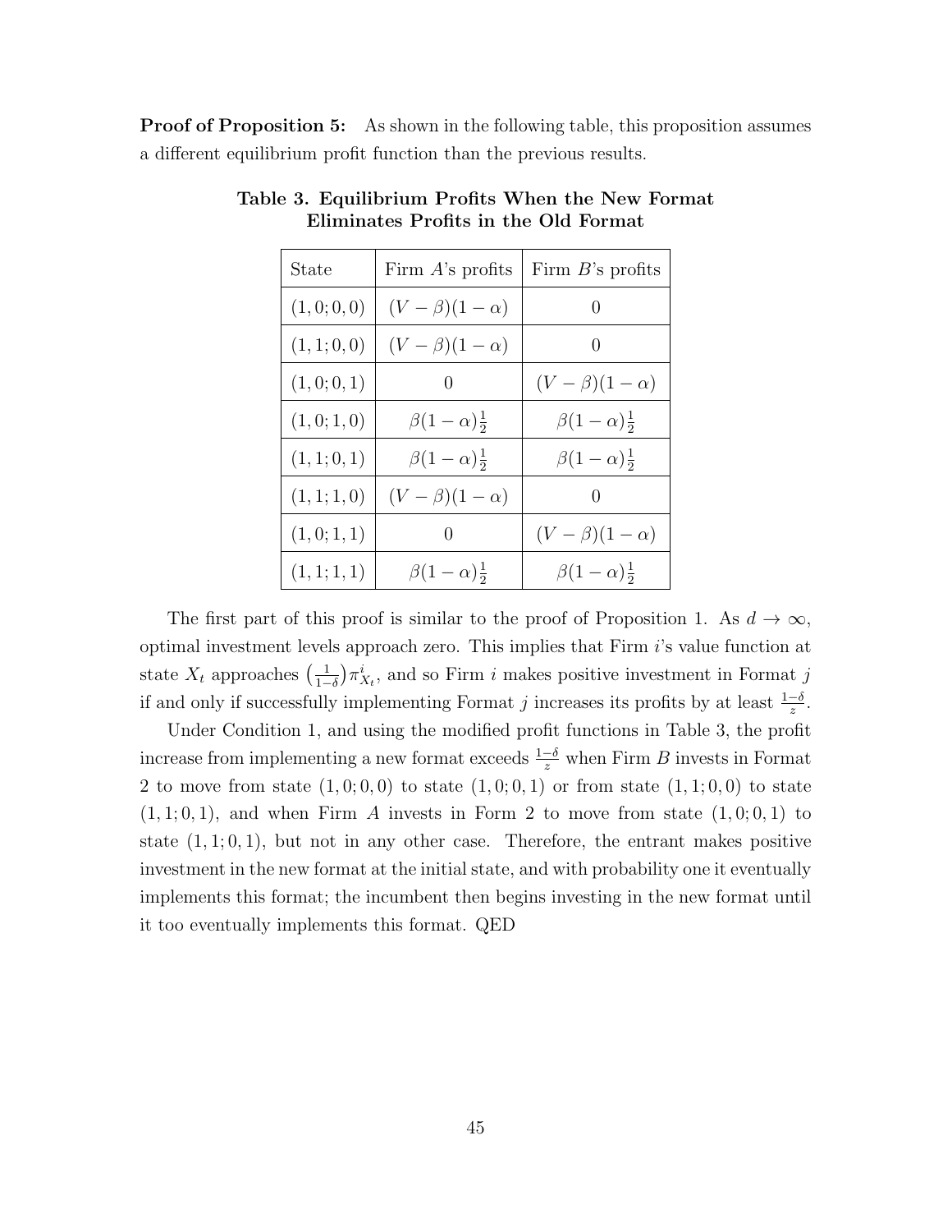**Proof of Proposition 5:** As shown in the following table, this proposition assumes a different equilibrium profit function than the previous results.

**Table 3. Equilibrium Profits When the New Format Eliminates Profits in the Old Format**

| State | Firm $A$'s profits | Firm $B$'s profits |
|---|---|---|
| $(1,0;0,0)$ | $(V-\beta)(1-\alpha)$ | $0$ |
| $(1,1;0,0)$ | $(V-\beta)(1-\alpha)$ | $0$ |
| $(1,0;0,1)$ | $0$ | $(V-\beta)(1-\alpha)$ |
| $(1,0;1,0)$ | $\beta(1-\alpha)\frac{1}{2}$ | $\beta(1-\alpha)\frac{1}{2}$ |
| $(1,1;0,1)$ | $\beta(1-\alpha)\frac{1}{2}$ | $\beta(1-\alpha)\frac{1}{2}$ |
| $(1,1;1,0)$ | $(V-\beta)(1-\alpha)$ | $0$ |
| $(1,0;1,1)$ | $0$ | $(V-\beta)(1-\alpha)$ |
| $(1,1;1,1)$ | $\beta(1-\alpha)\frac{1}{2}$ | $\beta(1-\alpha)\frac{1}{2}$ |

The first part of this proof is similar to the proof of Proposition 1. As $d \to \infty$, optimal investment levels approach zero. This implies that Firm $i$'s value function at state $X_t$ approaches $\left(\frac{1}{1-\delta}\right)\pi^i_{X_t}$, and so Firm $i$ makes positive investment in Format $j$ if and only if successfully implementing Format $j$ increases its profits by at least $\frac{1-\delta}{z}$.

Under Condition 1, and using the modified profit functions in Table 3, the profit increase from implementing a new format exceeds $\frac{1-\delta}{z}$ when Firm $B$ invests in Format 2 to move from state $(1,0;0,0)$ to state $(1,0;0,1)$ or from state $(1,1;0,0)$ to state $(1,1;0,1)$, and when Firm $A$ invests in Form 2 to move from state $(1,0;0,1)$ to state $(1,1;0,1)$, but not in any other case. Therefore, the entrant makes positive investment in the new format at the initial state, and with probability one it eventually implements this format; the incumbent then begins investing in the new format until it too eventually implements this format. QED